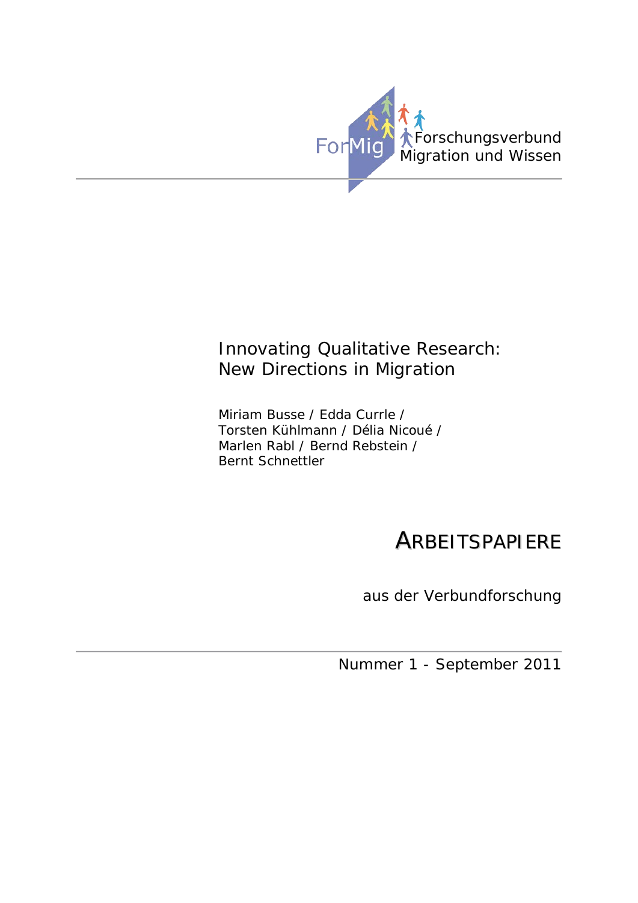ForMig Forschungsverbund Migration und Wissen

# Innovating Qualitative Research: New Directions in Migration

Miriam Busse / Edda Currle / Torsten Kühlmann / Délia Nicoué / Marlen Rabl / Bernd Rebstein / Bernt Schnettler

## ARBEITSPAPIERE

aus der Verbundforschung

Nummer 1 - September 2011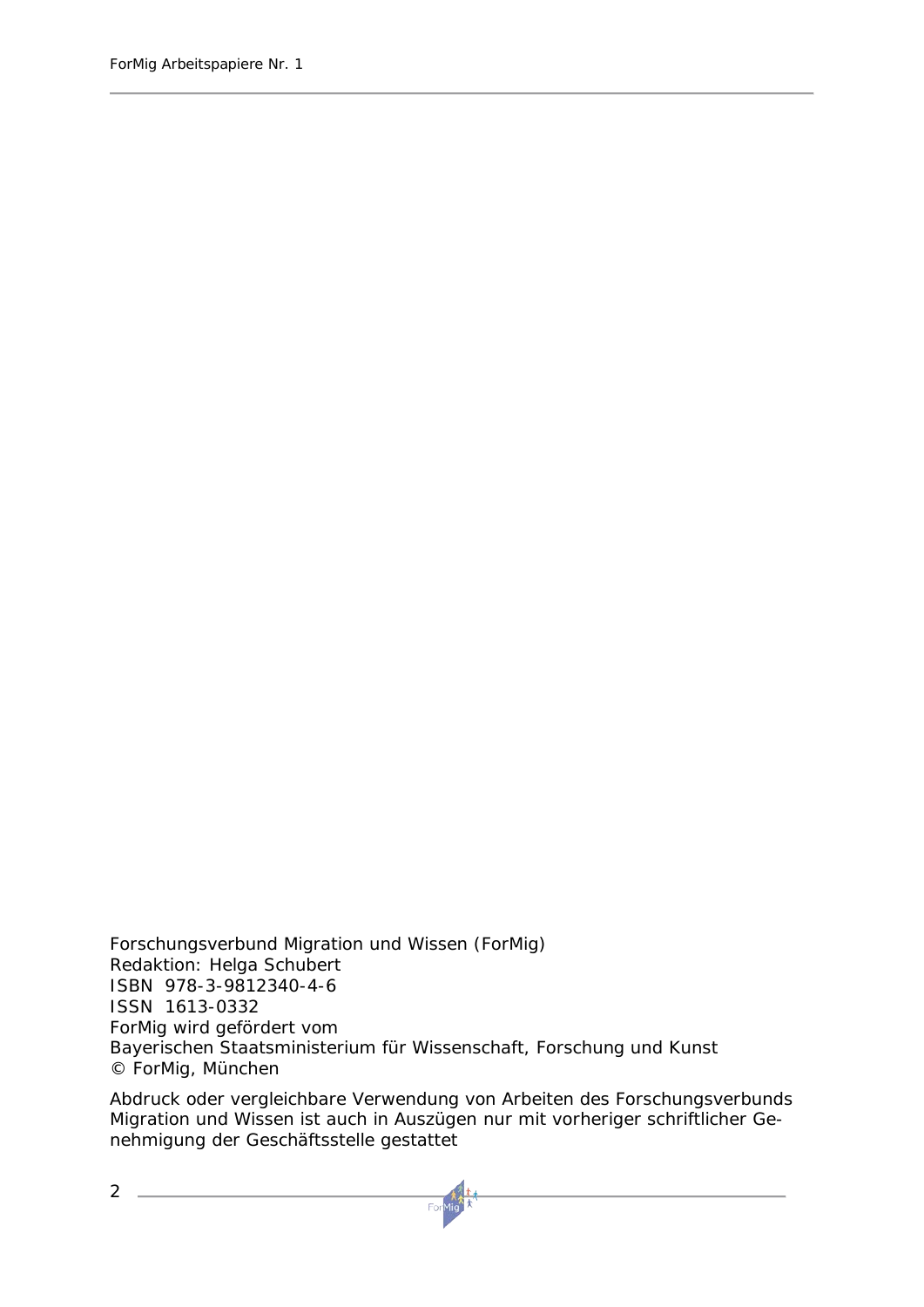Forschungsverbund Migration und Wissen (ForMig)
Redaktion: Helga Schubert
ISBN 978-3-9812340-4-6
ISSN 1613-0332
ForMig wird gefördert vom
Bayerischen Staatsministerium für Wissenschaft, Forschung und Kunst
© ForMig, München

Abdruck oder vergleichbare Verwendung von Arbeiten des Forschungsverbunds Migration und Wissen ist auch in Auszügen nur mit vorheriger schriftlicher Genehmigung der Geschäftsstelle gestattet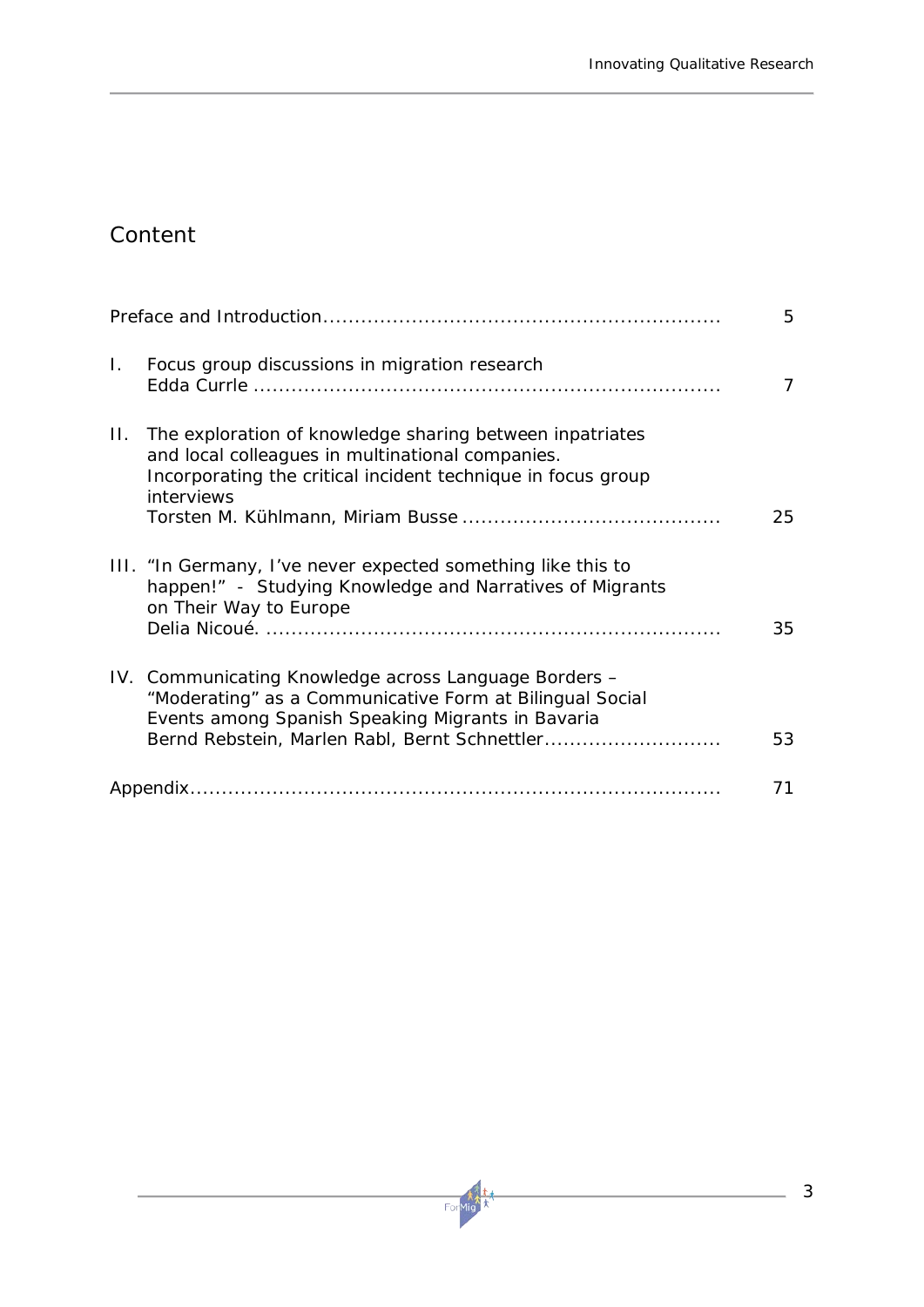# Content

| | |
|---|---|
| Preface and Introduction | 5 |
| I. Focus group discussions in migration research<br>Edda Currle | 7 |
| II. The exploration of knowledge sharing between inpatriates and local colleagues in multinational companies. Incorporating the critical incident technique in focus group interviews<br>Torsten M. Kühlmann, Miriam Busse | 25 |
| III. "In Germany, I've never expected something like this to happen!" - Studying Knowledge and Narratives of Migrants on Their Way to Europe<br>Delia Nicoué. | 35 |
| IV. Communicating Knowledge across Language Borders – "Moderating" as a Communicative Form at Bilingual Social Events among Spanish Speaking Migrants in Bavaria<br>Bernd Rebstein, Marlen Rabl, Bernt Schnettler | 53 |
| Appendix | 71 |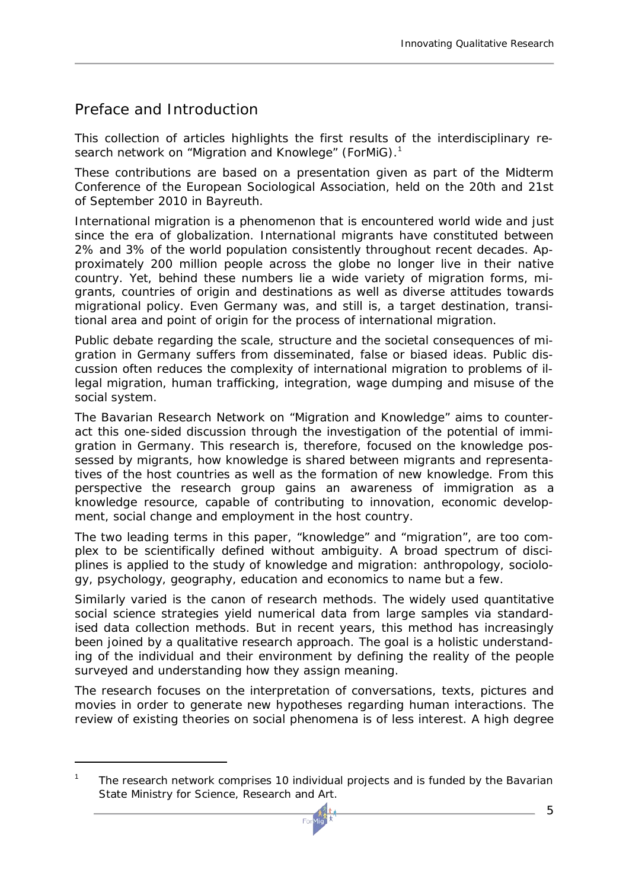## Preface and Introduction

This collection of articles highlights the first results of the interdisciplinary research network on "Migration and Knowlege" (ForMiG).[1]

These contributions are based on a presentation given as part of the Midterm Conference of the European Sociological Association, held on the 20th and 21st of September 2010 in Bayreuth.

International migration is a phenomenon that is encountered world wide and just since the era of globalization. International migrants have constituted between 2% and 3% of the world population consistently throughout recent decades. Approximately 200 million people across the globe no longer live in their native country. Yet, behind these numbers lie a wide variety of migration forms, migrants, countries of origin and destinations as well as diverse attitudes towards migrational policy. Even Germany was, and still is, a target destination, transitional area and point of origin for the process of international migration.

Public debate regarding the scale, structure and the societal consequences of migration in Germany suffers from disseminated, false or biased ideas. Public discussion often reduces the complexity of international migration to problems of illegal migration, human trafficking, integration, wage dumping and misuse of the social system.

The Bavarian Research Network on "Migration and Knowledge" aims to counteract this one-sided discussion through the investigation of the potential of immigration in Germany. This research is, therefore, focused on the knowledge possessed by migrants, how knowledge is shared between migrants and representatives of the host countries as well as the formation of new knowledge. From this perspective the research group gains an awareness of immigration as a knowledge resource, capable of contributing to innovation, economic development, social change and employment in the host country.

The two leading terms in this paper, "knowledge" and "migration", are too complex to be scientifically defined without ambiguity. A broad spectrum of disciplines is applied to the study of knowledge and migration: anthropology, sociology, psychology, geography, education and economics to name but a few.

Similarly varied is the canon of research methods. The widely used quantitative social science strategies yield numerical data from large samples via standardised data collection methods. But in recent years, this method has increasingly been joined by a qualitative research approach. The goal is a holistic understanding of the individual and their environment by defining the reality of the people surveyed and understanding how they assign meaning.

The research focuses on the interpretation of conversations, texts, pictures and movies in order to generate new hypotheses regarding human interactions. The review of existing theories on social phenomena is of less interest. A high degree

[1] The research network comprises 10 individual projects and is funded by the Bavarian State Ministry for Science, Research and Art.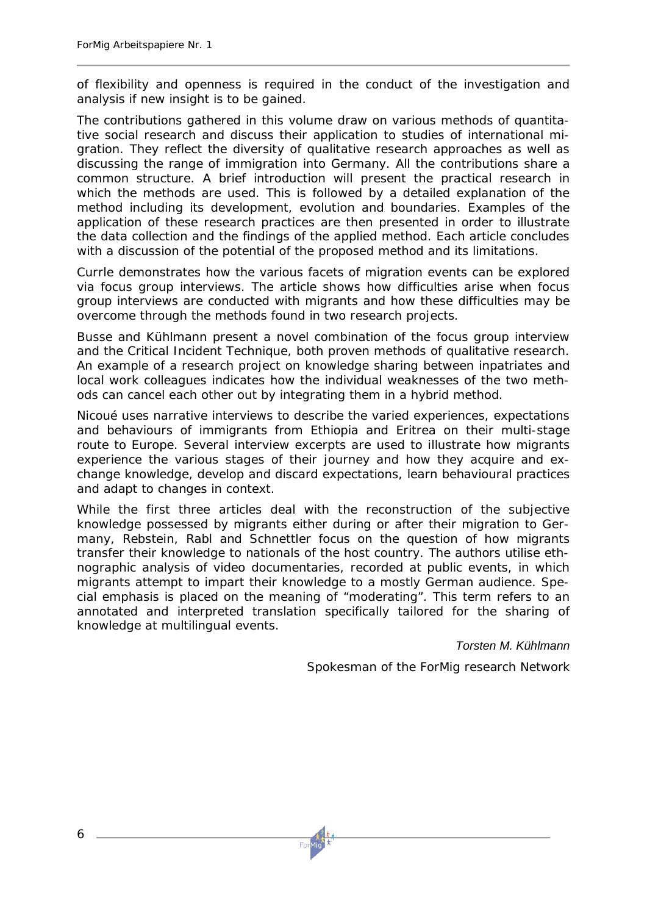of flexibility and openness is required in the conduct of the investigation and analysis if new insight is to be gained.

The contributions gathered in this volume draw on various methods of quantitative social research and discuss their application to studies of international migration. They reflect the diversity of qualitative research approaches as well as discussing the range of immigration into Germany. All the contributions share a common structure. A brief introduction will present the practical research in which the methods are used. This is followed by a detailed explanation of the method including its development, evolution and boundaries. Examples of the application of these research practices are then presented in order to illustrate the data collection and the findings of the applied method. Each article concludes with a discussion of the potential of the proposed method and its limitations.

Currle demonstrates how the various facets of migration events can be explored via focus group interviews. The article shows how difficulties arise when focus group interviews are conducted with migrants and how these difficulties may be overcome through the methods found in two research projects.

Busse and Kühlmann present a novel combination of the focus group interview and the Critical Incident Technique, both proven methods of qualitative research. An example of a research project on knowledge sharing between inpatriates and local work colleagues indicates how the individual weaknesses of the two methods can cancel each other out by integrating them in a hybrid method.

Nicoué uses narrative interviews to describe the varied experiences, expectations and behaviours of immigrants from Ethiopia and Eritrea on their multi-stage route to Europe. Several interview excerpts are used to illustrate how migrants experience the various stages of their journey and how they acquire and exchange knowledge, develop and discard expectations, learn behavioural practices and adapt to changes in context.

While the first three articles deal with the reconstruction of the subjective knowledge possessed by migrants either during or after their migration to Germany, Rebstein, Rabl and Schnettler focus on the question of how migrants transfer their knowledge to nationals of the host country. The authors utilise ethnographic analysis of video documentaries, recorded at public events, in which migrants attempt to impart their knowledge to a mostly German audience. Special emphasis is placed on the meaning of "moderating". This term refers to an annotated and interpreted translation specifically tailored for the sharing of knowledge at multilingual events.

*Torsten M. Kühlmann*

Spokesman of the ForMig research Network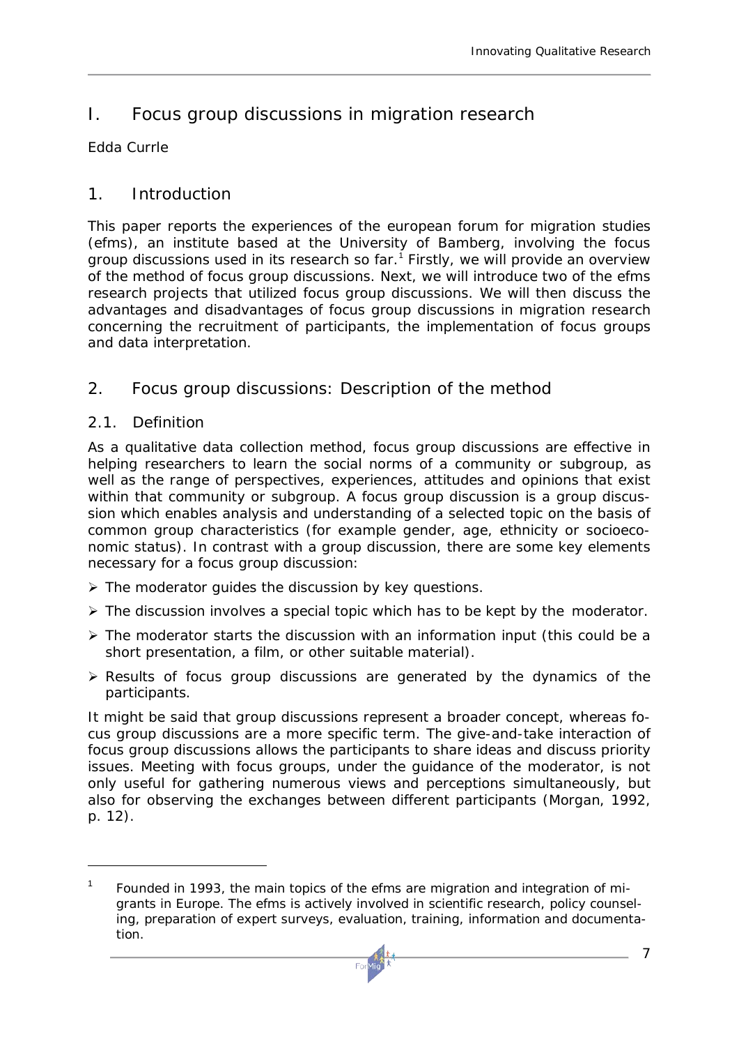# I. Focus group discussions in migration research

Edda Currle

## 1. Introduction

This paper reports the experiences of the european forum for migration studies (efms), an institute based at the University of Bamberg, involving the focus group discussions used in its research so far.[1] Firstly, we will provide an overview of the method of focus group discussions. Next, we will introduce two of the efms research projects that utilized focus group discussions. We will then discuss the advantages and disadvantages of focus group discussions in migration research concerning the recruitment of participants, the implementation of focus groups and data interpretation.

## 2. Focus group discussions: Description of the method

### 2.1. Definition

As a qualitative data collection method, focus group discussions are effective in helping researchers to learn the social norms of a community or subgroup, as well as the range of perspectives, experiences, attitudes and opinions that exist within that community or subgroup. A focus group discussion is a group discussion which enables analysis and understanding of a selected topic on the basis of common group characteristics (for example gender, age, ethnicity or socioeconomic status). In contrast with a group discussion, there are some key elements necessary for a focus group discussion:

- The moderator guides the discussion by key questions.
- The discussion involves a special topic which has to be kept by the moderator.
- The moderator starts the discussion with an information input (this could be a short presentation, a film, or other suitable material).
- Results of focus group discussions are generated by the dynamics of the participants.

It might be said that group discussions represent a broader concept, whereas focus group discussions are a more specific term. The give-and-take interaction of focus group discussions allows the participants to share ideas and discuss priority issues. Meeting with focus groups, under the guidance of the moderator, is not only useful for gathering numerous views and perceptions simultaneously, but also for observing the exchanges between different participants (Morgan, 1992, p. 12).

---

[1] Founded in 1993, the main topics of the efms are migration and integration of migrants in Europe. The efms is actively involved in scientific research, policy counseling, preparation of expert surveys, evaluation, training, information and documentation.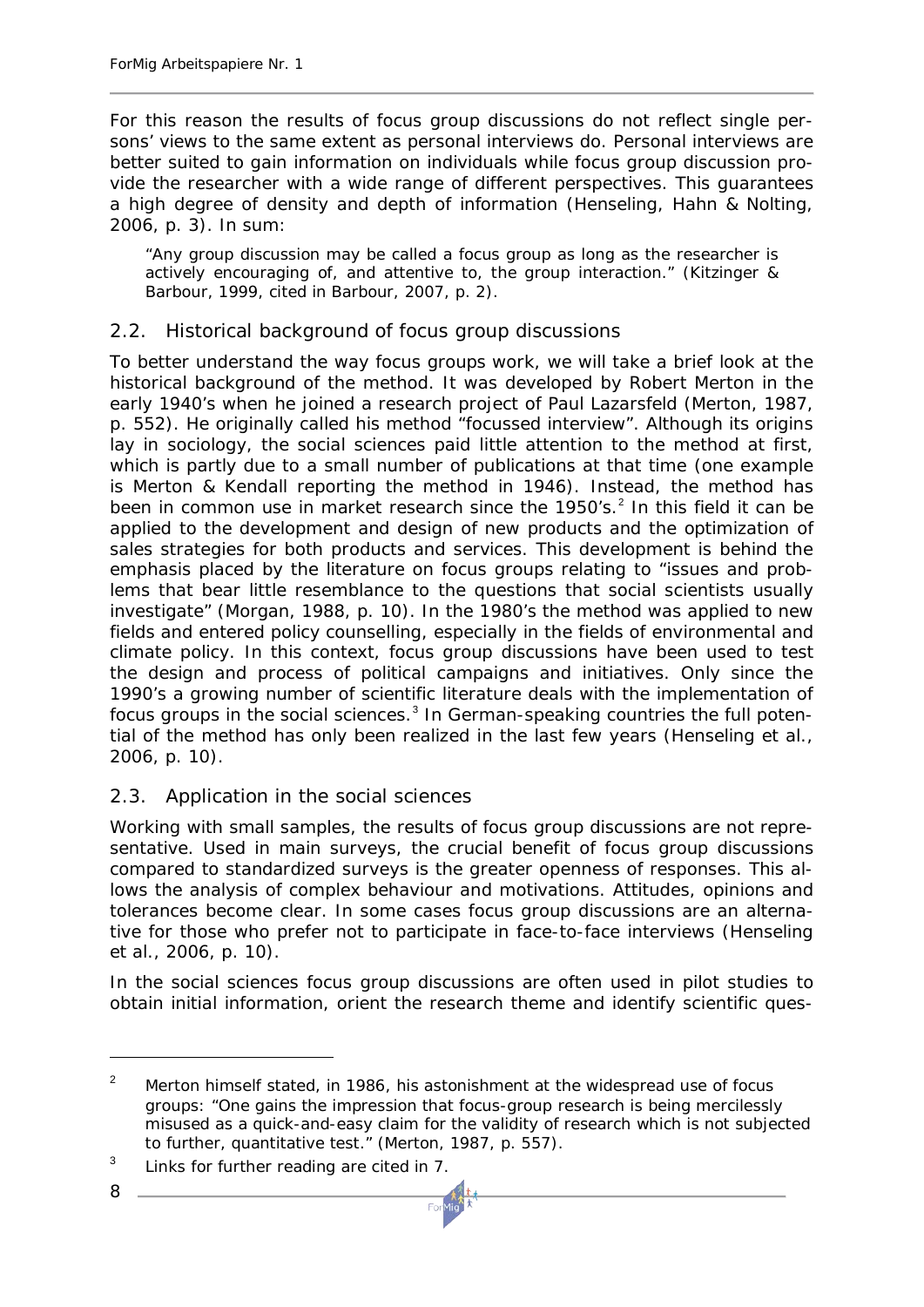For this reason the results of focus group discussions do not reflect single persons' views to the same extent as personal interviews do. Personal interviews are better suited to gain information on individuals while focus group discussion provide the researcher with a wide range of different perspectives. This guarantees a high degree of density and depth of information (Henseling, Hahn & Nolting, 2006, p. 3). In sum:

> "Any group discussion may be called a focus group as long as the researcher is actively encouraging of, and attentive to, the group interaction." (Kitzinger & Barbour, 1999, cited in Barbour, 2007, p. 2).

## 2.2. Historical background of focus group discussions

To better understand the way focus groups work, we will take a brief look at the historical background of the method. It was developed by Robert Merton in the early 1940's when he joined a research project of Paul Lazarsfeld (Merton, 1987, p. 552). He originally called his method "focussed interview". Although its origins lay in sociology, the social sciences paid little attention to the method at first, which is partly due to a small number of publications at that time (one example is Merton & Kendall reporting the method in 1946). Instead, the method has been in common use in market research since the 1950's.[2] In this field it can be applied to the development and design of new products and the optimization of sales strategies for both products and services. This development is behind the emphasis placed by the literature on focus groups relating to "issues and problems that bear little resemblance to the questions that social scientists usually investigate" (Morgan, 1988, p. 10). In the 1980's the method was applied to new fields and entered policy counselling, especially in the fields of environmental and climate policy. In this context, focus group discussions have been used to test the design and process of political campaigns and initiatives. Only since the 1990's a growing number of scientific literature deals with the implementation of focus groups in the social sciences.[3] In German-speaking countries the full potential of the method has only been realized in the last few years (Henseling et al., 2006, p. 10).

## 2.3. Application in the social sciences

Working with small samples, the results of focus group discussions are not representative. Used in main surveys, the crucial benefit of focus group discussions compared to standardized surveys is the greater openness of responses. This allows the analysis of complex behaviour and motivations. Attitudes, opinions and tolerances become clear. In some cases focus group discussions are an alternative for those who prefer not to participate in face-to-face interviews (Henseling et al., 2006, p. 10).

In the social sciences focus group discussions are often used in pilot studies to obtain initial information, orient the research theme and identify scientific ques-

---

[2] Merton himself stated, in 1986, his astonishment at the widespread use of focus groups: "One gains the impression that focus-group research is being mercilessly misused as a quick-and-easy claim for the validity of research which is not subjected to further, quantitative test." (Merton, 1987, p. 557).

[3] Links for further reading are cited in 7.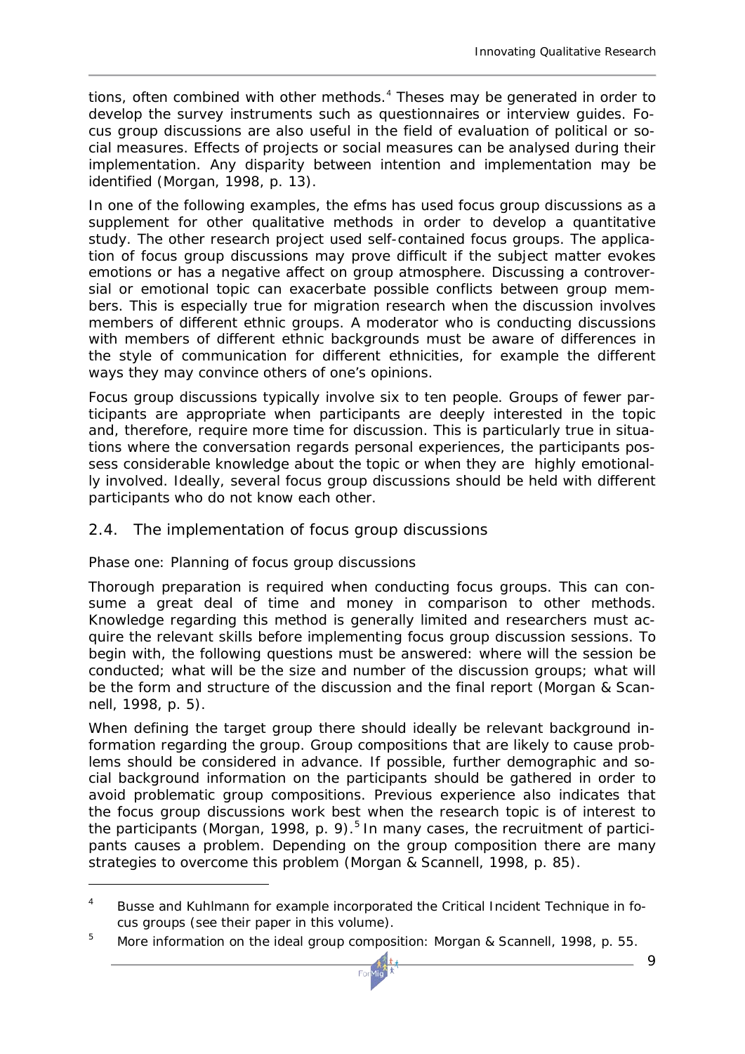tions, often combined with other methods.[4] Theses may be generated in order to develop the survey instruments such as questionnaires or interview guides. Focus group discussions are also useful in the field of evaluation of political or social measures. Effects of projects or social measures can be analysed during their implementation. Any disparity between intention and implementation may be identified (Morgan, 1998, p. 13).

In one of the following examples, the efms has used focus group discussions as a supplement for other qualitative methods in order to develop a quantitative study. The other research project used self-contained focus groups. The application of focus group discussions may prove difficult if the subject matter evokes emotions or has a negative affect on group atmosphere. Discussing a controversial or emotional topic can exacerbate possible conflicts between group members. This is especially true for migration research when the discussion involves members of different ethnic groups. A moderator who is conducting discussions with members of different ethnic backgrounds must be aware of differences in the style of communication for different ethnicities, for example the different ways they may convince others of one's opinions.

Focus group discussions typically involve six to ten people. Groups of fewer participants are appropriate when participants are deeply interested in the topic and, therefore, require more time for discussion. This is particularly true in situations where the conversation regards personal experiences, the participants possess considerable knowledge about the topic or when they are highly emotionally involved. Ideally, several focus group discussions should be held with different participants who do not know each other.

## 2.4. The implementation of focus group discussions

*Phase one: Planning of focus group discussions*

Thorough preparation is required when conducting focus groups. This can consume a great deal of time and money in comparison to other methods. Knowledge regarding this method is generally limited and researchers must acquire the relevant skills before implementing focus group discussion sessions. To begin with, the following questions must be answered: where will the session be conducted; what will be the size and number of the discussion groups; what will be the form and structure of the discussion and the final report (Morgan & Scannell, 1998, p. 5).

When defining the target group there should ideally be relevant background information regarding the group. Group compositions that are likely to cause problems should be considered in advance. If possible, further demographic and social background information on the participants should be gathered in order to avoid problematic group compositions. Previous experience also indicates that the focus group discussions work best when the research topic is of interest to the participants (Morgan, 1998, p. 9).[5] In many cases, the recruitment of participants causes a problem. Depending on the group composition there are many strategies to overcome this problem (Morgan & Scannell, 1998, p. 85).

---

[4] Busse and Kuhlmann for example incorporated the Critical Incident Technique in focus groups (see their paper in this volume).

[5] More information on the ideal group composition: Morgan & Scannell, 1998, p. 55.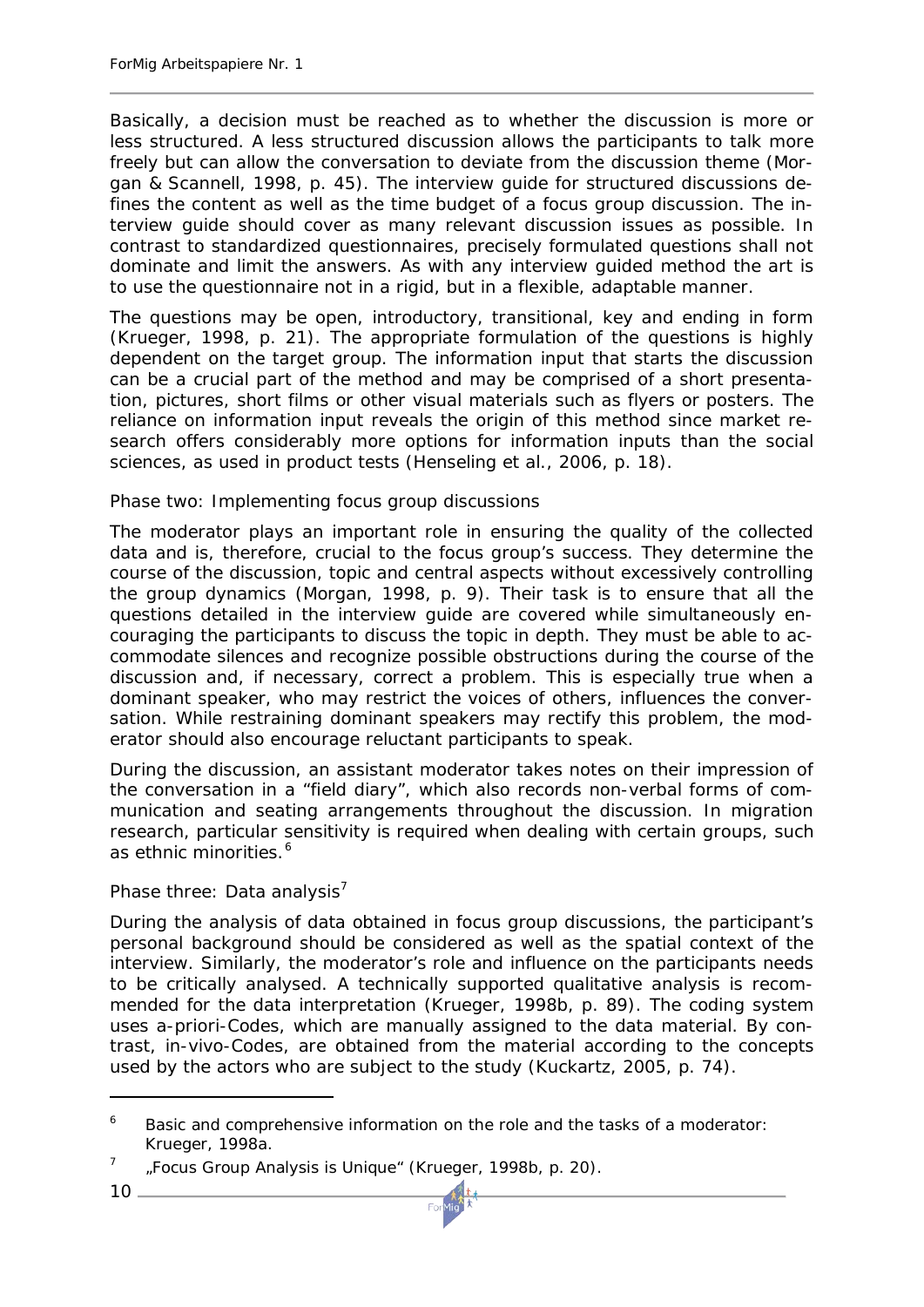Basically, a decision must be reached as to whether the discussion is more or less structured. A less structured discussion allows the participants to talk more freely but can allow the conversation to deviate from the discussion theme (Morgan & Scannell, 1998, p. 45). The interview guide for structured discussions defines the content as well as the time budget of a focus group discussion. The interview guide should cover as many relevant discussion issues as possible. In contrast to standardized questionnaires, precisely formulated questions shall not dominate and limit the answers. As with any interview guided method the art is to use the questionnaire not in a rigid, but in a flexible, adaptable manner.

The questions may be open, introductory, transitional, key and ending in form (Krueger, 1998, p. 21). The appropriate formulation of the questions is highly dependent on the target group. The information input that starts the discussion can be a crucial part of the method and may be comprised of a short presentation, pictures, short films or other visual materials such as flyers or posters. The reliance on information input reveals the origin of this method since market research offers considerably more options for information inputs than the social sciences, as used in product tests (Henseling et al., 2006, p. 18).

*Phase two: Implementing focus group discussions*

The moderator plays an important role in ensuring the quality of the collected data and is, therefore, crucial to the focus group's success. They determine the course of the discussion, topic and central aspects without excessively controlling the group dynamics (Morgan, 1998, p. 9). Their task is to ensure that all the questions detailed in the interview guide are covered while simultaneously encouraging the participants to discuss the topic in depth. They must be able to accommodate silences and recognize possible obstructions during the course of the discussion and, if necessary, correct a problem. This is especially true when a dominant speaker, who may restrict the voices of others, influences the conversation. While restraining dominant speakers may rectify this problem, the moderator should also encourage reluctant participants to speak.

During the discussion, an assistant moderator takes notes on their impression of the conversation in a "field diary", which also records non-verbal forms of communication and seating arrangements throughout the discussion. In migration research, particular sensitivity is required when dealing with certain groups, such as ethnic minorities.[6]

*Phase three: Data analysis*[7]

During the analysis of data obtained in focus group discussions, the participant's personal background should be considered as well as the spatial context of the interview. Similarly, the moderator's role and influence on the participants needs to be critically analysed. A technically supported qualitative analysis is recommended for the data interpretation (Krueger, 1998b, p. 89). The coding system uses a-priori-Codes, which are manually assigned to the data material. By contrast, in-vivo-Codes, are obtained from the material according to the concepts used by the actors who are subject to the study (Kuckartz, 2005, p. 74).

---

[6] Basic and comprehensive information on the role and the tasks of a moderator: Krueger, 1998a.

[7] „Focus Group Analysis is Unique" (Krueger, 1998b, p. 20).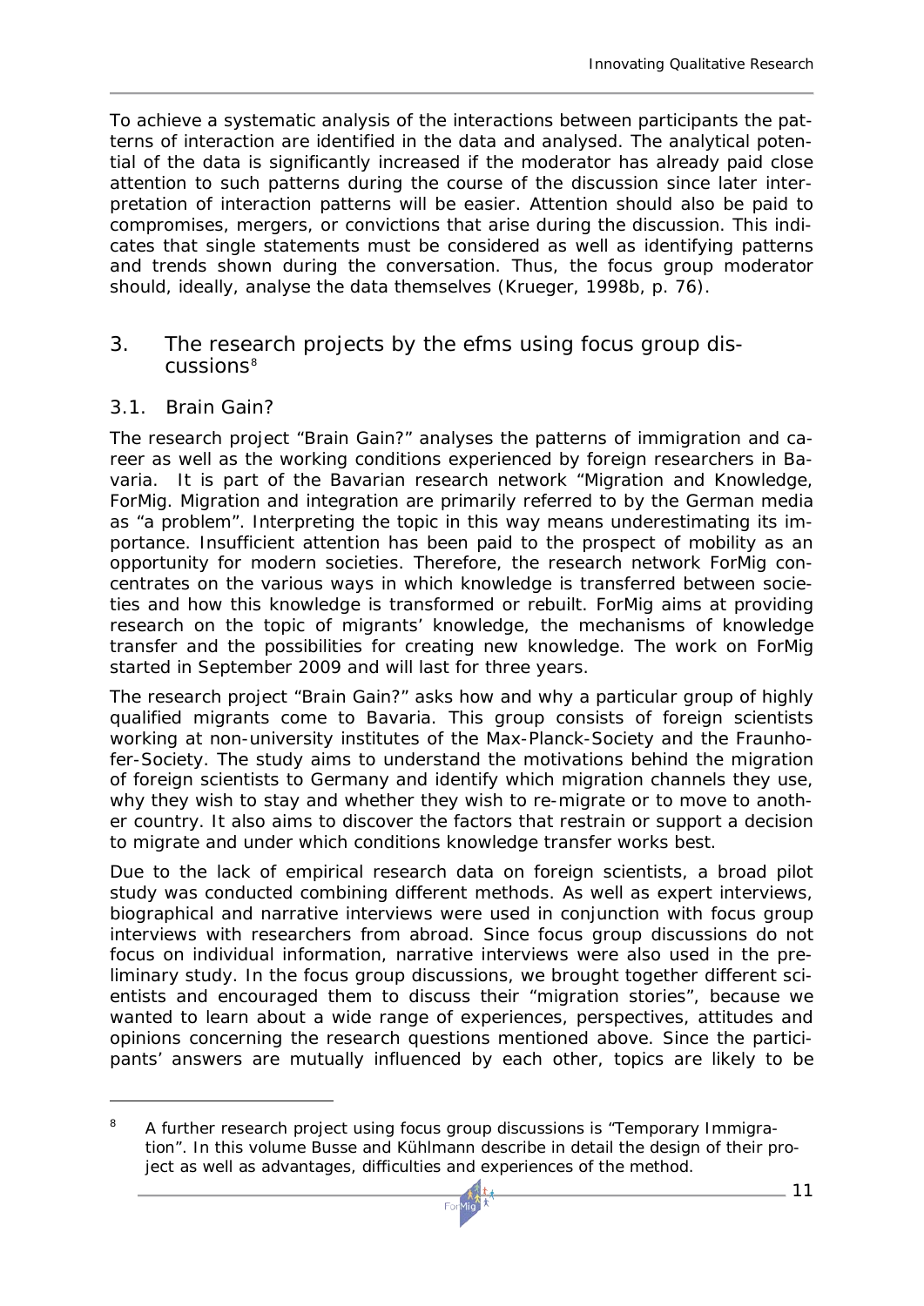To achieve a systematic analysis of the interactions between participants the patterns of interaction are identified in the data and analysed. The analytical potential of the data is significantly increased if the moderator has already paid close attention to such patterns during the course of the discussion since later interpretation of interaction patterns will be easier. Attention should also be paid to compromises, mergers, or convictions that arise during the discussion. This indicates that single statements must be considered as well as identifying patterns and trends shown during the conversation. Thus, the focus group moderator should, ideally, analyse the data themselves (Krueger, 1998b, p. 76).

## 3. The research projects by the efms using focus group discussions[8]

### 3.1. Brain Gain?

The research project "Brain Gain?" analyses the patterns of immigration and career as well as the working conditions experienced by foreign researchers in Bavaria. It is part of the Bavarian research network "Migration and Knowledge, ForMig. Migration and integration are primarily referred to by the German media as "a problem". Interpreting the topic in this way means underestimating its importance. Insufficient attention has been paid to the prospect of mobility as an opportunity for modern societies. Therefore, the research network ForMig concentrates on the various ways in which knowledge is transferred between societies and how this knowledge is transformed or rebuilt. ForMig aims at providing research on the topic of migrants' knowledge, the mechanisms of knowledge transfer and the possibilities for creating new knowledge. The work on ForMig started in September 2009 and will last for three years.

The research project "Brain Gain?" asks how and why a particular group of highly qualified migrants come to Bavaria. This group consists of foreign scientists working at non-university institutes of the Max-Planck-Society and the Fraunhofer-Society. The study aims to understand the motivations behind the migration of foreign scientists to Germany and identify which migration channels they use, why they wish to stay and whether they wish to re-migrate or to move to another country. It also aims to discover the factors that restrain or support a decision to migrate and under which conditions knowledge transfer works best.

Due to the lack of empirical research data on foreign scientists, a broad pilot study was conducted combining different methods. As well as expert interviews, biographical and narrative interviews were used in conjunction with focus group interviews with researchers from abroad. Since focus group discussions do not focus on individual information, narrative interviews were also used in the preliminary study. In the focus group discussions, we brought together different scientists and encouraged them to discuss their "migration stories", because we wanted to learn about a wide range of experiences, perspectives, attitudes and opinions concerning the research questions mentioned above. Since the participants' answers are mutually influenced by each other, topics are likely to be

---

[8] A further research project using focus group discussions is "Temporary Immigration". In this volume Busse and Kühlmann describe in detail the design of their project as well as advantages, difficulties and experiences of the method.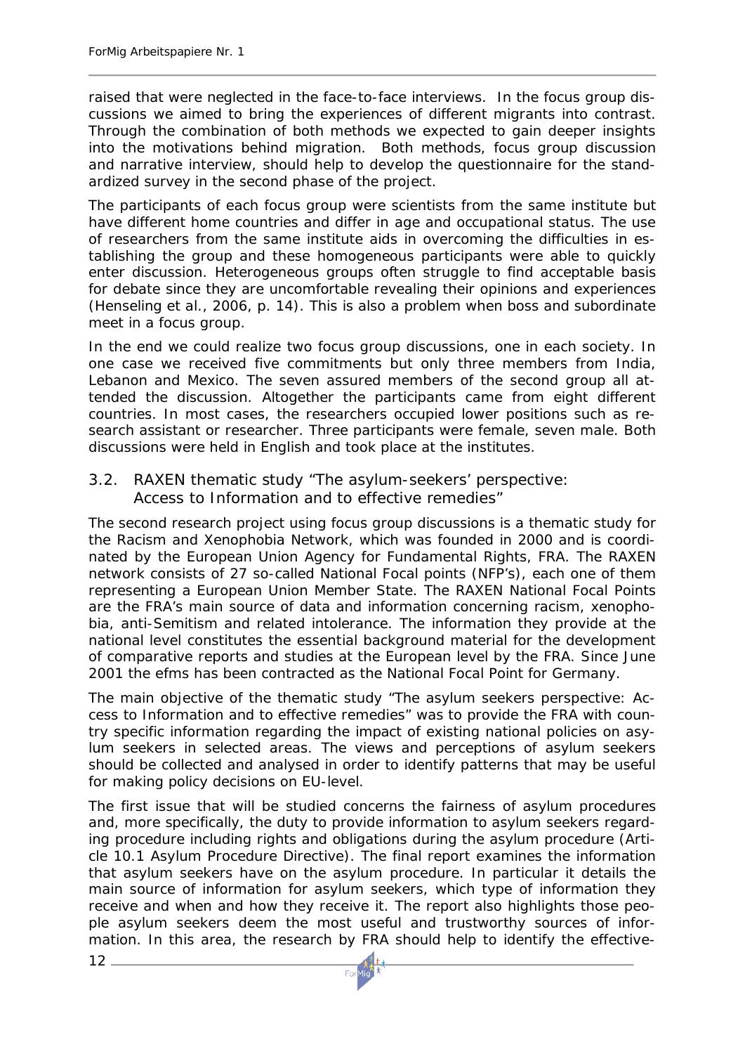raised that were neglected in the face-to-face interviews. In the focus group discussions we aimed to bring the experiences of different migrants into contrast. Through the combination of both methods we expected to gain deeper insights into the motivations behind migration. Both methods, focus group discussion and narrative interview, should help to develop the questionnaire for the standardized survey in the second phase of the project.

The participants of each focus group were scientists from the same institute but have different home countries and differ in age and occupational status. The use of researchers from the same institute aids in overcoming the difficulties in establishing the group and these homogeneous participants were able to quickly enter discussion. Heterogeneous groups often struggle to find acceptable basis for debate since they are uncomfortable revealing their opinions and experiences (Henseling et al., 2006, p. 14). This is also a problem when boss and subordinate meet in a focus group.

In the end we could realize two focus group discussions, one in each society. In one case we received five commitments but only three members from India, Lebanon and Mexico. The seven assured members of the second group all attended the discussion. Altogether the participants came from eight different countries. In most cases, the researchers occupied lower positions such as research assistant or researcher. Three participants were female, seven male. Both discussions were held in English and took place at the institutes.

## 3.2. RAXEN thematic study "The asylum-seekers' perspective: Access to Information and to effective remedies"

The second research project using focus group discussions is a thematic study for the Racism and Xenophobia Network, which was founded in 2000 and is coordinated by the European Union Agency for Fundamental Rights, FRA. The RAXEN network consists of 27 so-called National Focal points (NFP's), each one of them representing a European Union Member State. The RAXEN National Focal Points are the FRA's main source of data and information concerning racism, xenophobia, anti-Semitism and related intolerance. The information they provide at the national level constitutes the essential background material for the development of comparative reports and studies at the European level by the FRA. Since June 2001 the efms has been contracted as the National Focal Point for Germany.

The main objective of the thematic study "The asylum seekers perspective: Access to Information and to effective remedies" was to provide the FRA with country specific information regarding the impact of existing national policies on asylum seekers in selected areas. The views and perceptions of asylum seekers should be collected and analysed in order to identify patterns that may be useful for making policy decisions on EU-level.

The first issue that will be studied concerns the fairness of asylum procedures and, more specifically, the duty to provide information to asylum seekers regarding procedure including rights and obligations during the asylum procedure (Article 10.1 Asylum Procedure Directive). The final report examines the information that asylum seekers have on the asylum procedure. In particular it details the main source of information for asylum seekers, which type of information they receive and when and how they receive it. The report also highlights those people asylum seekers deem the most useful and trustworthy sources of information. In this area, the research by FRA should help to identify the effective-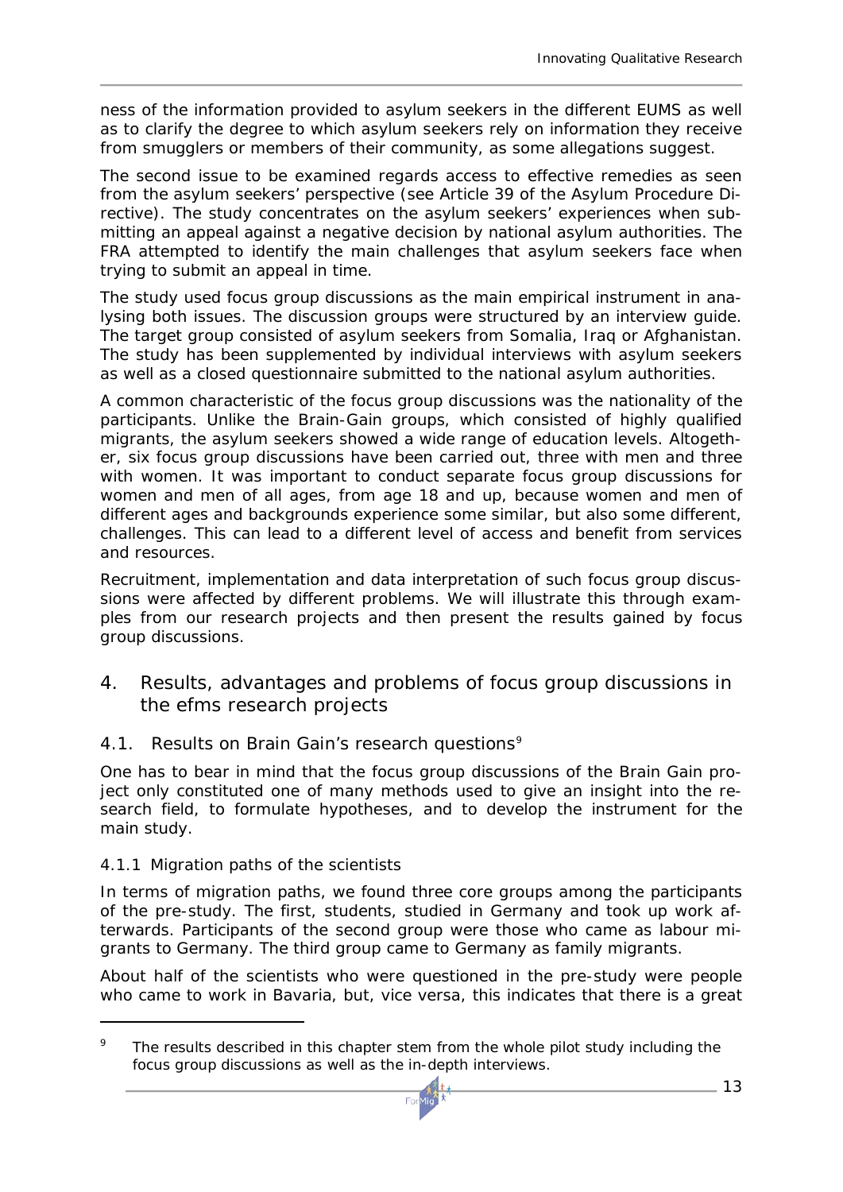ness of the information provided to asylum seekers in the different EUMS as well as to clarify the degree to which asylum seekers rely on information they receive from smugglers or members of their community, as some allegations suggest.

The second issue to be examined regards access to effective remedies as seen from the asylum seekers' perspective (see Article 39 of the Asylum Procedure Directive). The study concentrates on the asylum seekers' experiences when submitting an appeal against a negative decision by national asylum authorities. The FRA attempted to identify the main challenges that asylum seekers face when trying to submit an appeal in time.

The study used focus group discussions as the main empirical instrument in analysing both issues. The discussion groups were structured by an interview guide. The target group consisted of asylum seekers from Somalia, Iraq or Afghanistan. The study has been supplemented by individual interviews with asylum seekers as well as a closed questionnaire submitted to the national asylum authorities.

A common characteristic of the focus group discussions was the nationality of the participants. Unlike the Brain-Gain groups, which consisted of highly qualified migrants, the asylum seekers showed a wide range of education levels. Altogether, six focus group discussions have been carried out, three with men and three with women. It was important to conduct separate focus group discussions for women and men of all ages, from age 18 and up, because women and men of different ages and backgrounds experience some similar, but also some different, challenges. This can lead to a different level of access and benefit from services and resources.

Recruitment, implementation and data interpretation of such focus group discussions were affected by different problems. We will illustrate this through examples from our research projects and then present the results gained by focus group discussions.

## 4. Results, advantages and problems of focus group discussions in the efms research projects

### 4.1. Results on Brain Gain's research questions[9]

One has to bear in mind that the focus group discussions of the Brain Gain project only constituted one of many methods used to give an insight into the research field, to formulate hypotheses, and to develop the instrument for the main study.

#### 4.1.1 Migration paths of the scientists

In terms of migration paths, we found three core groups among the participants of the pre-study. The first, students, studied in Germany and took up work afterwards. Participants of the second group were those who came as labour migrants to Germany. The third group came to Germany as family migrants.

About half of the scientists who were questioned in the pre-study were people who came to work in Bavaria, but, vice versa, this indicates that there is a great

[9] The results described in this chapter stem from the whole pilot study including the focus group discussions as well as the in-depth interviews.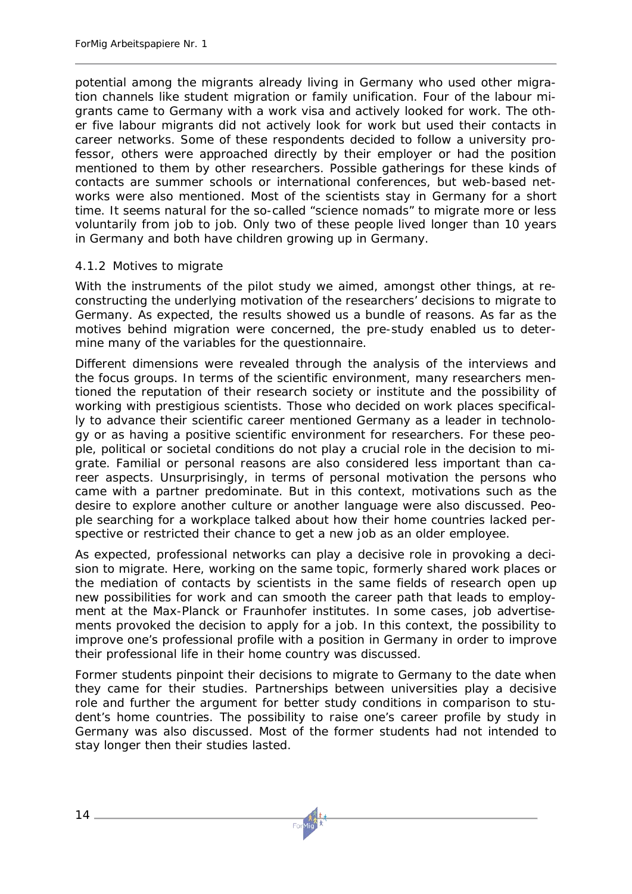potential among the migrants already living in Germany who used other migration channels like student migration or family unification. Four of the labour migrants came to Germany with a work visa and actively looked for work. The other five labour migrants did not actively look for work but used their contacts in career networks. Some of these respondents decided to follow a university professor, others were approached directly by their employer or had the position mentioned to them by other researchers. Possible gatherings for these kinds of contacts are summer schools or international conferences, but web-based networks were also mentioned. Most of the scientists stay in Germany for a short time. It seems natural for the so-called "science nomads" to migrate more or less voluntarily from job to job. Only two of these people lived longer than 10 years in Germany and both have children growing up in Germany.

### 4.1.2 Motives to migrate

With the instruments of the pilot study we aimed, amongst other things, at reconstructing the underlying motivation of the researchers' decisions to migrate to Germany. As expected, the results showed us a bundle of reasons. As far as the motives behind migration were concerned, the pre-study enabled us to determine many of the variables for the questionnaire.

Different dimensions were revealed through the analysis of the interviews and the focus groups. In terms of the scientific environment, many researchers mentioned the reputation of their research society or institute and the possibility of working with prestigious scientists. Those who decided on work places specifically to advance their scientific career mentioned Germany as a leader in technology or as having a positive scientific environment for researchers. For these people, political or societal conditions do not play a crucial role in the decision to migrate. Familial or personal reasons are also considered less important than career aspects. Unsurprisingly, in terms of personal motivation the persons who came with a partner predominate. But in this context, motivations such as the desire to explore another culture or another language were also discussed. People searching for a workplace talked about how their home countries lacked perspective or restricted their chance to get a new job as an older employee.

As expected, professional networks can play a decisive role in provoking a decision to migrate. Here, working on the same topic, formerly shared work places or the mediation of contacts by scientists in the same fields of research open up new possibilities for work and can smooth the career path that leads to employment at the Max-Planck or Fraunhofer institutes. In some cases, job advertisements provoked the decision to apply for a job. In this context, the possibility to improve one's professional profile with a position in Germany in order to improve their professional life in their home country was discussed.

Former students pinpoint their decisions to migrate to Germany to the date when they came for their studies. Partnerships between universities play a decisive role and further the argument for better study conditions in comparison to student's home countries. The possibility to raise one's career profile by study in Germany was also discussed. Most of the former students had not intended to stay longer then their studies lasted.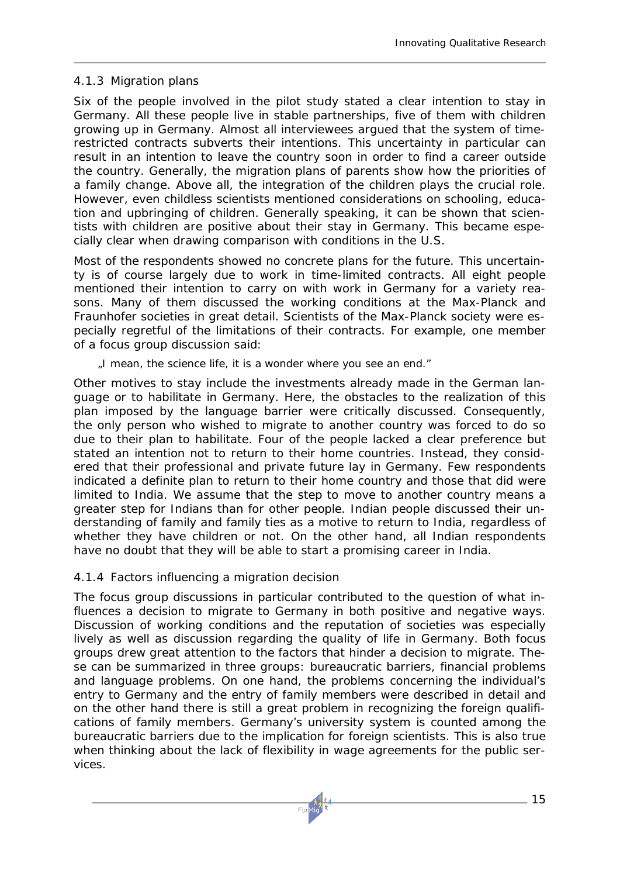### 4.1.3 Migration plans

Six of the people involved in the pilot study stated a clear intention to stay in Germany. All these people live in stable partnerships, five of them with children growing up in Germany. Almost all interviewees argued that the system of time-restricted contracts subverts their intentions. This uncertainty in particular can result in an intention to leave the country soon in order to find a career outside the country. Generally, the migration plans of parents show how the priorities of a family change. Above all, the integration of the children plays the crucial role. However, even childless scientists mentioned considerations on schooling, education and upbringing of children. Generally speaking, it can be shown that scientists with children are positive about their stay in Germany. This became especially clear when drawing comparison with conditions in the U.S.

Most of the respondents showed no concrete plans for the future. This uncertainty is of course largely due to work in time-limited contracts. All eight people mentioned their intention to carry on with work in Germany for a variety reasons. Many of them discussed the working conditions at the Max-Planck and Fraunhofer societies in great detail. Scientists of the Max-Planck society were especially regretful of the limitations of their contracts. For example, one member of a focus group discussion said:

> „I mean, the science life, it is a wonder where you see an end."

Other motives to stay include the investments already made in the German language or to habilitate in Germany. Here, the obstacles to the realization of this plan imposed by the language barrier were critically discussed. Consequently, the only person who wished to migrate to another country was forced to do so due to their plan to habilitate. Four of the people lacked a clear preference but stated an intention not to return to their home countries. Instead, they considered that their professional and private future lay in Germany. Few respondents indicated a definite plan to return to their home country and those that did were limited to India. We assume that the step to move to another country means a greater step for Indians than for other people. Indian people discussed their understanding of family and family ties as a motive to return to India, regardless of whether they have children or not. On the other hand, all Indian respondents have no doubt that they will be able to start a promising career in India.

### 4.1.4 Factors influencing a migration decision

The focus group discussions in particular contributed to the question of what influences a decision to migrate to Germany in both positive and negative ways. Discussion of working conditions and the reputation of societies was especially lively as well as discussion regarding the quality of life in Germany. Both focus groups drew great attention to the factors that hinder a decision to migrate. These can be summarized in three groups: bureaucratic barriers, financial problems and language problems. On one hand, the problems concerning the individual's entry to Germany and the entry of family members were described in detail and on the other hand there is still a great problem in recognizing the foreign qualifications of family members. Germany's university system is counted among the bureaucratic barriers due to the implication for foreign scientists. This is also true when thinking about the lack of flexibility in wage agreements for the public services.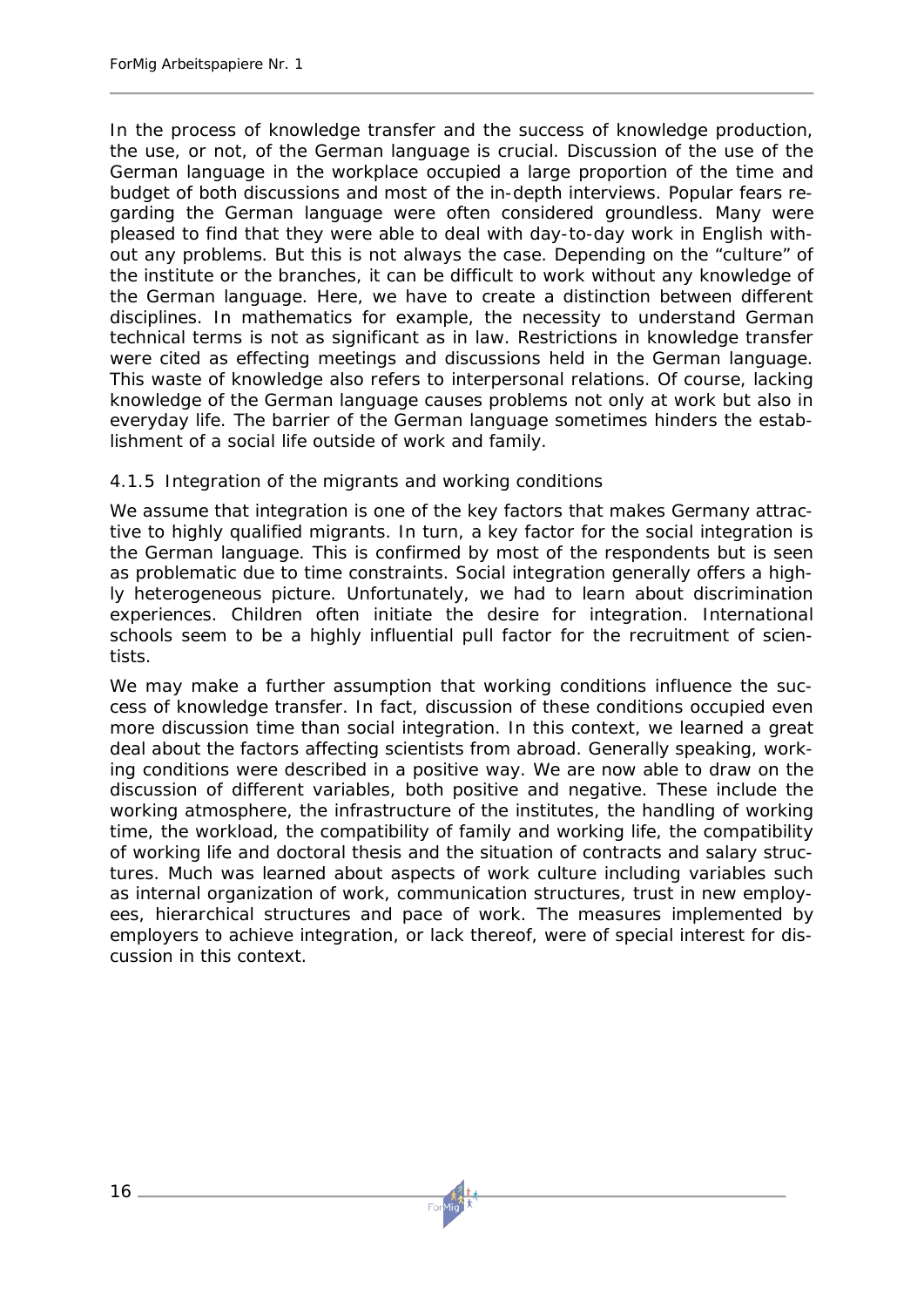In the process of knowledge transfer and the success of knowledge production, the use, or not, of the German language is crucial. Discussion of the use of the German language in the workplace occupied a large proportion of the time and budget of both discussions and most of the in-depth interviews. Popular fears regarding the German language were often considered groundless. Many were pleased to find that they were able to deal with day-to-day work in English without any problems. But this is not always the case. Depending on the "culture" of the institute or the branches, it can be difficult to work without any knowledge of the German language. Here, we have to create a distinction between different disciplines. In mathematics for example, the necessity to understand German technical terms is not as significant as in law. Restrictions in knowledge transfer were cited as effecting meetings and discussions held in the German language. This waste of knowledge also refers to interpersonal relations. Of course, lacking knowledge of the German language causes problems not only at work but also in everyday life. The barrier of the German language sometimes hinders the establishment of a social life outside of work and family.

#### 4.1.5 Integration of the migrants and working conditions

We assume that integration is one of the key factors that makes Germany attractive to highly qualified migrants. In turn, a key factor for the social integration is the German language. This is confirmed by most of the respondents but is seen as problematic due to time constraints. Social integration generally offers a highly heterogeneous picture. Unfortunately, we had to learn about discrimination experiences. Children often initiate the desire for integration. International schools seem to be a highly influential pull factor for the recruitment of scientists.

We may make a further assumption that working conditions influence the success of knowledge transfer. In fact, discussion of these conditions occupied even more discussion time than social integration. In this context, we learned a great deal about the factors affecting scientists from abroad. Generally speaking, working conditions were described in a positive way. We are now able to draw on the discussion of different variables, both positive and negative. These include the working atmosphere, the infrastructure of the institutes, the handling of working time, the workload, the compatibility of family and working life, the compatibility of working life and doctoral thesis and the situation of contracts and salary structures. Much was learned about aspects of work culture including variables such as internal organization of work, communication structures, trust in new employees, hierarchical structures and pace of work. The measures implemented by employers to achieve integration, or lack thereof, were of special interest for discussion in this context.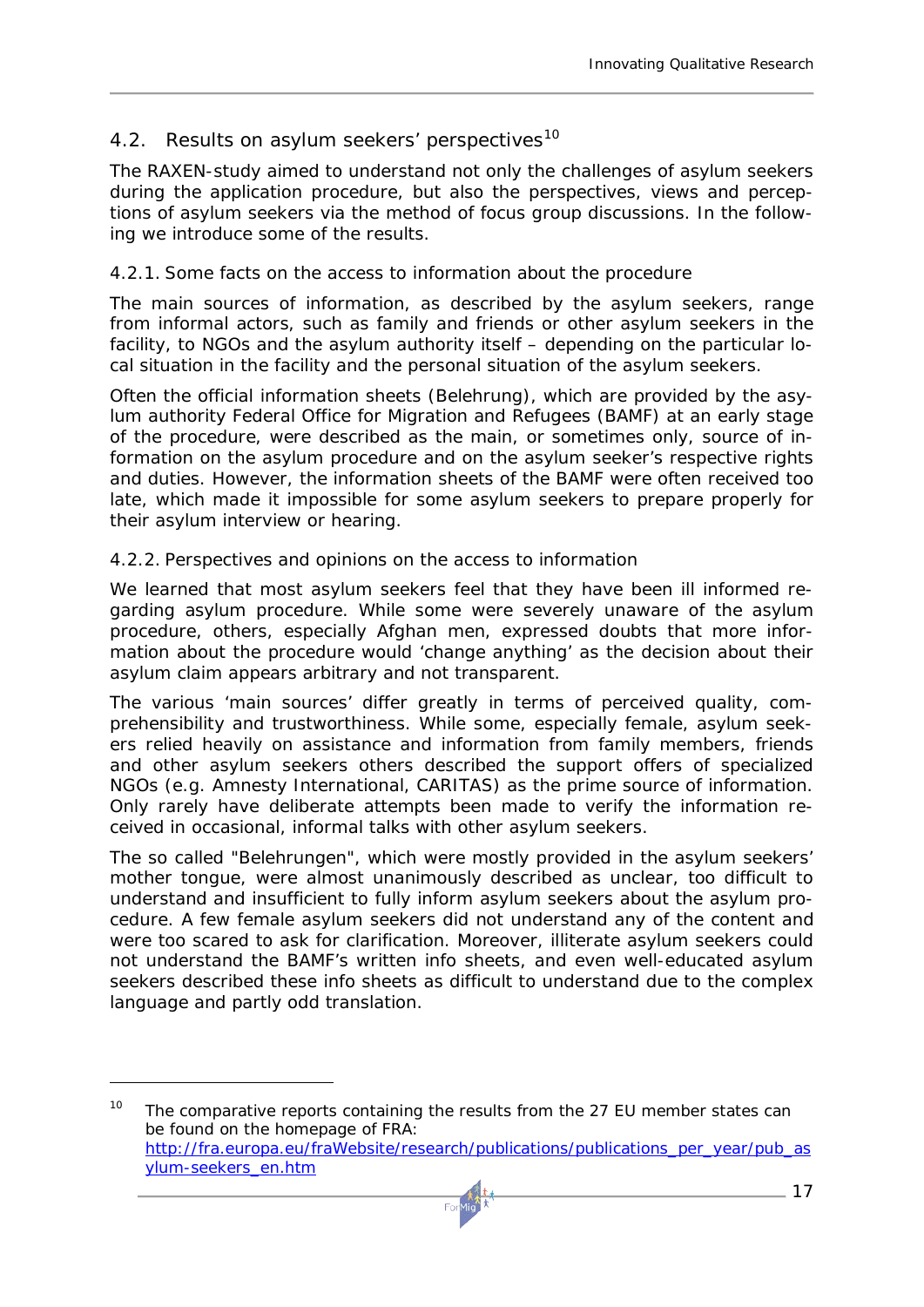## 4.2. Results on asylum seekers' perspectives[10]

The RAXEN-study aimed to understand not only the challenges of asylum seekers during the application procedure, but also the perspectives, views and perceptions of asylum seekers via the method of focus group discussions. In the following we introduce some of the results.

### 4.2.1. Some facts on the access to information about the procedure

The main sources of information, as described by the asylum seekers, range from informal actors, such as family and friends or other asylum seekers in the facility, to NGOs and the asylum authority itself – depending on the particular local situation in the facility and the personal situation of the asylum seekers.

Often the official information sheets (Belehrung), which are provided by the asylum authority Federal Office for Migration and Refugees (BAMF) at an early stage of the procedure, were described as the main, or sometimes only, source of information on the asylum procedure and on the asylum seeker's respective rights and duties. However, the information sheets of the BAMF were often received too late, which made it impossible for some asylum seekers to prepare properly for their asylum interview or hearing.

### 4.2.2. Perspectives and opinions on the access to information

We learned that most asylum seekers feel that they have been ill informed regarding asylum procedure. While some were severely unaware of the asylum procedure, others, especially Afghan men, expressed doubts that more information about the procedure would 'change anything' as the decision about their asylum claim appears arbitrary and not transparent.

The various 'main sources' differ greatly in terms of perceived quality, comprehensibility and trustworthiness. While some, especially female, asylum seekers relied heavily on assistance and information from family members, friends and other asylum seekers others described the support offers of specialized NGOs (e.g. Amnesty International, CARITAS) as the prime source of information. Only rarely have deliberate attempts been made to verify the information received in occasional, informal talks with other asylum seekers.

The so called "Belehrungen", which were mostly provided in the asylum seekers' mother tongue, were almost unanimously described as unclear, too difficult to understand and insufficient to fully inform asylum seekers about the asylum procedure. A few female asylum seekers did not understand any of the content and were too scared to ask for clarification. Moreover, illiterate asylum seekers could not understand the BAMF's written info sheets, and even well-educated asylum seekers described these info sheets as difficult to understand due to the complex language and partly odd translation.

---

[10] The comparative reports containing the results from the 27 EU member states can be found on the homepage of FRA: http://fra.europa.eu/fraWebsite/research/publications/publications_per_year/pub_asylum-seekers_en.htm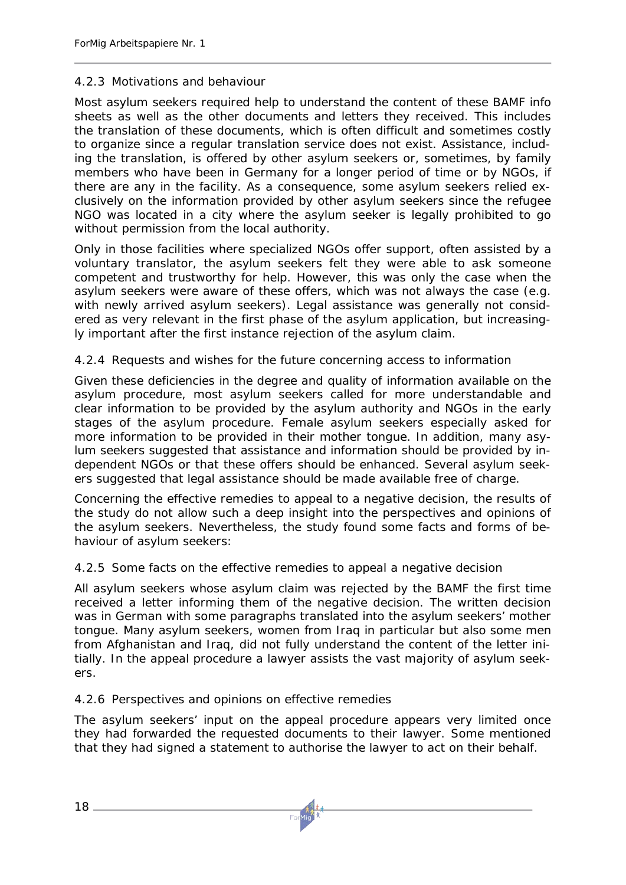#### 4.2.3 Motivations and behaviour

Most asylum seekers required help to understand the content of these BAMF info sheets as well as the other documents and letters they received. This includes the translation of these documents, which is often difficult and sometimes costly to organize since a regular translation service does not exist. Assistance, including the translation, is offered by other asylum seekers or, sometimes, by family members who have been in Germany for a longer period of time or by NGOs, if there are any in the facility. As a consequence, some asylum seekers relied exclusively on the information provided by other asylum seekers since the refugee NGO was located in a city where the asylum seeker is legally prohibited to go without permission from the local authority.

Only in those facilities where specialized NGOs offer support, often assisted by a voluntary translator, the asylum seekers felt they were able to ask someone competent and trustworthy for help. However, this was only the case when the asylum seekers were aware of these offers, which was not always the case (e.g. with newly arrived asylum seekers). Legal assistance was generally not considered as very relevant in the first phase of the asylum application, but increasingly important after the first instance rejection of the asylum claim.

#### 4.2.4 Requests and wishes for the future concerning access to information

Given these deficiencies in the degree and quality of information available on the asylum procedure, most asylum seekers called for more understandable and clear information to be provided by the asylum authority and NGOs in the early stages of the asylum procedure. Female asylum seekers especially asked for more information to be provided in their mother tongue. In addition, many asylum seekers suggested that assistance and information should be provided by independent NGOs or that these offers should be enhanced. Several asylum seekers suggested that legal assistance should be made available free of charge.

Concerning the effective remedies to appeal to a negative decision, the results of the study do not allow such a deep insight into the perspectives and opinions of the asylum seekers. Nevertheless, the study found some facts and forms of behaviour of asylum seekers:

#### 4.2.5 Some facts on the effective remedies to appeal a negative decision

All asylum seekers whose asylum claim was rejected by the BAMF the first time received a letter informing them of the negative decision. The written decision was in German with some paragraphs translated into the asylum seekers' mother tongue. Many asylum seekers, women from Iraq in particular but also some men from Afghanistan and Iraq, did not fully understand the content of the letter initially. In the appeal procedure a lawyer assists the vast majority of asylum seekers.

#### 4.2.6 Perspectives and opinions on effective remedies

The asylum seekers' input on the appeal procedure appears very limited once they had forwarded the requested documents to their lawyer. Some mentioned that they had signed a statement to authorise the lawyer to act on their behalf.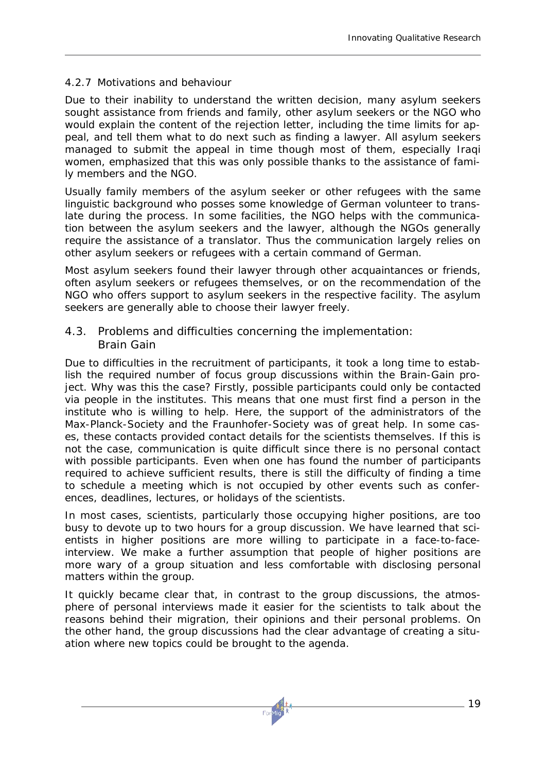#### 4.2.7 Motivations and behaviour

Due to their inability to understand the written decision, many asylum seekers sought assistance from friends and family, other asylum seekers or the NGO who would explain the content of the rejection letter, including the time limits for appeal, and tell them what to do next such as finding a lawyer. All asylum seekers managed to submit the appeal in time though most of them, especially Iraqi women, emphasized that this was only possible thanks to the assistance of family members and the NGO.

Usually family members of the asylum seeker or other refugees with the same linguistic background who posses some knowledge of German volunteer to translate during the process. In some facilities, the NGO helps with the communication between the asylum seekers and the lawyer, although the NGOs generally require the assistance of a translator. Thus the communication largely relies on other asylum seekers or refugees with a certain command of German.

Most asylum seekers found their lawyer through other acquaintances or friends, often asylum seekers or refugees themselves, or on the recommendation of the NGO who offers support to asylum seekers in the respective facility. The asylum seekers are generally able to choose their lawyer freely.

### 4.3. Problems and difficulties concerning the implementation: Brain Gain

Due to difficulties in the recruitment of participants, it took a long time to establish the required number of focus group discussions within the Brain-Gain project. Why was this the case? Firstly, possible participants could only be contacted via people in the institutes. This means that one must first find a person in the institute who is willing to help. Here, the support of the administrators of the Max-Planck-Society and the Fraunhofer-Society was of great help. In some cases, these contacts provided contact details for the scientists themselves. If this is not the case, communication is quite difficult since there is no personal contact with possible participants. Even when one has found the number of participants required to achieve sufficient results, there is still the difficulty of finding a time to schedule a meeting which is not occupied by other events such as conferences, deadlines, lectures, or holidays of the scientists.

In most cases, scientists, particularly those occupying higher positions, are too busy to devote up to two hours for a group discussion. We have learned that scientists in higher positions are more willing to participate in a face-to-face-interview. We make a further assumption that people of higher positions are more wary of a group situation and less comfortable with disclosing personal matters within the group.

It quickly became clear that, in contrast to the group discussions, the atmosphere of personal interviews made it easier for the scientists to talk about the reasons behind their migration, their opinions and their personal problems. On the other hand, the group discussions had the clear advantage of creating a situation where new topics could be brought to the agenda.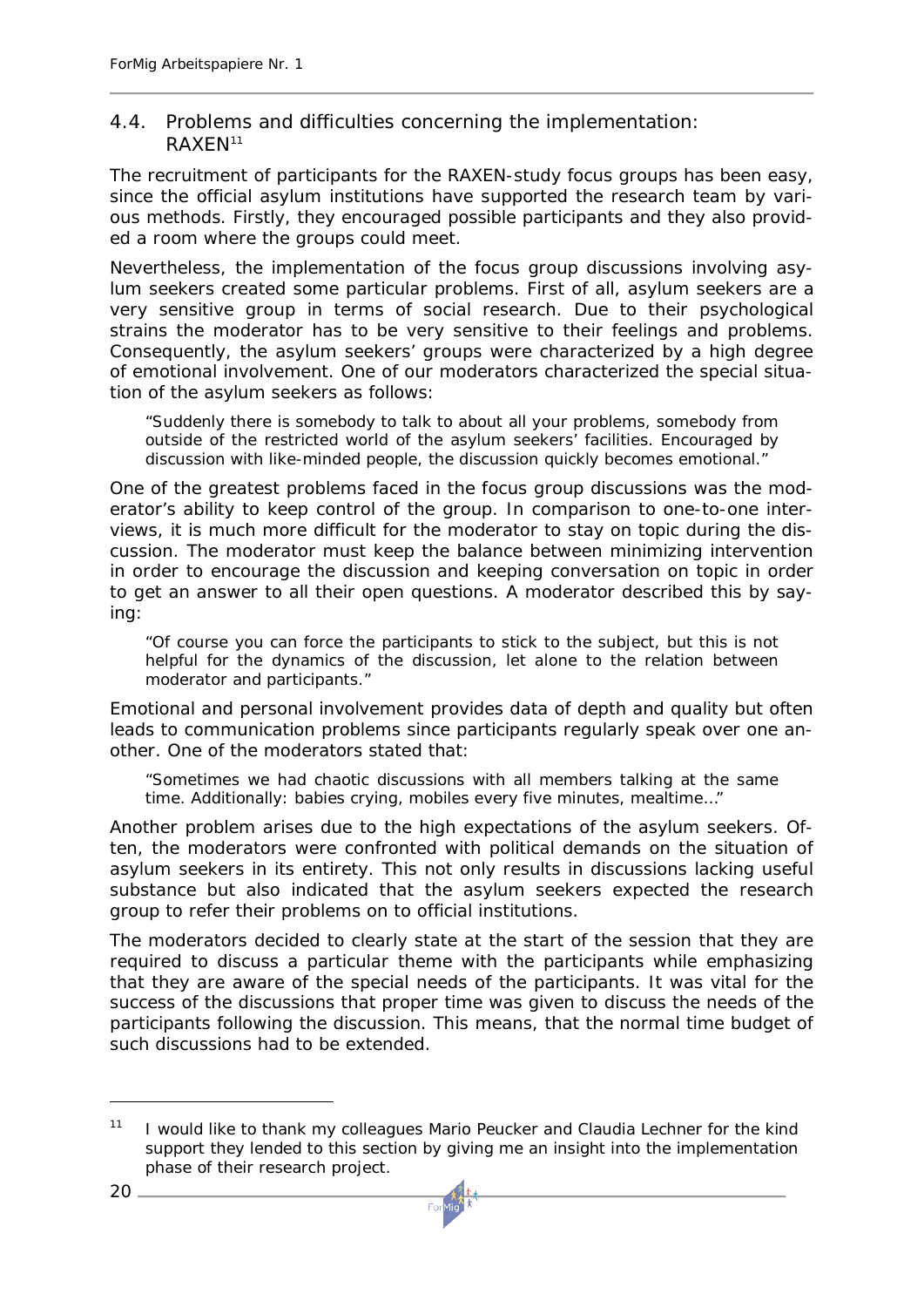## 4.4. Problems and difficulties concerning the implementation: RAXEN[11]

The recruitment of participants for the RAXEN-study focus groups has been easy, since the official asylum institutions have supported the research team by various methods. Firstly, they encouraged possible participants and they also provided a room where the groups could meet.

Nevertheless, the implementation of the focus group discussions involving asylum seekers created some particular problems. First of all, asylum seekers are a very sensitive group in terms of social research. Due to their psychological strains the moderator has to be very sensitive to their feelings and problems. Consequently, the asylum seekers' groups were characterized by a high degree of emotional involvement. One of our moderators characterized the special situation of the asylum seekers as follows:

> "Suddenly there is somebody to talk to about all your problems, somebody from outside of the restricted world of the asylum seekers' facilities. Encouraged by discussion with like-minded people, the discussion quickly becomes emotional."

One of the greatest problems faced in the focus group discussions was the moderator's ability to keep control of the group. In comparison to one-to-one interviews, it is much more difficult for the moderator to stay on topic during the discussion. The moderator must keep the balance between minimizing intervention in order to encourage the discussion and keeping conversation on topic in order to get an answer to all their open questions. A moderator described this by saying:

> "Of course you can force the participants to stick to the subject, but this is not helpful for the dynamics of the discussion, let alone to the relation between moderator and participants."

Emotional and personal involvement provides data of depth and quality but often leads to communication problems since participants regularly speak over one another. One of the moderators stated that:

> "Sometimes we had chaotic discussions with all members talking at the same time. Additionally: babies crying, mobiles every five minutes, mealtime..."

Another problem arises due to the high expectations of the asylum seekers. Often, the moderators were confronted with political demands on the situation of asylum seekers in its entirety. This not only results in discussions lacking useful substance but also indicated that the asylum seekers expected the research group to refer their problems on to official institutions.

The moderators decided to clearly state at the start of the session that they are required to discuss a particular theme with the participants while emphasizing that they are aware of the special needs of the participants. It was vital for the success of the discussions that proper time was given to discuss the needs of the participants following the discussion. This means, that the normal time budget of such discussions had to be extended.

[11] I would like to thank my colleagues Mario Peucker and Claudia Lechner for the kind support they lended to this section by giving me an insight into the implementation phase of their research project.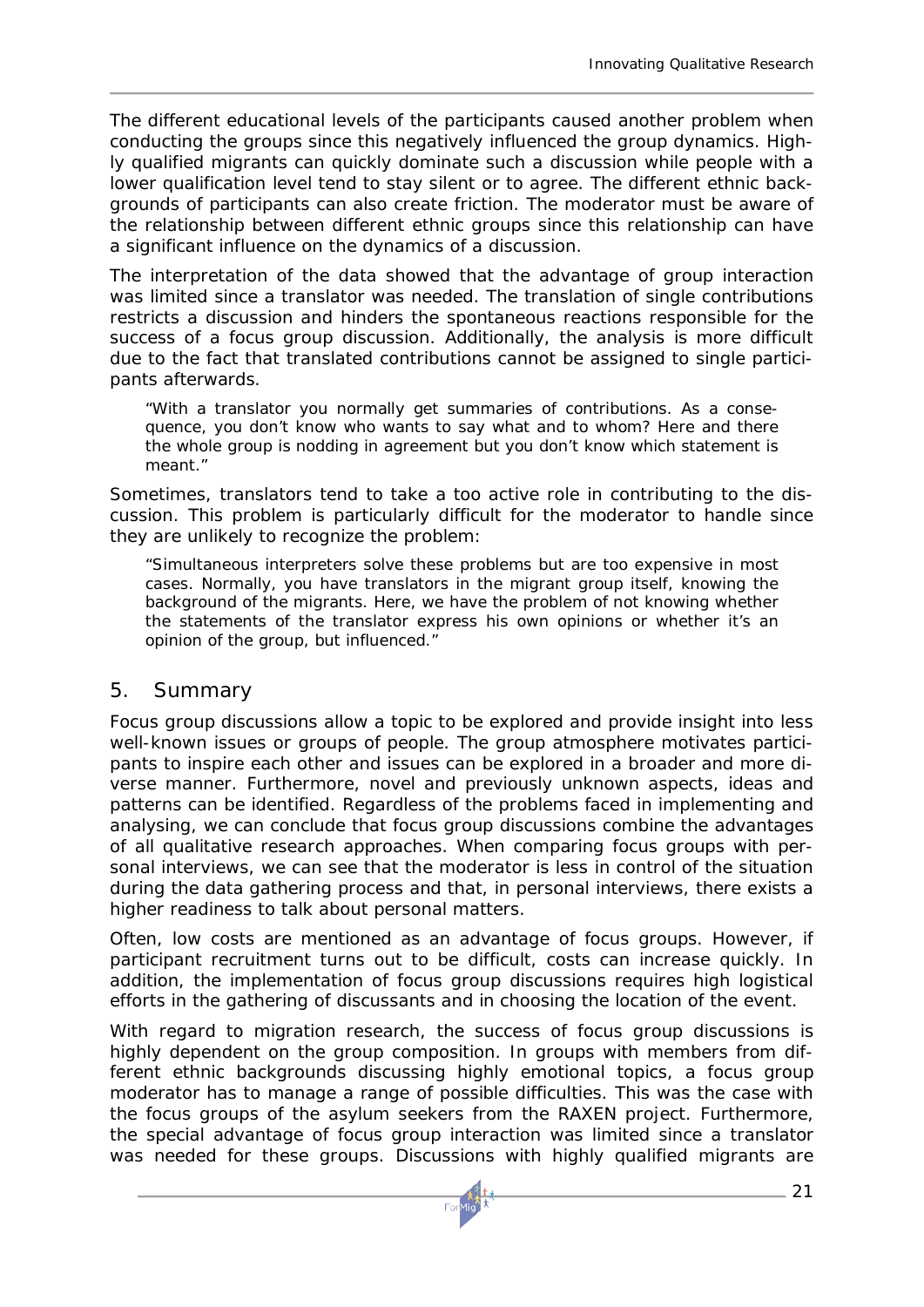The different educational levels of the participants caused another problem when conducting the groups since this negatively influenced the group dynamics. Highly qualified migrants can quickly dominate such a discussion while people with a lower qualification level tend to stay silent or to agree. The different ethnic backgrounds of participants can also create friction. The moderator must be aware of the relationship between different ethnic groups since this relationship can have a significant influence on the dynamics of a discussion.

The interpretation of the data showed that the advantage of group interaction was limited since a translator was needed. The translation of single contributions restricts a discussion and hinders the spontaneous reactions responsible for the success of a focus group discussion. Additionally, the analysis is more difficult due to the fact that translated contributions cannot be assigned to single participants afterwards.

> "With a translator you normally get summaries of contributions. As a consequence, you don't know who wants to say what and to whom? Here and there the whole group is nodding in agreement but you don't know which statement is meant."

Sometimes, translators tend to take a too active role in contributing to the discussion. This problem is particularly difficult for the moderator to handle since they are unlikely to recognize the problem:

> "Simultaneous interpreters solve these problems but are too expensive in most cases. Normally, you have translators in the migrant group itself, knowing the background of the migrants. Here, we have the problem of not knowing whether the statements of the translator express his own opinions or whether it's an opinion of the group, but influenced."

## 5. Summary

Focus group discussions allow a topic to be explored and provide insight into less well-known issues or groups of people. The group atmosphere motivates participants to inspire each other and issues can be explored in a broader and more diverse manner. Furthermore, novel and previously unknown aspects, ideas and patterns can be identified. Regardless of the problems faced in implementing and analysing, we can conclude that focus group discussions combine the advantages of all qualitative research approaches. When comparing focus groups with personal interviews, we can see that the moderator is less in control of the situation during the data gathering process and that, in personal interviews, there exists a higher readiness to talk about personal matters.

Often, low costs are mentioned as an advantage of focus groups. However, if participant recruitment turns out to be difficult, costs can increase quickly. In addition, the implementation of focus group discussions requires high logistical efforts in the gathering of discussants and in choosing the location of the event.

With regard to migration research, the success of focus group discussions is highly dependent on the group composition. In groups with members from different ethnic backgrounds discussing highly emotional topics, a focus group moderator has to manage a range of possible difficulties. This was the case with the focus groups of the asylum seekers from the RAXEN project. Furthermore, the special advantage of focus group interaction was limited since a translator was needed for these groups. Discussions with highly qualified migrants are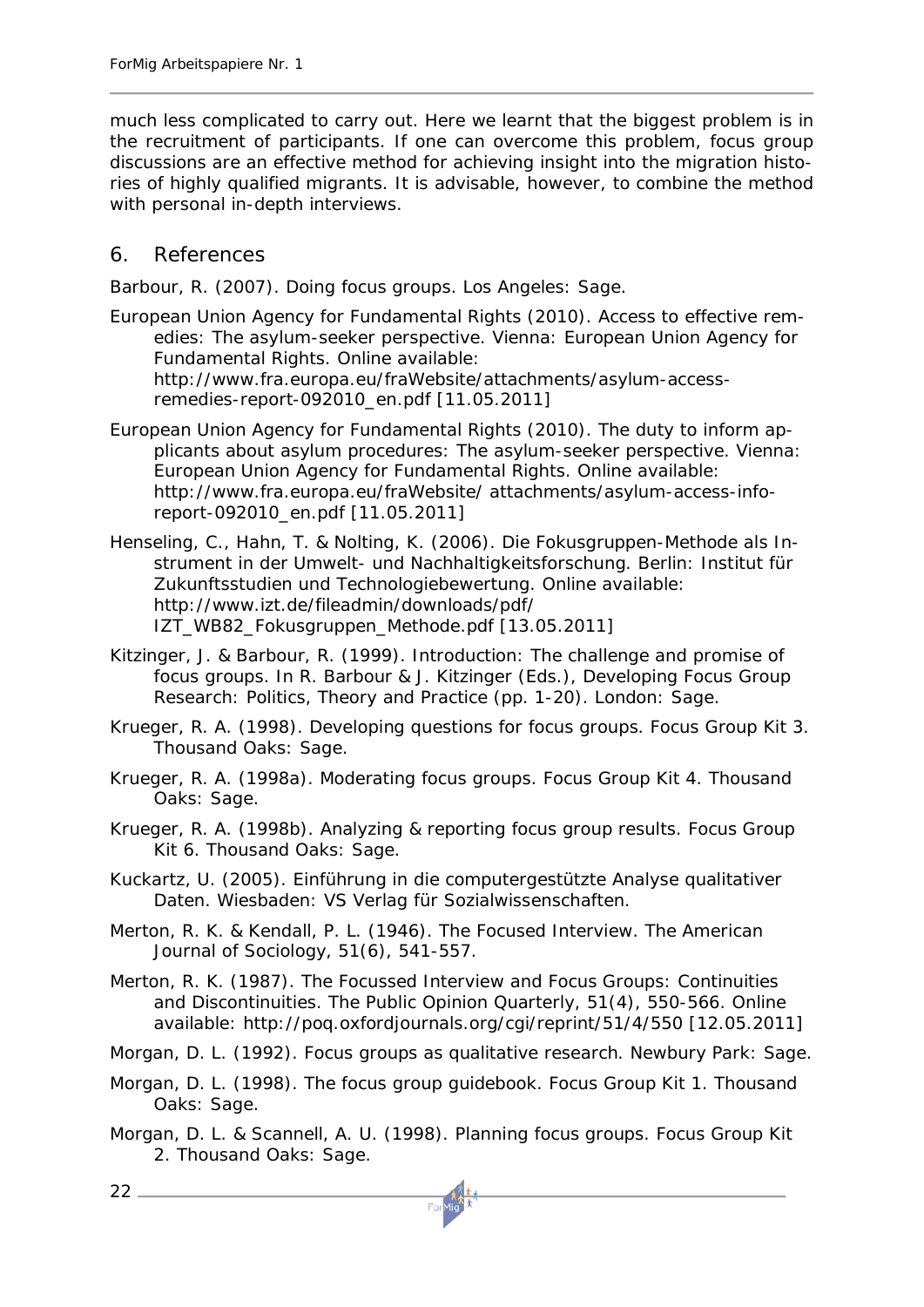much less complicated to carry out. Here we learnt that the biggest problem is in the recruitment of participants. If one can overcome this problem, focus group discussions are an effective method for achieving insight into the migration histories of highly qualified migrants. It is advisable, however, to combine the method with personal in-depth interviews.

## 6. References

Barbour, R. (2007). Doing focus groups. Los Angeles: Sage.

European Union Agency for Fundamental Rights (2010). Access to effective remedies: The asylum-seeker perspective. Vienna: European Union Agency for Fundamental Rights. Online available: http://www.fra.europa.eu/fraWebsite/attachments/asylum-access-remedies-report-092010_en.pdf [11.05.2011]

European Union Agency for Fundamental Rights (2010). The duty to inform applicants about asylum procedures: The asylum-seeker perspective. Vienna: European Union Agency for Fundamental Rights. Online available: http://www.fra.europa.eu/fraWebsite/ attachments/asylum-access-info-report-092010_en.pdf [11.05.2011]

Henseling, C., Hahn, T. & Nolting, K. (2006). Die Fokusgruppen-Methode als Instrument in der Umwelt- und Nachhaltigkeitsforschung. Berlin: Institut für Zukunftsstudien und Technologiebewertung. Online available: http://www.izt.de/fileadmin/downloads/pdf/ IZT_WB82_Fokusgruppen_Methode.pdf [13.05.2011]

Kitzinger, J. & Barbour, R. (1999). Introduction: The challenge and promise of focus groups. In R. Barbour & J. Kitzinger (Eds.), Developing Focus Group Research: Politics, Theory and Practice (pp. 1-20). London: Sage.

Krueger, R. A. (1998). Developing questions for focus groups. Focus Group Kit 3. Thousand Oaks: Sage.

Krueger, R. A. (1998a). Moderating focus groups. Focus Group Kit 4. Thousand Oaks: Sage.

Krueger, R. A. (1998b). Analyzing & reporting focus group results. Focus Group Kit 6. Thousand Oaks: Sage.

Kuckartz, U. (2005). Einführung in die computergestützte Analyse qualitativer Daten. Wiesbaden: VS Verlag für Sozialwissenschaften.

Merton, R. K. & Kendall, P. L. (1946). The Focused Interview. The American Journal of Sociology, 51(6), 541-557.

Merton, R. K. (1987). The Focussed Interview and Focus Groups: Continuities and Discontinuities. The Public Opinion Quarterly, 51(4), 550-566. Online available: http://poq.oxfordjournals.org/cgi/reprint/51/4/550 [12.05.2011]

Morgan, D. L. (1992). Focus groups as qualitative research. Newbury Park: Sage.

Morgan, D. L. (1998). The focus group guidebook. Focus Group Kit 1. Thousand Oaks: Sage.

Morgan, D. L. & Scannell, A. U. (1998). Planning focus groups. Focus Group Kit 2. Thousand Oaks: Sage.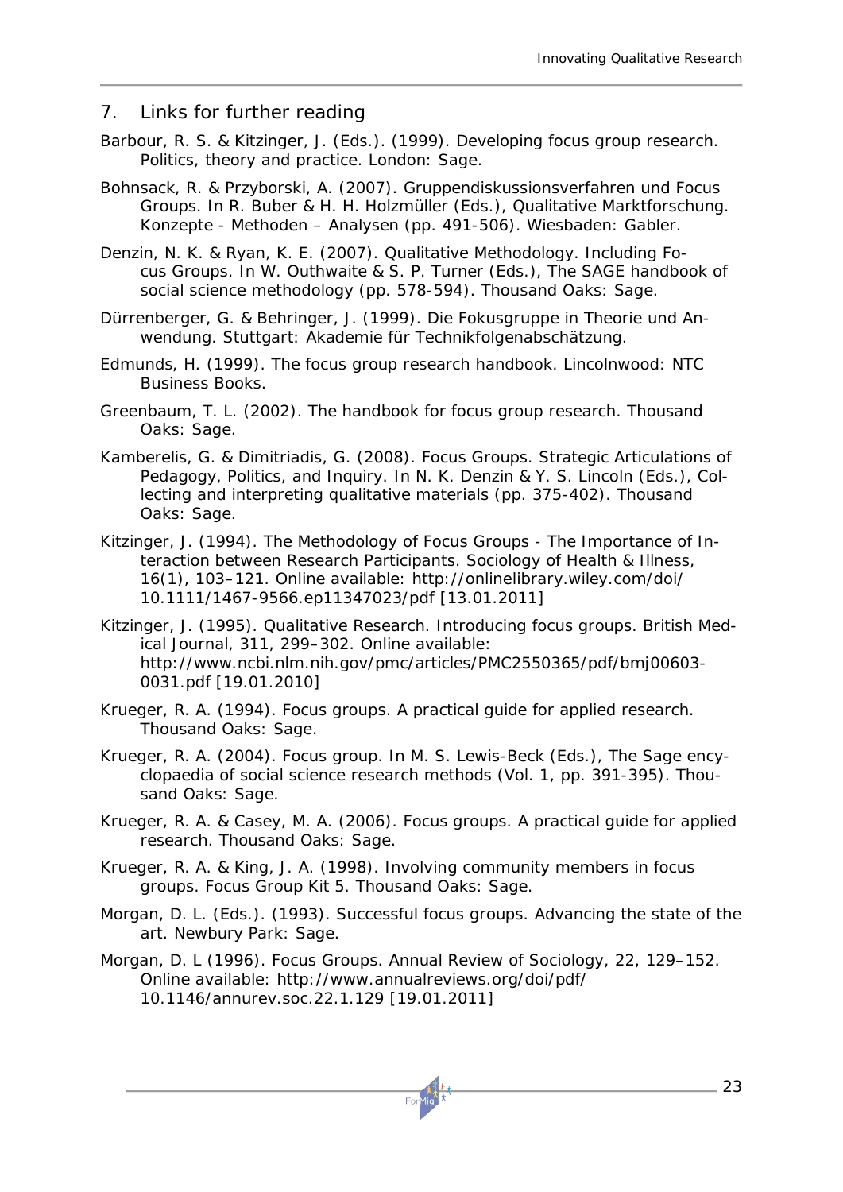## 7. Links for further reading

Barbour, R. S. & Kitzinger, J. (Eds.). (1999). Developing focus group research. Politics, theory and practice. London: Sage.

Bohnsack, R. & Przyborski, A. (2007). Gruppendiskussionsverfahren und Focus Groups. In R. Buber & H. H. Holzmüller (Eds.), Qualitative Marktforschung. Konzepte - Methoden – Analysen (pp. 491-506). Wiesbaden: Gabler.

Denzin, N. K. & Ryan, K. E. (2007). Qualitative Methodology. Including Focus Groups. In W. Outhwaite & S. P. Turner (Eds.), The SAGE handbook of social science methodology (pp. 578-594). Thousand Oaks: Sage.

Dürrenberger, G. & Behringer, J. (1999). Die Fokusgruppe in Theorie und Anwendung. Stuttgart: Akademie für Technikfolgenabschätzung.

Edmunds, H. (1999). The focus group research handbook. Lincolnwood: NTC Business Books.

Greenbaum, T. L. (2002). The handbook for focus group research. Thousand Oaks: Sage.

Kamberelis, G. & Dimitriadis, G. (2008). Focus Groups. Strategic Articulations of Pedagogy, Politics, and Inquiry. In N. K. Denzin & Y. S. Lincoln (Eds.), Collecting and interpreting qualitative materials (pp. 375-402). Thousand Oaks: Sage.

Kitzinger, J. (1994). The Methodology of Focus Groups - The Importance of Interaction between Research Participants. Sociology of Health & Illness, 16(1), 103–121. Online available: http://onlinelibrary.wiley.com/doi/10.1111/1467-9566.ep11347023/pdf [13.01.2011]

Kitzinger, J. (1995). Qualitative Research. Introducing focus groups. British Medical Journal, 311, 299–302. Online available: http://www.ncbi.nlm.nih.gov/pmc/articles/PMC2550365/pdf/bmj00603-0031.pdf [19.01.2010]

Krueger, R. A. (1994). Focus groups. A practical guide for applied research. Thousand Oaks: Sage.

Krueger, R. A. (2004). Focus group. In M. S. Lewis-Beck (Eds.), The Sage encyclopaedia of social science research methods (Vol. 1, pp. 391-395). Thousand Oaks: Sage.

Krueger, R. A. & Casey, M. A. (2006). Focus groups. A practical guide for applied research. Thousand Oaks: Sage.

Krueger, R. A. & King, J. A. (1998). Involving community members in focus groups. Focus Group Kit 5. Thousand Oaks: Sage.

Morgan, D. L. (Eds.). (1993). Successful focus groups. Advancing the state of the art. Newbury Park: Sage.

Morgan, D. L (1996). Focus Groups. Annual Review of Sociology, 22, 129–152. Online available: http://www.annualreviews.org/doi/pdf/10.1146/annurev.soc.22.1.129 [19.01.2011]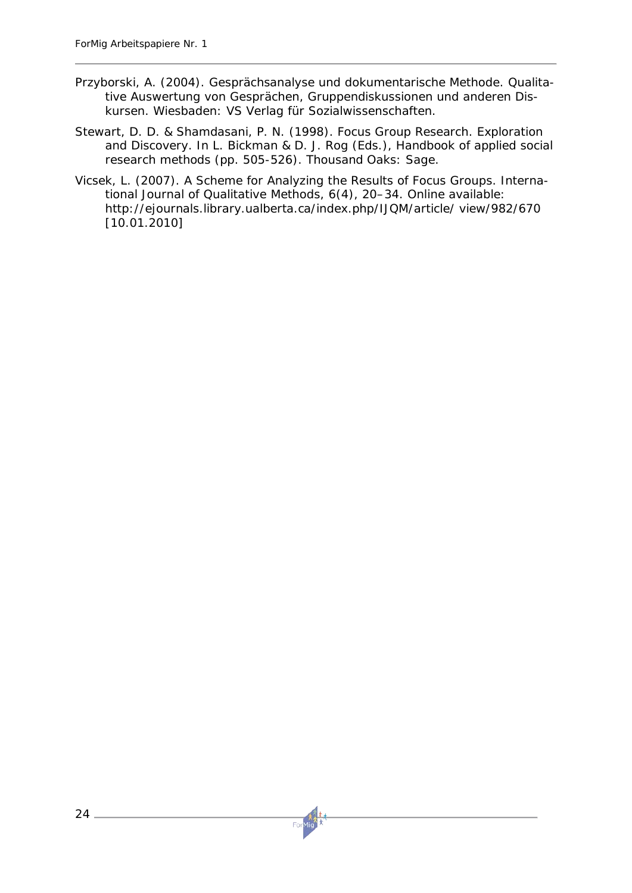Przyborski, A. (2004). Gesprächsanalyse und dokumentarische Methode. Qualitative Auswertung von Gesprächen, Gruppendiskussionen und anderen Diskursen. Wiesbaden: VS Verlag für Sozialwissenschaften.

Stewart, D. D. & Shamdasani, P. N. (1998). Focus Group Research. Exploration and Discovery. In L. Bickman & D. J. Rog (Eds.), Handbook of applied social research methods (pp. 505-526). Thousand Oaks: Sage.

Vicsek, L. (2007). A Scheme for Analyzing the Results of Focus Groups. International Journal of Qualitative Methods, 6(4), 20–34. Online available: http://ejournals.library.ualberta.ca/index.php/IJQM/article/ view/982/670 [10.01.2010]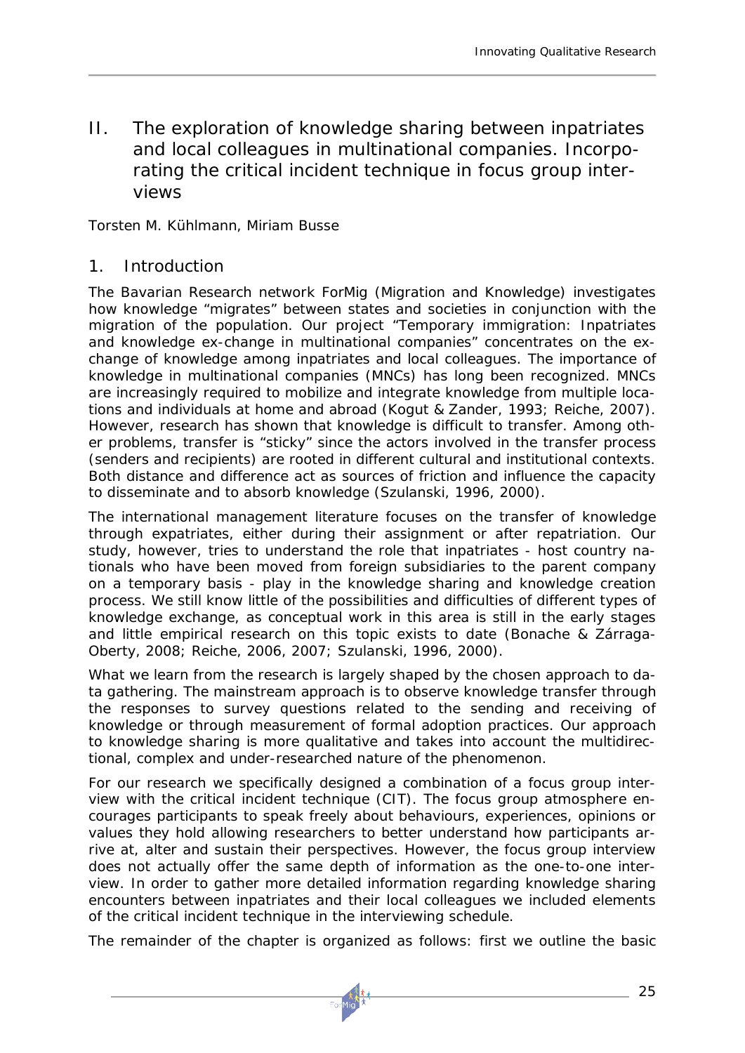## II. The exploration of knowledge sharing between inpatriates and local colleagues in multinational companies. Incorporating the critical incident technique in focus group interviews

Torsten M. Kühlmann, Miriam Busse

### 1. Introduction

The Bavarian Research network ForMig (Migration and Knowledge) investigates how knowledge "migrates" between states and societies in conjunction with the migration of the population. Our project "Temporary immigration: Inpatriates and knowledge ex-change in multinational companies" concentrates on the exchange of knowledge among inpatriates and local colleagues. The importance of knowledge in multinational companies (MNCs) has long been recognized. MNCs are increasingly required to mobilize and integrate knowledge from multiple locations and individuals at home and abroad (Kogut & Zander, 1993; Reiche, 2007). However, research has shown that knowledge is difficult to transfer. Among other problems, transfer is "sticky" since the actors involved in the transfer process (senders and recipients) are rooted in different cultural and institutional contexts. Both distance and difference act as sources of friction and influence the capacity to disseminate and to absorb knowledge (Szulanski, 1996, 2000).

The international management literature focuses on the transfer of knowledge through expatriates, either during their assignment or after repatriation. Our study, however, tries to understand the role that inpatriates - host country nationals who have been moved from foreign subsidiaries to the parent company on a temporary basis - play in the knowledge sharing and knowledge creation process. We still know little of the possibilities and difficulties of different types of knowledge exchange, as conceptual work in this area is still in the early stages and little empirical research on this topic exists to date (Bonache & Zárraga-Oberty, 2008; Reiche, 2006, 2007; Szulanski, 1996, 2000).

What we learn from the research is largely shaped by the chosen approach to data gathering. The mainstream approach is to observe knowledge transfer through the responses to survey questions related to the sending and receiving of knowledge or through measurement of formal adoption practices. Our approach to knowledge sharing is more qualitative and takes into account the multidirectional, complex and under-researched nature of the phenomenon.

For our research we specifically designed a combination of a focus group interview with the critical incident technique (CIT). The focus group atmosphere encourages participants to speak freely about behaviours, experiences, opinions or values they hold allowing researchers to better understand how participants arrive at, alter and sustain their perspectives. However, the focus group interview does not actually offer the same depth of information as the one-to-one interview. In order to gather more detailed information regarding knowledge sharing encounters between inpatriates and their local colleagues we included elements of the critical incident technique in the interviewing schedule.

The remainder of the chapter is organized as follows: first we outline the basic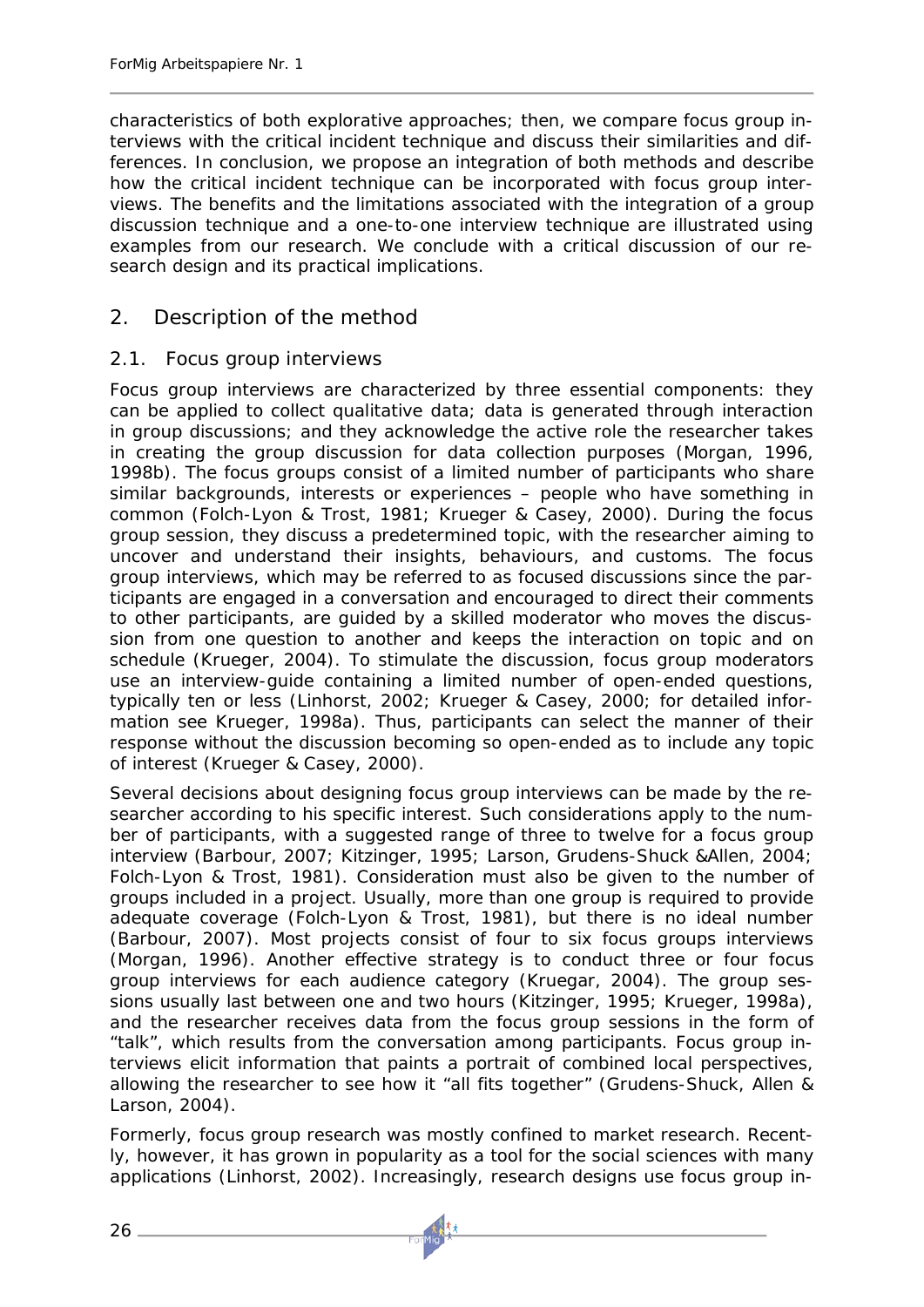characteristics of both explorative approaches; then, we compare focus group interviews with the critical incident technique and discuss their similarities and differences. In conclusion, we propose an integration of both methods and describe how the critical incident technique can be incorporated with focus group interviews. The benefits and the limitations associated with the integration of a group discussion technique and a one-to-one interview technique are illustrated using examples from our research. We conclude with a critical discussion of our research design and its practical implications.

## 2. Description of the method

### 2.1. Focus group interviews

Focus group interviews are characterized by three essential components: they can be applied to collect qualitative data; data is generated through interaction in group discussions; and they acknowledge the active role the researcher takes in creating the group discussion for data collection purposes (Morgan, 1996, 1998b). The focus groups consist of a limited number of participants who share similar backgrounds, interests or experiences – people who have something in common (Folch-Lyon & Trost, 1981; Krueger & Casey, 2000). During the focus group session, they discuss a predetermined topic, with the researcher aiming to uncover and understand their insights, behaviours, and customs. The focus group interviews, which may be referred to as focused discussions since the participants are engaged in a conversation and encouraged to direct their comments to other participants, are guided by a skilled moderator who moves the discussion from one question to another and keeps the interaction on topic and on schedule (Krueger, 2004). To stimulate the discussion, focus group moderators use an interview-guide containing a limited number of open-ended questions, typically ten or less (Linhorst, 2002; Krueger & Casey, 2000; for detailed information see Krueger, 1998a). Thus, participants can select the manner of their response without the discussion becoming so open-ended as to include any topic of interest (Krueger & Casey, 2000).

Several decisions about designing focus group interviews can be made by the researcher according to his specific interest. Such considerations apply to the number of participants, with a suggested range of three to twelve for a focus group interview (Barbour, 2007; Kitzinger, 1995; Larson, Grudens-Shuck &Allen, 2004; Folch-Lyon & Trost, 1981). Consideration must also be given to the number of groups included in a project. Usually, more than one group is required to provide adequate coverage (Folch-Lyon & Trost, 1981), but there is no ideal number (Barbour, 2007). Most projects consist of four to six focus groups interviews (Morgan, 1996). Another effective strategy is to conduct three or four focus group interviews for each audience category (Kruegar, 2004). The group sessions usually last between one and two hours (Kitzinger, 1995; Krueger, 1998a), and the researcher receives data from the focus group sessions in the form of "talk", which results from the conversation among participants. Focus group interviews elicit information that paints a portrait of combined local perspectives, allowing the researcher to see how it "all fits together" (Grudens-Shuck, Allen & Larson, 2004).

Formerly, focus group research was mostly confined to market research. Recently, however, it has grown in popularity as a tool for the social sciences with many applications (Linhorst, 2002). Increasingly, research designs use focus group in-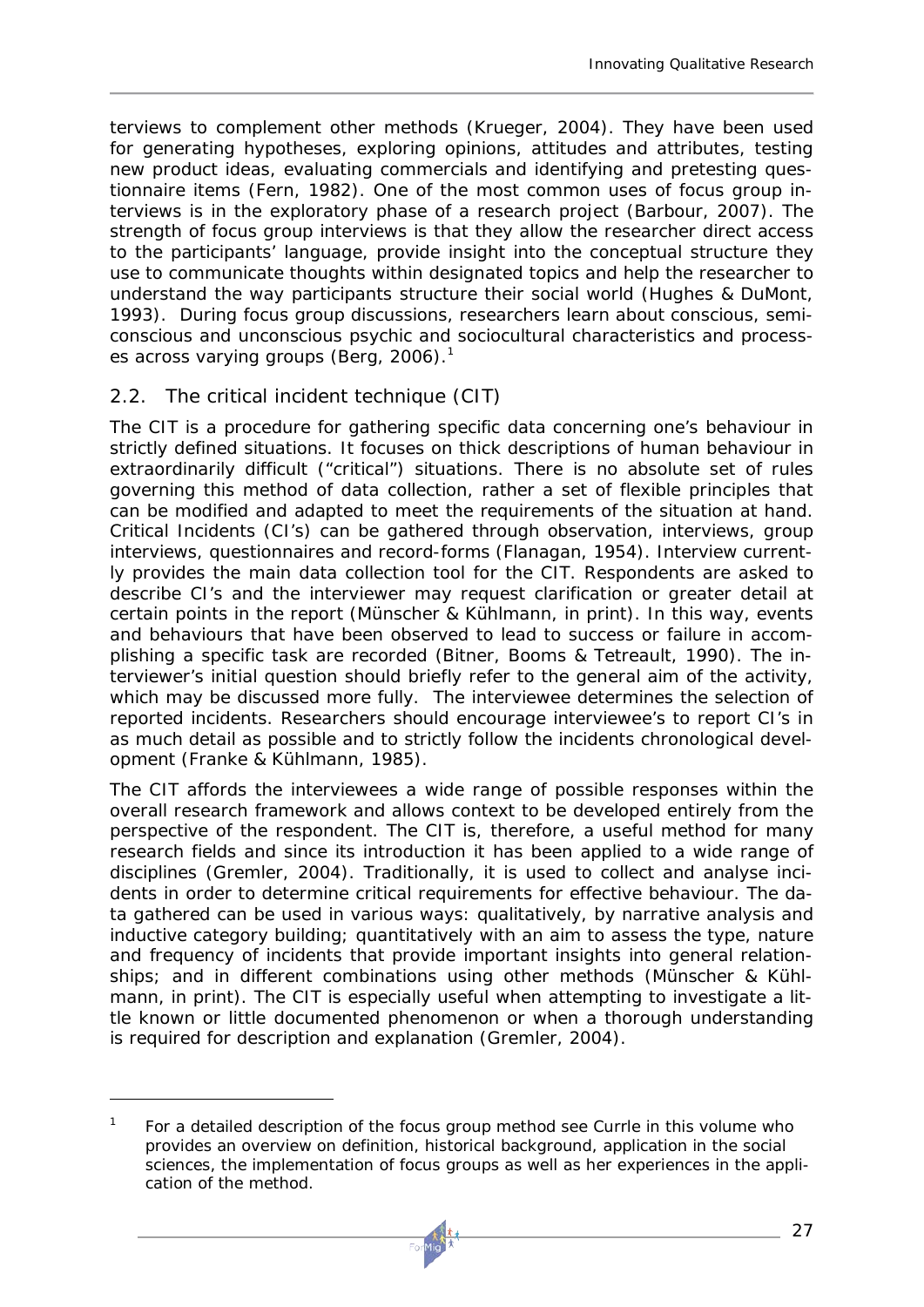terviews to complement other methods (Krueger, 2004). They have been used for generating hypotheses, exploring opinions, attitudes and attributes, testing new product ideas, evaluating commercials and identifying and pretesting questionnaire items (Fern, 1982). One of the most common uses of focus group interviews is in the exploratory phase of a research project (Barbour, 2007). The strength of focus group interviews is that they allow the researcher direct access to the participants' language, provide insight into the conceptual structure they use to communicate thoughts within designated topics and help the researcher to understand the way participants structure their social world (Hughes & DuMont, 1993). During focus group discussions, researchers learn about conscious, semi-conscious and unconscious psychic and sociocultural characteristics and processes across varying groups (Berg, 2006).[1]

## 2.2. The critical incident technique (CIT)

The CIT is a procedure for gathering specific data concerning one's behaviour in strictly defined situations. It focuses on thick descriptions of human behaviour in extraordinarily difficult ("critical") situations. There is no absolute set of rules governing this method of data collection, rather a set of flexible principles that can be modified and adapted to meet the requirements of the situation at hand. Critical Incidents (CI's) can be gathered through observation, interviews, group interviews, questionnaires and record-forms (Flanagan, 1954). Interview currently provides the main data collection tool for the CIT. Respondents are asked to describe CI's and the interviewer may request clarification or greater detail at certain points in the report (Münscher & Kühlmann, in print). In this way, events and behaviours that have been observed to lead to success or failure in accomplishing a specific task are recorded (Bitner, Booms & Tetreault, 1990). The interviewer's initial question should briefly refer to the general aim of the activity, which may be discussed more fully. The interviewee determines the selection of reported incidents. Researchers should encourage interviewee's to report CI's in as much detail as possible and to strictly follow the incidents chronological development (Franke & Kühlmann, 1985).

The CIT affords the interviewees a wide range of possible responses within the overall research framework and allows context to be developed entirely from the perspective of the respondent. The CIT is, therefore, a useful method for many research fields and since its introduction it has been applied to a wide range of disciplines (Gremler, 2004). Traditionally, it is used to collect and analyse incidents in order to determine critical requirements for effective behaviour. The data gathered can be used in various ways: qualitatively, by narrative analysis and inductive category building; quantitatively with an aim to assess the type, nature and frequency of incidents that provide important insights into general relationships; and in different combinations using other methods (Münscher & Kühlmann, in print). The CIT is especially useful when attempting to investigate a little known or little documented phenomenon or when a thorough understanding is required for description and explanation (Gremler, 2004).

---

[1] For a detailed description of the focus group method see Currle in this volume who provides an overview on definition, historical background, application in the social sciences, the implementation of focus groups as well as her experiences in the application of the method.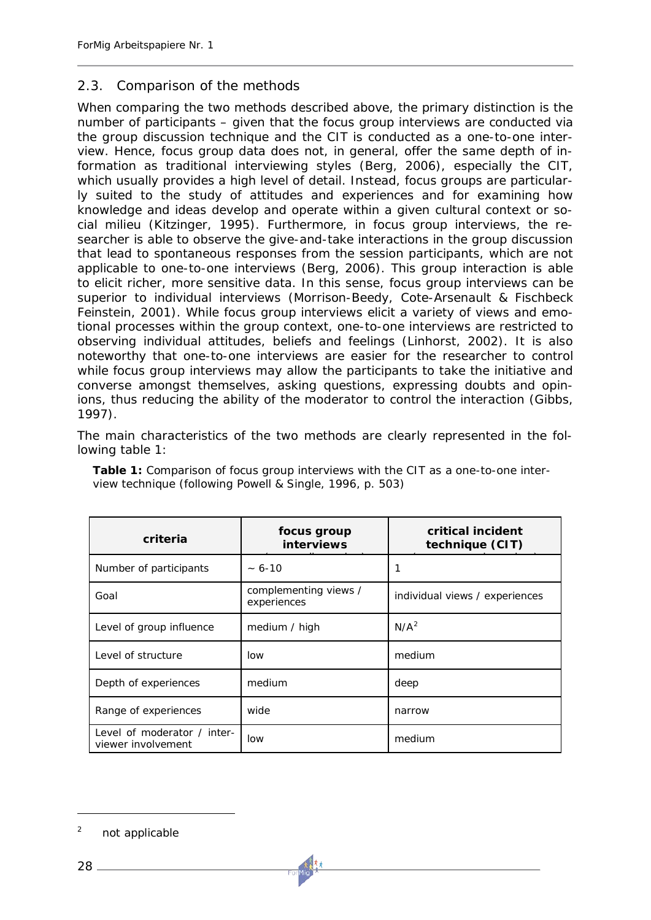## 2.3. Comparison of the methods

When comparing the two methods described above, the primary distinction is the number of participants – given that the focus group interviews are conducted via the group discussion technique and the CIT is conducted as a one-to-one interview. Hence, focus group data does not, in general, offer the same depth of information as traditional interviewing styles (Berg, 2006), especially the CIT, which usually provides a high level of detail. Instead, focus groups are particularly suited to the study of attitudes and experiences and for examining how knowledge and ideas develop and operate within a given cultural context or social milieu (Kitzinger, 1995). Furthermore, in focus group interviews, the researcher is able to observe the give-and-take interactions in the group discussion that lead to spontaneous responses from the session participants, which are not applicable to one-to-one interviews (Berg, 2006). This group interaction is able to elicit richer, more sensitive data. In this sense, focus group interviews can be superior to individual interviews (Morrison-Beedy, Cote-Arsenault & Fischbeck Feinstein, 2001). While focus group interviews elicit a variety of views and emotional processes within the group context, one-to-one interviews are restricted to observing individual attitudes, beliefs and feelings (Linhorst, 2002). It is also noteworthy that one-to-one interviews are easier for the researcher to control while focus group interviews may allow the participants to take the initiative and converse amongst themselves, asking questions, expressing doubts and opinions, thus reducing the ability of the moderator to control the interaction (Gibbs, 1997).

The main characteristics of the two methods are clearly represented in the following table 1:

**Table 1:** Comparison of focus group interviews with the CIT as a one-to-one interview technique (following Powell & Single, 1996, p. 503)

| criteria | focus group interviews | critical incident technique (CIT) |
|---|---|---|
| Number of participants | ~ 6-10 | 1 |
| Goal | complementing views / experiences | individual views / experiences |
| Level of group influence | medium / high | N/A[2] |
| Level of structure | low | medium |
| Depth of experiences | medium | deep |
| Range of experiences | wide | narrow |
| Level of moderator / interviewer involvement | low | medium |

[2] not applicable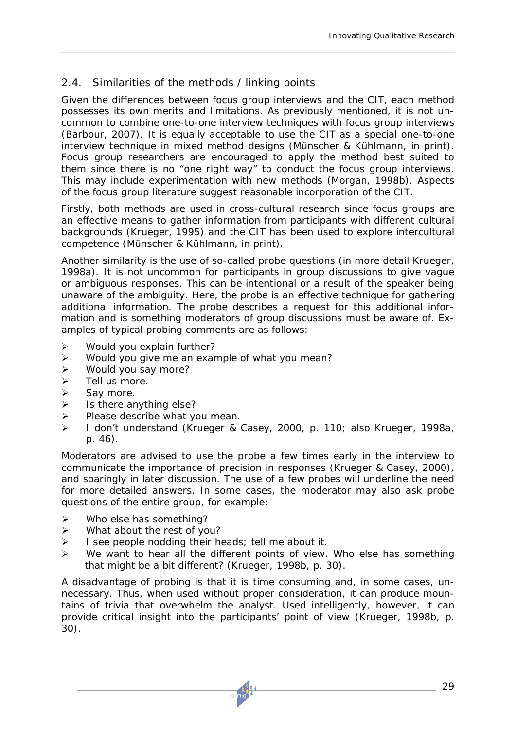## 2.4. Similarities of the methods / linking points

Given the differences between focus group interviews and the CIT, each method possesses its own merits and limitations. As previously mentioned, it is not uncommon to combine one-to-one interview techniques with focus group interviews (Barbour, 2007). It is equally acceptable to use the CIT as a special one-to-one interview technique in mixed method designs (Münscher & Kühlmann, in print). Focus group researchers are encouraged to apply the method best suited to them since there is no "one right way" to conduct the focus group interviews. This may include experimentation with new methods (Morgan, 1998b). Aspects of the focus group literature suggest reasonable incorporation of the CIT.

Firstly, both methods are used in cross-cultural research since focus groups are an effective means to gather information from participants with different cultural backgrounds (Krueger, 1995) and the CIT has been used to explore intercultural competence (Münscher & Kühlmann, in print).

Another similarity is the use of so-called probe questions (in more detail Krueger, 1998a). It is not uncommon for participants in group discussions to give vague or ambiguous responses. This can be intentional or a result of the speaker being unaware of the ambiguity. Here, the probe is an effective technique for gathering additional information. The probe describes a request for this additional information and is something moderators of group discussions must be aware of. Examples of typical probing comments are as follows:

- Would you explain further?
- Would you give me an example of what you mean?
- Would you say more?
- Tell us more.
- Say more.
- Is there anything else?
- Please describe what you mean.
- I don't understand (Krueger & Casey, 2000, p. 110; also Krueger, 1998a, p. 46).

Moderators are advised to use the probe a few times early in the interview to communicate the importance of precision in responses (Krueger & Casey, 2000), and sparingly in later discussion. The use of a few probes will underline the need for more detailed answers. In some cases, the moderator may also ask probe questions of the entire group, for example:

- Who else has something?
- What about the rest of you?
- I see people nodding their heads; tell me about it.
- We want to hear all the different points of view. Who else has something that might be a bit different? (Krueger, 1998b, p. 30).

A disadvantage of probing is that it is time consuming and, in some cases, unnecessary. Thus, when used without proper consideration, it can produce mountains of trivia that overwhelm the analyst. Used intelligently, however, it can provide critical insight into the participants' point of view (Krueger, 1998b, p. 30).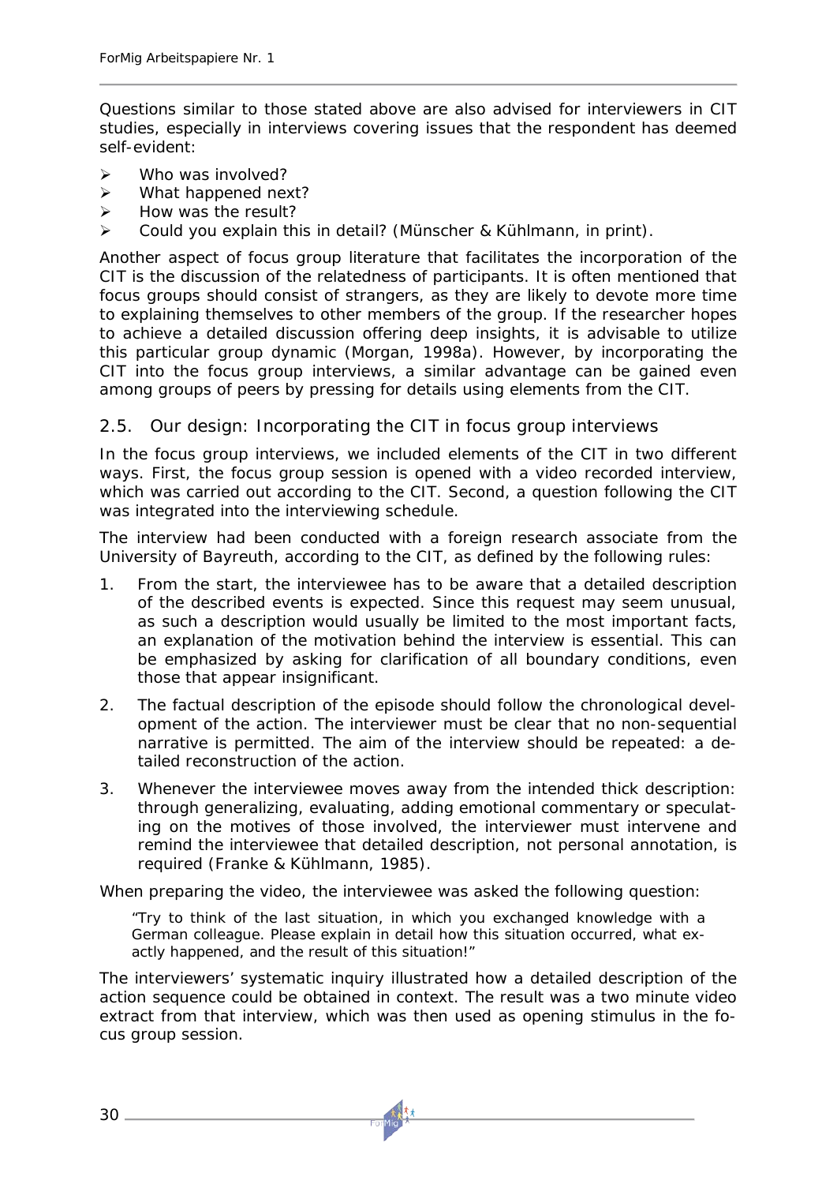Questions similar to those stated above are also advised for interviewers in CIT studies, especially in interviews covering issues that the respondent has deemed self-evident:

- Who was involved?
- What happened next?
- How was the result?
- Could you explain this in detail? (Münscher & Kühlmann, in print).

Another aspect of focus group literature that facilitates the incorporation of the CIT is the discussion of the relatedness of participants. It is often mentioned that focus groups should consist of strangers, as they are likely to devote more time to explaining themselves to other members of the group. If the researcher hopes to achieve a detailed discussion offering deep insights, it is advisable to utilize this particular group dynamic (Morgan, 1998a). However, by incorporating the CIT into the focus group interviews, a similar advantage can be gained even among groups of peers by pressing for details using elements from the CIT.

## 2.5. Our design: Incorporating the CIT in focus group interviews

In the focus group interviews, we included elements of the CIT in two different ways. First, the focus group session is opened with a video recorded interview, which was carried out according to the CIT. Second, a question following the CIT was integrated into the interviewing schedule.

The interview had been conducted with a foreign research associate from the University of Bayreuth, according to the CIT, as defined by the following rules:

1. From the start, the interviewee has to be aware that a detailed description of the described events is expected. Since this request may seem unusual, as such a description would usually be limited to the most important facts, an explanation of the motivation behind the interview is essential. This can be emphasized by asking for clarification of all boundary conditions, even those that appear insignificant.
2. The factual description of the episode should follow the chronological development of the action. The interviewer must be clear that no non-sequential narrative is permitted. The aim of the interview should be repeated: a detailed reconstruction of the action.
3. Whenever the interviewee moves away from the intended thick description: through generalizing, evaluating, adding emotional commentary or speculating on the motives of those involved, the interviewer must intervene and remind the interviewee that detailed description, not personal annotation, is required (Franke & Kühlmann, 1985).

When preparing the video, the interviewee was asked the following question:

> "Try to think of the last situation, in which you exchanged knowledge with a German colleague. Please explain in detail how this situation occurred, what exactly happened, and the result of this situation!"

The interviewers' systematic inquiry illustrated how a detailed description of the action sequence could be obtained in context. The result was a two minute video extract from that interview, which was then used as opening stimulus in the focus group session.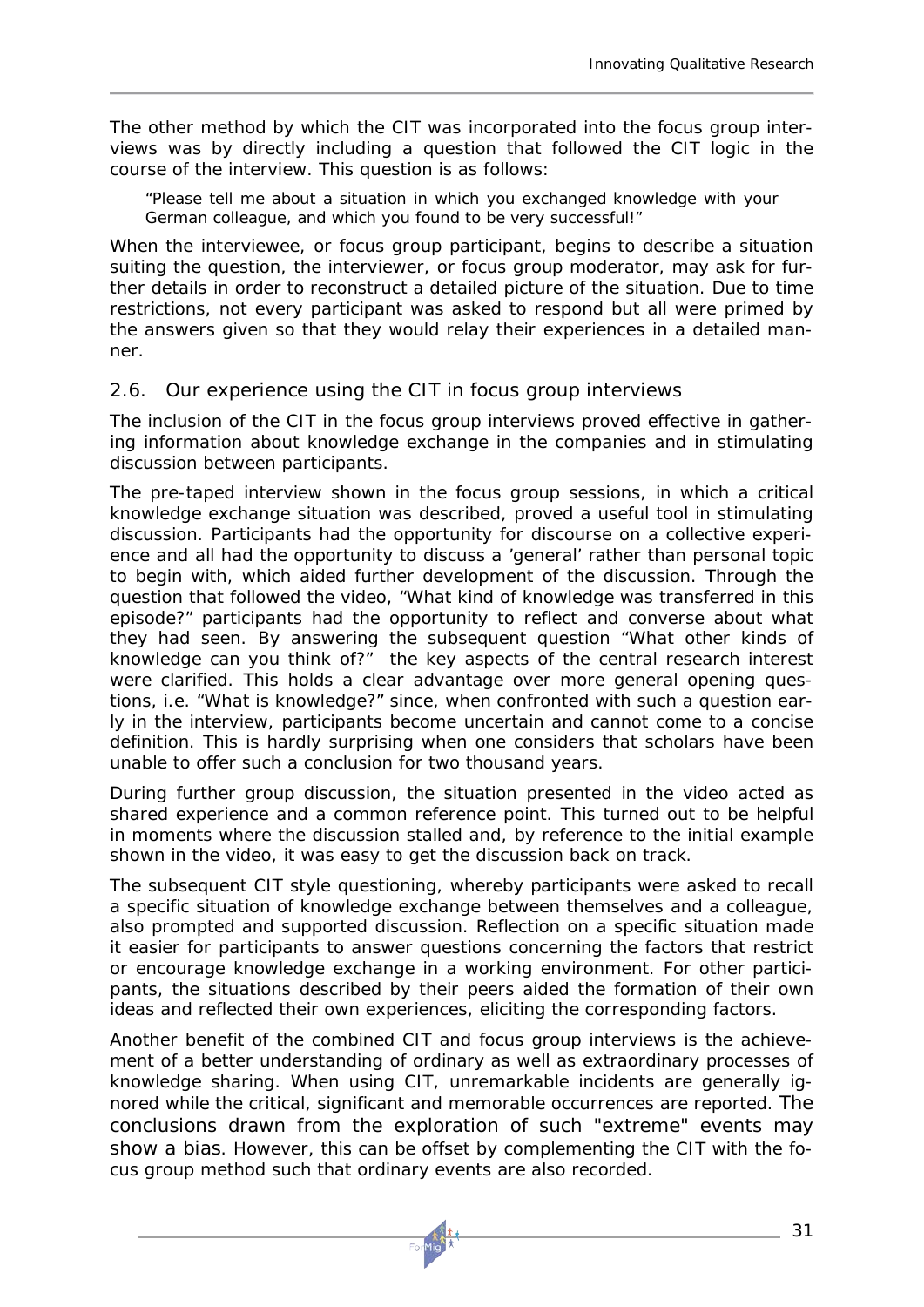The other method by which the CIT was incorporated into the focus group interviews was by directly including a question that followed the CIT logic in the course of the interview. This question is as follows:

> "Please tell me about a situation in which you exchanged knowledge with your German colleague, and which you found to be very successful!"

When the interviewee, or focus group participant, begins to describe a situation suiting the question, the interviewer, or focus group moderator, may ask for further details in order to reconstruct a detailed picture of the situation. Due to time restrictions, not every participant was asked to respond but all were primed by the answers given so that they would relay their experiences in a detailed manner.

## 2.6. Our experience using the CIT in focus group interviews

The inclusion of the CIT in the focus group interviews proved effective in gathering information about knowledge exchange in the companies and in stimulating discussion between participants.

The pre-taped interview shown in the focus group sessions, in which a critical knowledge exchange situation was described, proved a useful tool in stimulating discussion. Participants had the opportunity for discourse on a collective experience and all had the opportunity to discuss a 'general' rather than personal topic to begin with, which aided further development of the discussion. Through the question that followed the video, "What kind of knowledge was transferred in this episode?" participants had the opportunity to reflect and converse about what they had seen. By answering the subsequent question "What other kinds of knowledge can you think of?" the key aspects of the central research interest were clarified. This holds a clear advantage over more general opening questions, i.e. "What is knowledge?" since, when confronted with such a question early in the interview, participants become uncertain and cannot come to a concise definition. This is hardly surprising when one considers that scholars have been unable to offer such a conclusion for two thousand years.

During further group discussion, the situation presented in the video acted as shared experience and a common reference point. This turned out to be helpful in moments where the discussion stalled and, by reference to the initial example shown in the video, it was easy to get the discussion back on track.

The subsequent CIT style questioning, whereby participants were asked to recall a specific situation of knowledge exchange between themselves and a colleague, also prompted and supported discussion. Reflection on a specific situation made it easier for participants to answer questions concerning the factors that restrict or encourage knowledge exchange in a working environment. For other participants, the situations described by their peers aided the formation of their own ideas and reflected their own experiences, eliciting the corresponding factors.

Another benefit of the combined CIT and focus group interviews is the achievement of a better understanding of ordinary as well as extraordinary processes of knowledge sharing. When using CIT, unremarkable incidents are generally ignored while the critical, significant and memorable occurrences are reported. The conclusions drawn from the exploration of such "extreme" events may show a bias. However, this can be offset by complementing the CIT with the focus group method such that ordinary events are also recorded.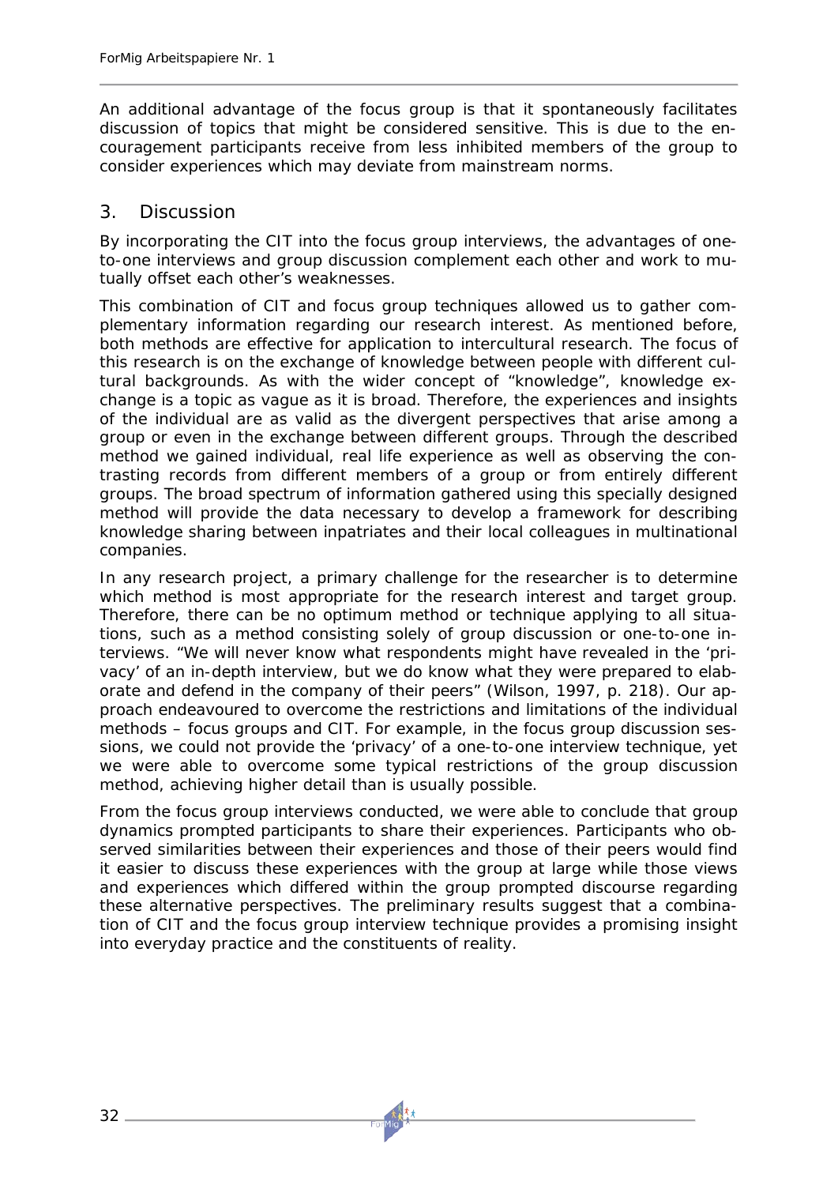An additional advantage of the focus group is that it spontaneously facilitates discussion of topics that might be considered sensitive. This is due to the encouragement participants receive from less inhibited members of the group to consider experiences which may deviate from mainstream norms.

## 3. Discussion

By incorporating the CIT into the focus group interviews, the advantages of one-to-one interviews and group discussion complement each other and work to mutually offset each other's weaknesses.

This combination of CIT and focus group techniques allowed us to gather complementary information regarding our research interest. As mentioned before, both methods are effective for application to intercultural research. The focus of this research is on the exchange of knowledge between people with different cultural backgrounds. As with the wider concept of "knowledge", knowledge exchange is a topic as vague as it is broad. Therefore, the experiences and insights of the individual are as valid as the divergent perspectives that arise among a group or even in the exchange between different groups. Through the described method we gained individual, real life experience as well as observing the contrasting records from different members of a group or from entirely different groups. The broad spectrum of information gathered using this specially designed method will provide the data necessary to develop a framework for describing knowledge sharing between inpatriates and their local colleagues in multinational companies.

In any research project, a primary challenge for the researcher is to determine which method is most appropriate for the research interest and target group. Therefore, there can be no optimum method or technique applying to all situations, such as a method consisting solely of group discussion or one-to-one interviews. "We will never know what respondents might have revealed in the 'privacy' of an in-depth interview, but we do know what they were prepared to elaborate and defend in the company of their peers" (Wilson, 1997, p. 218). Our approach endeavoured to overcome the restrictions and limitations of the individual methods – focus groups and CIT. For example, in the focus group discussion sessions, we could not provide the 'privacy' of a one-to-one interview technique, yet we were able to overcome some typical restrictions of the group discussion method, achieving higher detail than is usually possible.

From the focus group interviews conducted, we were able to conclude that group dynamics prompted participants to share their experiences. Participants who observed similarities between their experiences and those of their peers would find it easier to discuss these experiences with the group at large while those views and experiences which differed within the group prompted discourse regarding these alternative perspectives. The preliminary results suggest that a combination of CIT and the focus group interview technique provides a promising insight into everyday practice and the constituents of reality.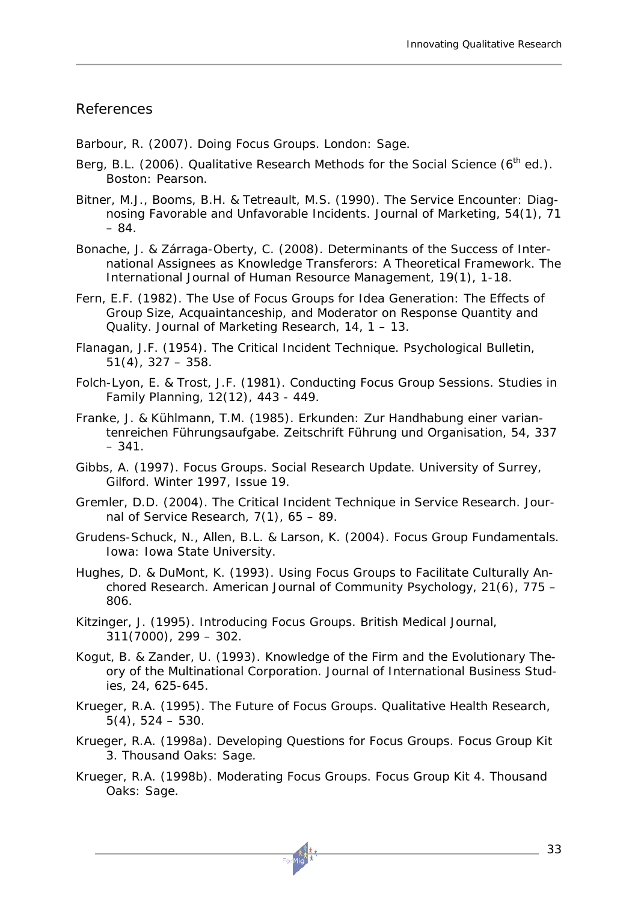## References

Barbour, R. (2007). Doing Focus Groups. London: Sage.

Berg, B.L. (2006). Qualitative Research Methods for the Social Science (6th ed.). Boston: Pearson.

Bitner, M.J., Booms, B.H. & Tetreault, M.S. (1990). The Service Encounter: Diagnosing Favorable and Unfavorable Incidents. Journal of Marketing, 54(1), 71 – 84.

Bonache, J. & Zárraga-Oberty, C. (2008). Determinants of the Success of International Assignees as Knowledge Transferors: A Theoretical Framework. The International Journal of Human Resource Management, 19(1), 1-18.

Fern, E.F. (1982). The Use of Focus Groups for Idea Generation: The Effects of Group Size, Acquaintanceship, and Moderator on Response Quantity and Quality. Journal of Marketing Research, 14, 1 – 13.

Flanagan, J.F. (1954). The Critical Incident Technique. Psychological Bulletin, 51(4), 327 – 358.

Folch-Lyon, E. & Trost, J.F. (1981). Conducting Focus Group Sessions. Studies in Family Planning, 12(12), 443 - 449.

Franke, J. & Kühlmann, T.M. (1985). Erkunden: Zur Handhabung einer variantenreichen Führungsaufgabe. Zeitschrift Führung und Organisation, 54, 337 – 341.

Gibbs, A. (1997). Focus Groups. Social Research Update. University of Surrey, Gilford. Winter 1997, Issue 19.

Gremler, D.D. (2004). The Critical Incident Technique in Service Research. Journal of Service Research, 7(1), 65 – 89.

Grudens-Schuck, N., Allen, B.L. & Larson, K. (2004). Focus Group Fundamentals. Iowa: Iowa State University.

Hughes, D. & DuMont, K. (1993). Using Focus Groups to Facilitate Culturally Anchored Research. American Journal of Community Psychology, 21(6), 775 – 806.

Kitzinger, J. (1995). Introducing Focus Groups. British Medical Journal, 311(7000), 299 – 302.

Kogut, B. & Zander, U. (1993). Knowledge of the Firm and the Evolutionary Theory of the Multinational Corporation. Journal of International Business Studies, 24, 625-645.

Krueger, R.A. (1995). The Future of Focus Groups. Qualitative Health Research, 5(4), 524 – 530.

Krueger, R.A. (1998a). Developing Questions for Focus Groups. Focus Group Kit 3. Thousand Oaks: Sage.

Krueger, R.A. (1998b). Moderating Focus Groups. Focus Group Kit 4. Thousand Oaks: Sage.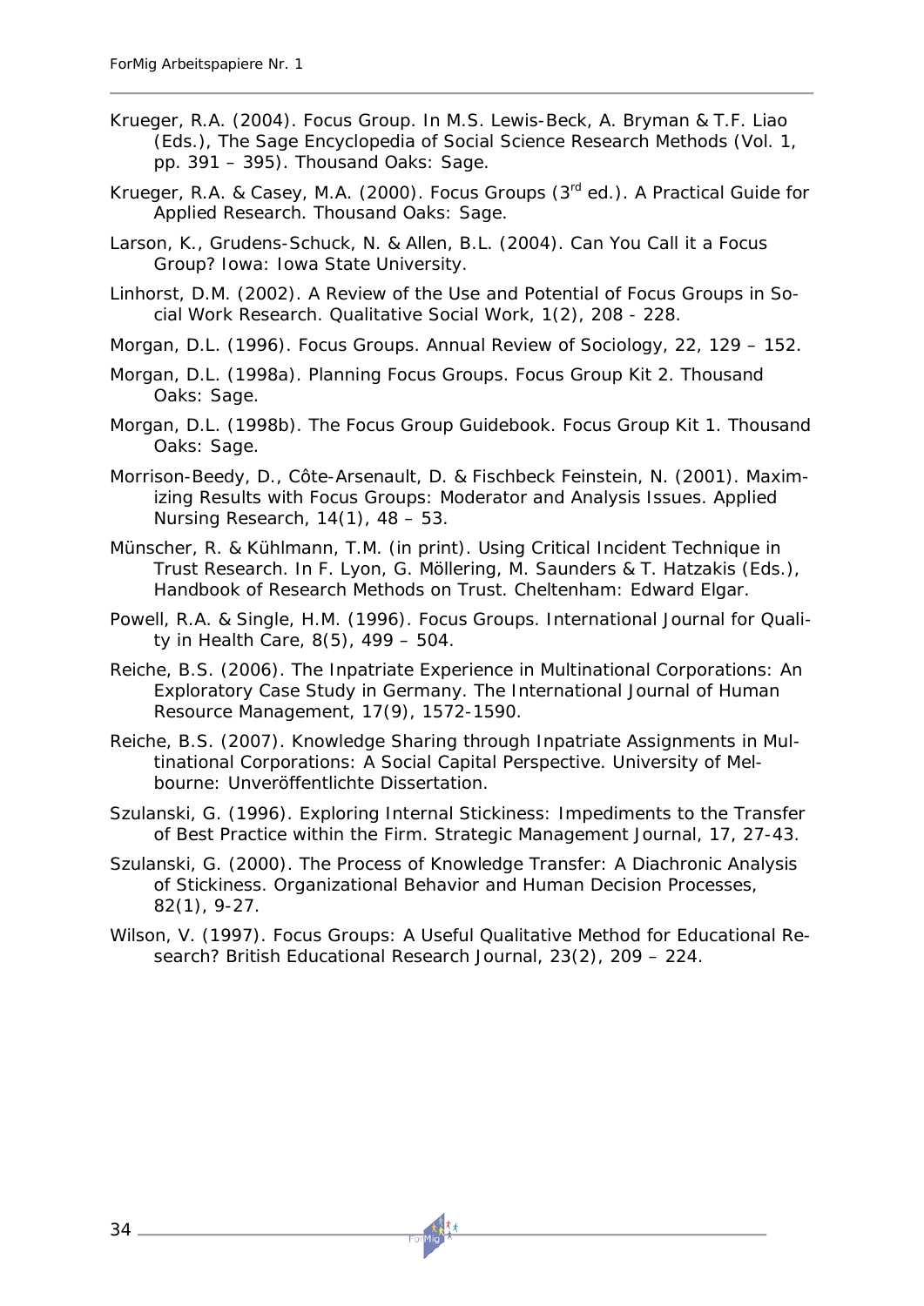Krueger, R.A. (2004). Focus Group. In M.S. Lewis-Beck, A. Bryman & T.F. Liao (Eds.), The Sage Encyclopedia of Social Science Research Methods (Vol. 1, pp. 391 – 395). Thousand Oaks: Sage.

Krueger, R.A. & Casey, M.A. (2000). Focus Groups (3rd ed.). A Practical Guide for Applied Research. Thousand Oaks: Sage.

Larson, K., Grudens-Schuck, N. & Allen, B.L. (2004). Can You Call it a Focus Group? Iowa: Iowa State University.

Linhorst, D.M. (2002). A Review of the Use and Potential of Focus Groups in Social Work Research. Qualitative Social Work, 1(2), 208 - 228.

Morgan, D.L. (1996). Focus Groups. Annual Review of Sociology, 22, 129 – 152.

Morgan, D.L. (1998a). Planning Focus Groups. Focus Group Kit 2. Thousand Oaks: Sage.

Morgan, D.L. (1998b). The Focus Group Guidebook. Focus Group Kit 1. Thousand Oaks: Sage.

Morrison-Beedy, D., Côte-Arsenault, D. & Fischbeck Feinstein, N. (2001). Maximizing Results with Focus Groups: Moderator and Analysis Issues. Applied Nursing Research, 14(1), 48 – 53.

Münscher, R. & Kühlmann, T.M. (in print). Using Critical Incident Technique in Trust Research. In F. Lyon, G. Möllering, M. Saunders & T. Hatzakis (Eds.), Handbook of Research Methods on Trust. Cheltenham: Edward Elgar.

Powell, R.A. & Single, H.M. (1996). Focus Groups. International Journal for Quality in Health Care, 8(5), 499 – 504.

Reiche, B.S. (2006). The Inpatriate Experience in Multinational Corporations: An Exploratory Case Study in Germany. The International Journal of Human Resource Management, 17(9), 1572-1590.

Reiche, B.S. (2007). Knowledge Sharing through Inpatriate Assignments in Multinational Corporations: A Social Capital Perspective. University of Melbourne: Unveröffentlichte Dissertation.

Szulanski, G. (1996). Exploring Internal Stickiness: Impediments to the Transfer of Best Practice within the Firm. Strategic Management Journal, 17, 27-43.

Szulanski, G. (2000). The Process of Knowledge Transfer: A Diachronic Analysis of Stickiness. Organizational Behavior and Human Decision Processes, 82(1), 9-27.

Wilson, V. (1997). Focus Groups: A Useful Qualitative Method for Educational Research? British Educational Research Journal, 23(2), 209 – 224.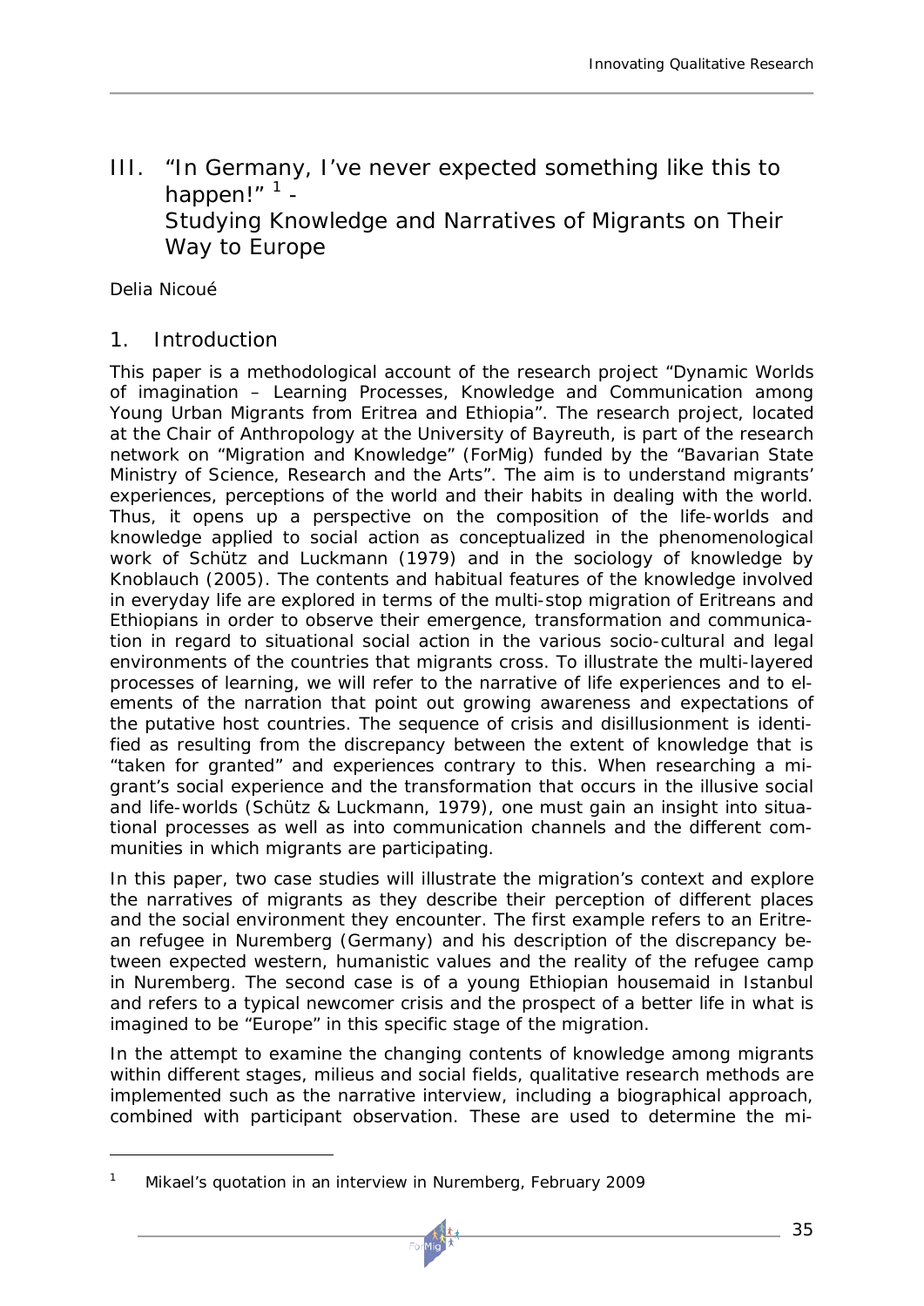# III. "In Germany, I've never expected something like this to happen!" [1] - Studying Knowledge and Narratives of Migrants on Their Way to Europe

Delia Nicoué

## 1. Introduction

This paper is a methodological account of the research project "Dynamic Worlds of imagination – Learning Processes, Knowledge and Communication among Young Urban Migrants from Eritrea and Ethiopia". The research project, located at the Chair of Anthropology at the University of Bayreuth, is part of the research network on "Migration and Knowledge" (ForMig) funded by the "Bavarian State Ministry of Science, Research and the Arts". The aim is to understand migrants' experiences, perceptions of the world and their habits in dealing with the world. Thus, it opens up a perspective on the composition of the life-worlds and knowledge applied to social action as conceptualized in the phenomenological work of Schütz and Luckmann (1979) and in the sociology of knowledge by Knoblauch (2005). The contents and habitual features of the knowledge involved in everyday life are explored in terms of the multi-stop migration of Eritreans and Ethiopians in order to observe their emergence, transformation and communication in regard to situational social action in the various socio-cultural and legal environments of the countries that migrants cross. To illustrate the multi-layered processes of learning, we will refer to the narrative of life experiences and to elements of the narration that point out growing awareness and expectations of the putative host countries. The sequence of crisis and disillusionment is identified as resulting from the discrepancy between the extent of knowledge that is "taken for granted" and experiences contrary to this. When researching a migrant's social experience and the transformation that occurs in the illusive social and life-worlds (Schütz & Luckmann, 1979), one must gain an insight into situational processes as well as into communication channels and the different communities in which migrants are participating.

In this paper, two case studies will illustrate the migration's context and explore the narratives of migrants as they describe their perception of different places and the social environment they encounter. The first example refers to an Eritrean refugee in Nuremberg (Germany) and his description of the discrepancy between expected western, humanistic values and the reality of the refugee camp in Nuremberg. The second case is of a young Ethiopian housemaid in Istanbul and refers to a typical newcomer crisis and the prospect of a better life in what is imagined to be "Europe" in this specific stage of the migration.

In the attempt to examine the changing contents of knowledge among migrants within different stages, milieus and social fields, qualitative research methods are implemented such as the narrative interview, including a biographical approach, combined with participant observation. These are used to determine the mi-

---

[1] Mikael's quotation in an interview in Nuremberg, February 2009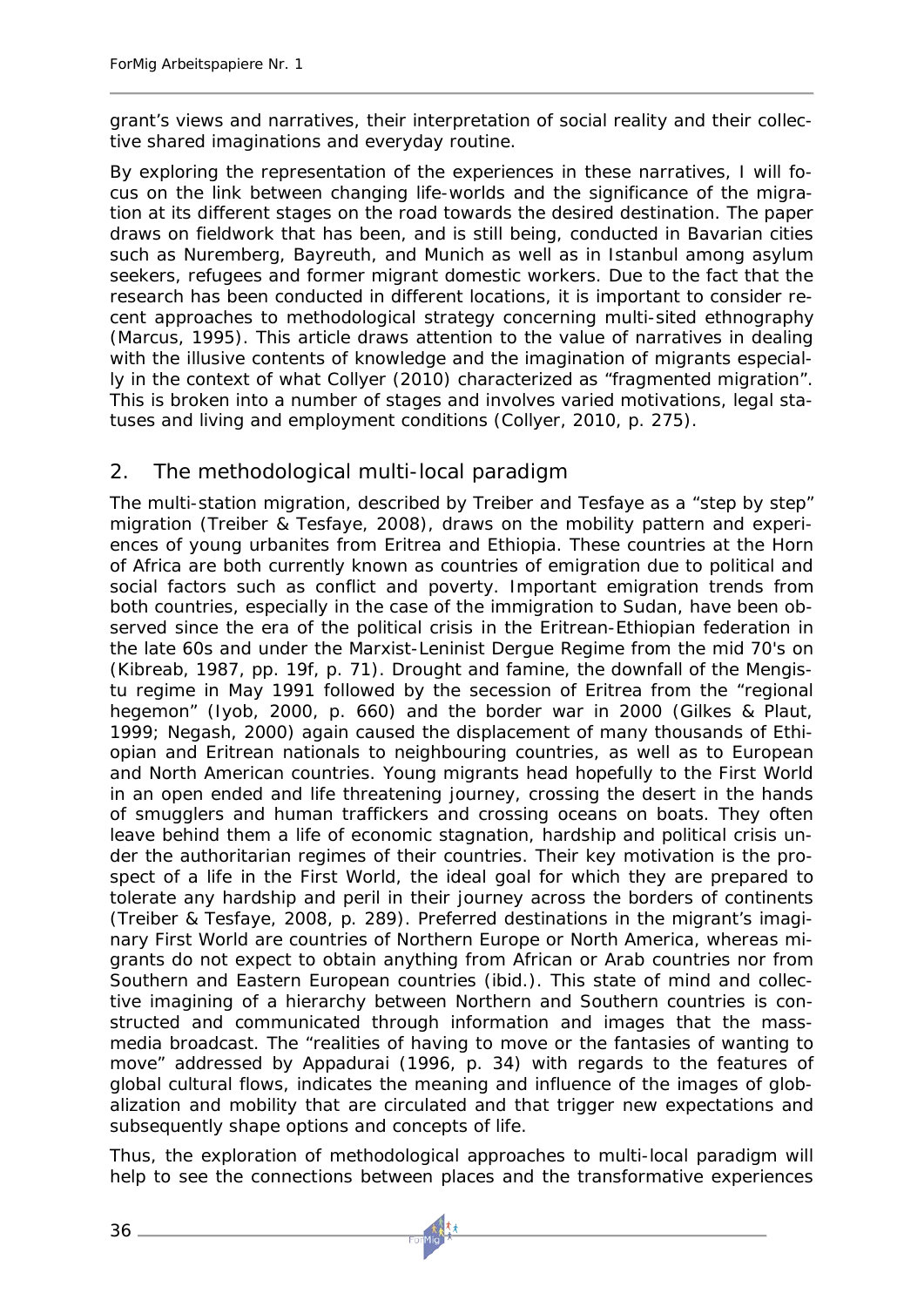grant's views and narratives, their interpretation of social reality and their collective shared imaginations and everyday routine.

By exploring the representation of the experiences in these narratives, I will focus on the link between changing life-worlds and the significance of the migration at its different stages on the road towards the desired destination. The paper draws on fieldwork that has been, and is still being, conducted in Bavarian cities such as Nuremberg, Bayreuth, and Munich as well as in Istanbul among asylum seekers, refugees and former migrant domestic workers. Due to the fact that the research has been conducted in different locations, it is important to consider recent approaches to methodological strategy concerning multi-sited ethnography (Marcus, 1995). This article draws attention to the value of narratives in dealing with the illusive contents of knowledge and the imagination of migrants especially in the context of what Collyer (2010) characterized as "fragmented migration". This is broken into a number of stages and involves varied motivations, legal statuses and living and employment conditions (Collyer, 2010, p. 275).

## 2. The methodological multi-local paradigm

The multi-station migration, described by Treiber and Tesfaye as a "step by step" migration (Treiber & Tesfaye, 2008), draws on the mobility pattern and experiences of young urbanites from Eritrea and Ethiopia. These countries at the Horn of Africa are both currently known as countries of emigration due to political and social factors such as conflict and poverty. Important emigration trends from both countries, especially in the case of the immigration to Sudan, have been observed since the era of the political crisis in the Eritrean-Ethiopian federation in the late 60s and under the Marxist-Leninist Dergue Regime from the mid 70's on (Kibreab, 1987, pp. 19f, p. 71). Drought and famine, the downfall of the Mengistu regime in May 1991 followed by the secession of Eritrea from the "regional hegemon" (Iyob, 2000, p. 660) and the border war in 2000 (Gilkes & Plaut, 1999; Negash, 2000) again caused the displacement of many thousands of Ethiopian and Eritrean nationals to neighbouring countries, as well as to European and North American countries. Young migrants head hopefully to the First World in an open ended and life threatening journey, crossing the desert in the hands of smugglers and human traffickers and crossing oceans on boats. They often leave behind them a life of economic stagnation, hardship and political crisis under the authoritarian regimes of their countries. Their key motivation is the prospect of a life in the First World, the ideal goal for which they are prepared to tolerate any hardship and peril in their journey across the borders of continents (Treiber & Tesfaye, 2008, p. 289). Preferred destinations in the migrant's imaginary First World are countries of Northern Europe or North America, whereas migrants do not expect to obtain anything from African or Arab countries nor from Southern and Eastern European countries (ibid.). This state of mind and collective imagining of a hierarchy between Northern and Southern countries is constructed and communicated through information and images that the mass-media broadcast. The "realities of having to move or the fantasies of wanting to move" addressed by Appadurai (1996, p. 34) with regards to the features of global cultural flows, indicates the meaning and influence of the images of globalization and mobility that are circulated and that trigger new expectations and subsequently shape options and concepts of life.

Thus, the exploration of methodological approaches to multi-local paradigm will help to see the connections between places and the transformative experiences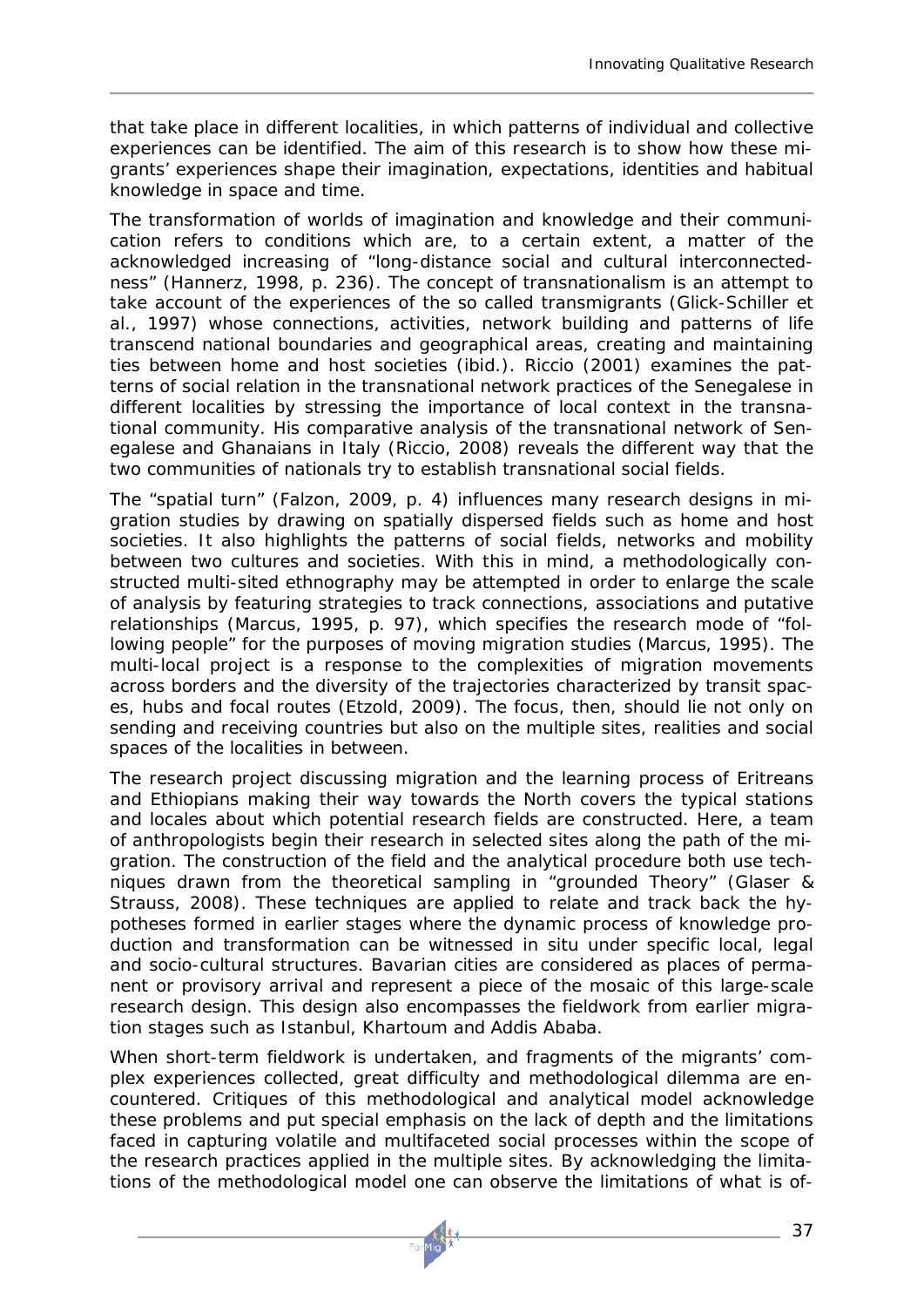that take place in different localities, in which patterns of individual and collective experiences can be identified. The aim of this research is to show how these migrants' experiences shape their imagination, expectations, identities and habitual knowledge in space and time.

The transformation of worlds of imagination and knowledge and their communication refers to conditions which are, to a certain extent, a matter of the acknowledged increasing of "long-distance social and cultural interconnectedness" (Hannerz, 1998, p. 236). The concept of transnationalism is an attempt to take account of the experiences of the so called transmigrants (Glick-Schiller et al., 1997) whose connections, activities, network building and patterns of life transcend national boundaries and geographical areas, creating and maintaining ties between home and host societies (ibid.). Riccio (2001) examines the patterns of social relation in the transnational network practices of the Senegalese in different localities by stressing the importance of local context in the transnational community. His comparative analysis of the transnational network of Senegalese and Ghanaians in Italy (Riccio, 2008) reveals the different way that the two communities of nationals try to establish transnational social fields.

The "spatial turn" (Falzon, 2009, p. 4) influences many research designs in migration studies by drawing on spatially dispersed fields such as home and host societies. It also highlights the patterns of social fields, networks and mobility between two cultures and societies. With this in mind, a methodologically constructed multi-sited ethnography may be attempted in order to enlarge the scale of analysis by featuring strategies to track connections, associations and putative relationships (Marcus, 1995, p. 97), which specifies the research mode of "following people" for the purposes of moving migration studies (Marcus, 1995). The multi-local project is a response to the complexities of migration movements across borders and the diversity of the trajectories characterized by transit spaces, hubs and focal routes (Etzold, 2009). The focus, then, should lie not only on sending and receiving countries but also on the multiple sites, realities and social spaces of the localities in between.

The research project discussing migration and the learning process of Eritreans and Ethiopians making their way towards the North covers the typical stations and locales about which potential research fields are constructed. Here, a team of anthropologists begin their research in selected sites along the path of the migration. The construction of the field and the analytical procedure both use techniques drawn from the theoretical sampling in "grounded Theory" (Glaser & Strauss, 2008). These techniques are applied to relate and track back the hypotheses formed in earlier stages where the dynamic process of knowledge production and transformation can be witnessed in situ under specific local, legal and socio-cultural structures. Bavarian cities are considered as places of permanent or provisory arrival and represent a piece of the mosaic of this large-scale research design. This design also encompasses the fieldwork from earlier migration stages such as Istanbul, Khartoum and Addis Ababa.

When short-term fieldwork is undertaken, and fragments of the migrants' complex experiences collected, great difficulty and methodological dilemma are encountered. Critiques of this methodological and analytical model acknowledge these problems and put special emphasis on the lack of depth and the limitations faced in capturing volatile and multifaceted social processes within the scope of the research practices applied in the multiple sites. By acknowledging the limitations of the methodological model one can observe the limitations of what is of-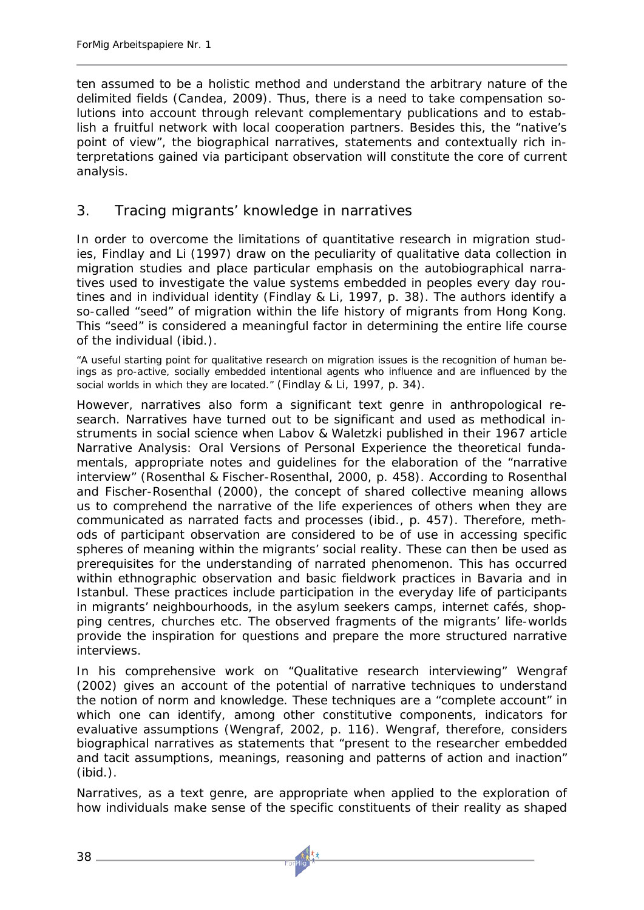ten assumed to be a holistic method and understand the arbitrary nature of the delimited fields (Candea, 2009). Thus, there is a need to take compensation solutions into account through relevant complementary publications and to establish a fruitful network with local cooperation partners. Besides this, the "native's point of view", the biographical narratives, statements and contextually rich interpretations gained via participant observation will constitute the core of current analysis.

## 3. Tracing migrants' knowledge in narratives

In order to overcome the limitations of quantitative research in migration studies, Findlay and Li (1997) draw on the peculiarity of qualitative data collection in migration studies and place particular emphasis on the autobiographical narratives used to investigate the value systems embedded in peoples every day routines and in individual identity (Findlay & Li, 1997, p. 38). The authors identify a so-called "seed" of migration within the life history of migrants from Hong Kong. This "seed" is considered a meaningful factor in determining the entire life course of the individual (ibid.).

"A useful starting point for qualitative research on migration issues is the recognition of human beings as pro-active, socially embedded intentional agents who influence and are influenced by the social worlds in which they are located." (Findlay & Li, 1997, p. 34).

However, narratives also form a significant text genre in anthropological research. Narratives have turned out to be significant and used as methodical instruments in social science when Labov & Waletzki published in their 1967 article *Narrative Analysis: Oral Versions of Personal Experience* the theoretical fundamentals, appropriate notes and guidelines for the elaboration of the "narrative interview" (Rosenthal & Fischer-Rosenthal, 2000, p. 458). According to Rosenthal and Fischer-Rosenthal (2000), the concept of shared collective meaning allows us to comprehend the narrative of the life experiences of others when they are communicated as narrated facts and processes (ibid., p. 457). Therefore, methods of participant observation are considered to be of use in accessing specific spheres of meaning within the migrants' social reality. These can then be used as prerequisites for the understanding of narrated phenomenon. This has occurred within ethnographic observation and basic fieldwork practices in Bavaria and in Istanbul. These practices include participation in the everyday life of participants in migrants' neighbourhoods, in the asylum seekers camps, internet cafés, shopping centres, churches etc. The observed fragments of the migrants' life-worlds provide the inspiration for questions and prepare the more structured narrative interviews.

In his comprehensive work on "Qualitative research interviewing" Wengraf (2002) gives an account of the potential of narrative techniques to understand the notion of norm and knowledge. These techniques are a "complete account" in which one can identify, among other constitutive components, indicators for evaluative assumptions (Wengraf, 2002, p. 116). Wengraf, therefore, considers biographical narratives as statements that "present to the researcher embedded and tacit assumptions, meanings, reasoning and patterns of action and inaction" (ibid.).

Narratives, as a text genre, are appropriate when applied to the exploration of how individuals make sense of the specific constituents of their reality as shaped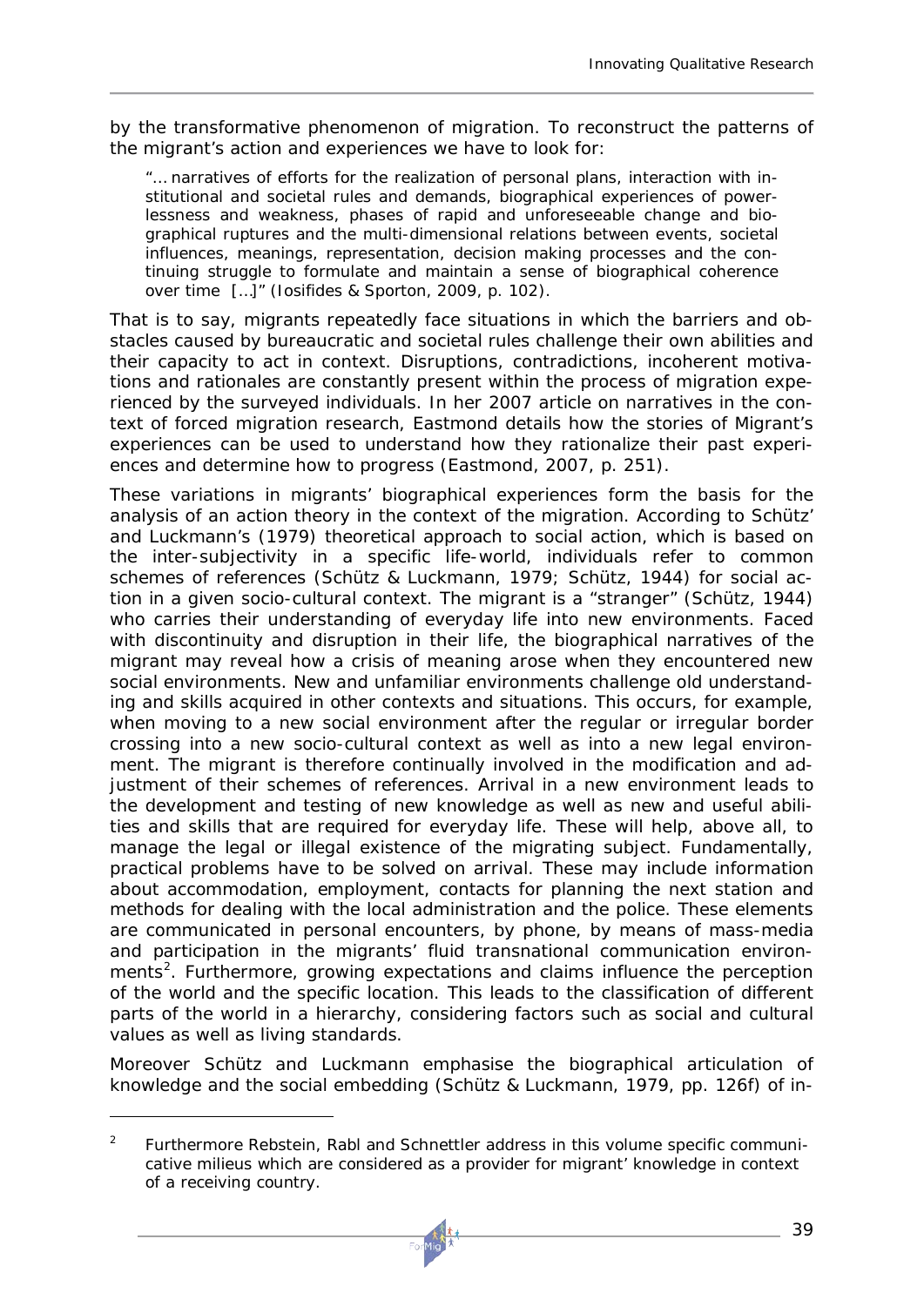by the transformative phenomenon of migration. To reconstruct the patterns of the migrant's action and experiences we have to look for:

> "… narratives of efforts for the realization of personal plans, interaction with institutional and societal rules and demands, biographical experiences of powerlessness and weakness, phases of rapid and unforeseeable change and biographical ruptures and the multi-dimensional relations between events, societal influences, meanings, representation, decision making processes and the continuing struggle to formulate and maintain a sense of biographical coherence over time […]" (Iosifides & Sporton, 2009, p. 102).

That is to say, migrants repeatedly face situations in which the barriers and obstacles caused by bureaucratic and societal rules challenge their own abilities and their capacity to act in context. Disruptions, contradictions, incoherent motivations and rationales are constantly present within the process of migration experienced by the surveyed individuals. In her 2007 article on narratives in the context of forced migration research, Eastmond details how the stories of Migrant's experiences can be used to understand how they rationalize their past experiences and determine how to progress (Eastmond, 2007, p. 251).

These variations in migrants' biographical experiences form the basis for the analysis of an action theory in the context of the migration. According to Schütz' and Luckmann's (1979) theoretical approach to social action, which is based on the inter-subjectivity in a specific life-world, individuals refer to common schemes of references (Schütz & Luckmann, 1979; Schütz, 1944) for social action in a given socio-cultural context. The migrant is a "stranger" (Schütz, 1944) who carries their understanding of everyday life into new environments. Faced with discontinuity and disruption in their life, the biographical narratives of the migrant may reveal how a crisis of meaning arose when they encountered new social environments. New and unfamiliar environments challenge old understanding and skills acquired in other contexts and situations. This occurs, for example, when moving to a new social environment after the regular or irregular border crossing into a new socio-cultural context as well as into a new legal environment. The migrant is therefore continually involved in the modification and adjustment of their schemes of references. Arrival in a new environment leads to the development and testing of new knowledge as well as new and useful abilities and skills that are required for everyday life. These will help, above all, to manage the legal or illegal existence of the migrating subject. Fundamentally, practical problems have to be solved on arrival. These may include information about accommodation, employment, contacts for planning the next station and methods for dealing with the local administration and the police. These elements are communicated in personal encounters, by phone, by means of mass-media and participation in the migrants' fluid transnational communication environments[2]. Furthermore, growing expectations and claims influence the perception of the world and the specific location. This leads to the classification of different parts of the world in a hierarchy, considering factors such as social and cultural values as well as living standards.

Moreover Schütz and Luckmann emphasise the biographical articulation of knowledge and the social embedding (Schütz & Luckmann, 1979, pp. 126f) of in-

---

[2] Furthermore Rebstein, Rabl and Schnettler address in this volume specific communicative milieus which are considered as a provider for migrant' knowledge in context of a receiving country.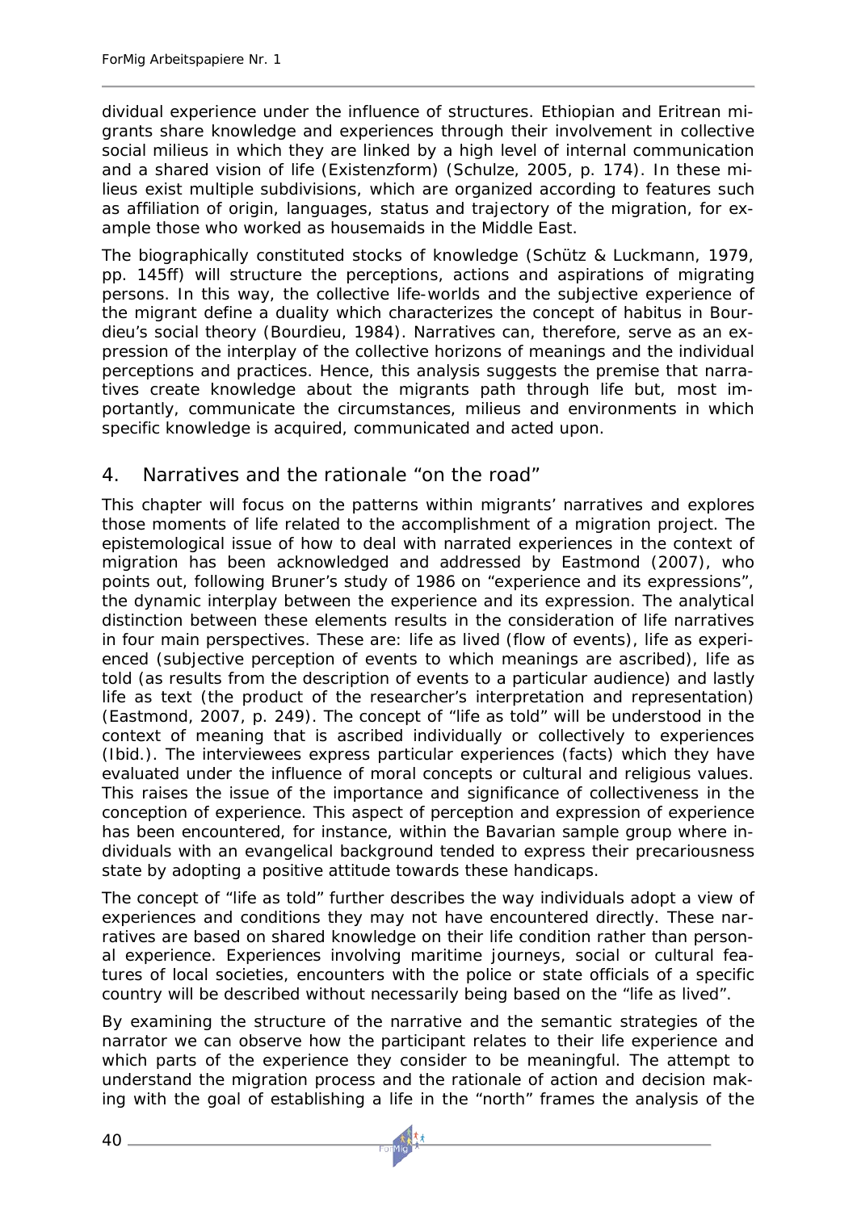dividual experience under the influence of structures. Ethiopian and Eritrean migrants share knowledge and experiences through their involvement in collective social milieus in which they are linked by a high level of internal communication and a shared vision of life (Existenzform) (Schulze, 2005, p. 174). In these milieus exist multiple subdivisions, which are organized according to features such as affiliation of origin, languages, status and trajectory of the migration, for example those who worked as housemaids in the Middle East.

The biographically constituted stocks of knowledge (Schütz & Luckmann, 1979, pp. 145ff) will structure the perceptions, actions and aspirations of migrating persons. In this way, the collective life-worlds and the subjective experience of the migrant define a duality which characterizes the concept of habitus in Bourdieu's social theory (Bourdieu, 1984). Narratives can, therefore, serve as an expression of the interplay of the collective horizons of meanings and the individual perceptions and practices. Hence, this analysis suggests the premise that narratives create knowledge about the migrants path through life but, most importantly, communicate the circumstances, milieus and environments in which specific knowledge is acquired, communicated and acted upon.

## 4. Narratives and the rationale "on the road"

This chapter will focus on the patterns within migrants' narratives and explores those moments of life related to the accomplishment of a migration project. The epistemological issue of how to deal with narrated experiences in the context of migration has been acknowledged and addressed by Eastmond (2007), who points out, following Bruner's study of 1986 on "experience and its expressions", the dynamic interplay between the experience and its expression. The analytical distinction between these elements results in the consideration of life narratives in four main perspectives. These are: life as lived (flow of events), life as experienced (subjective perception of events to which meanings are ascribed), life as told (as results from the description of events to a particular audience) and lastly life as text (the product of the researcher's interpretation and representation) (Eastmond, 2007, p. 249). The concept of "life as told" will be understood in the context of meaning that is ascribed individually or collectively to experiences (Ibid.). The interviewees express particular experiences (facts) which they have evaluated under the influence of moral concepts or cultural and religious values. This raises the issue of the importance and significance of collectiveness in the conception of experience. This aspect of perception and expression of experience has been encountered, for instance, within the Bavarian sample group where individuals with an evangelical background tended to express their precariousness state by adopting a positive attitude towards these handicaps.

The concept of "life as told" further describes the way individuals adopt a view of experiences and conditions they may not have encountered directly. These narratives are based on shared knowledge on their life condition rather than personal experience. Experiences involving maritime journeys, social or cultural features of local societies, encounters with the police or state officials of a specific country will be described without necessarily being based on the "life as lived".

By examining the structure of the narrative and the semantic strategies of the narrator we can observe how the participant relates to their life experience and which parts of the experience they consider to be meaningful. The attempt to understand the migration process and the rationale of action and decision making with the goal of establishing a life in the "north" frames the analysis of the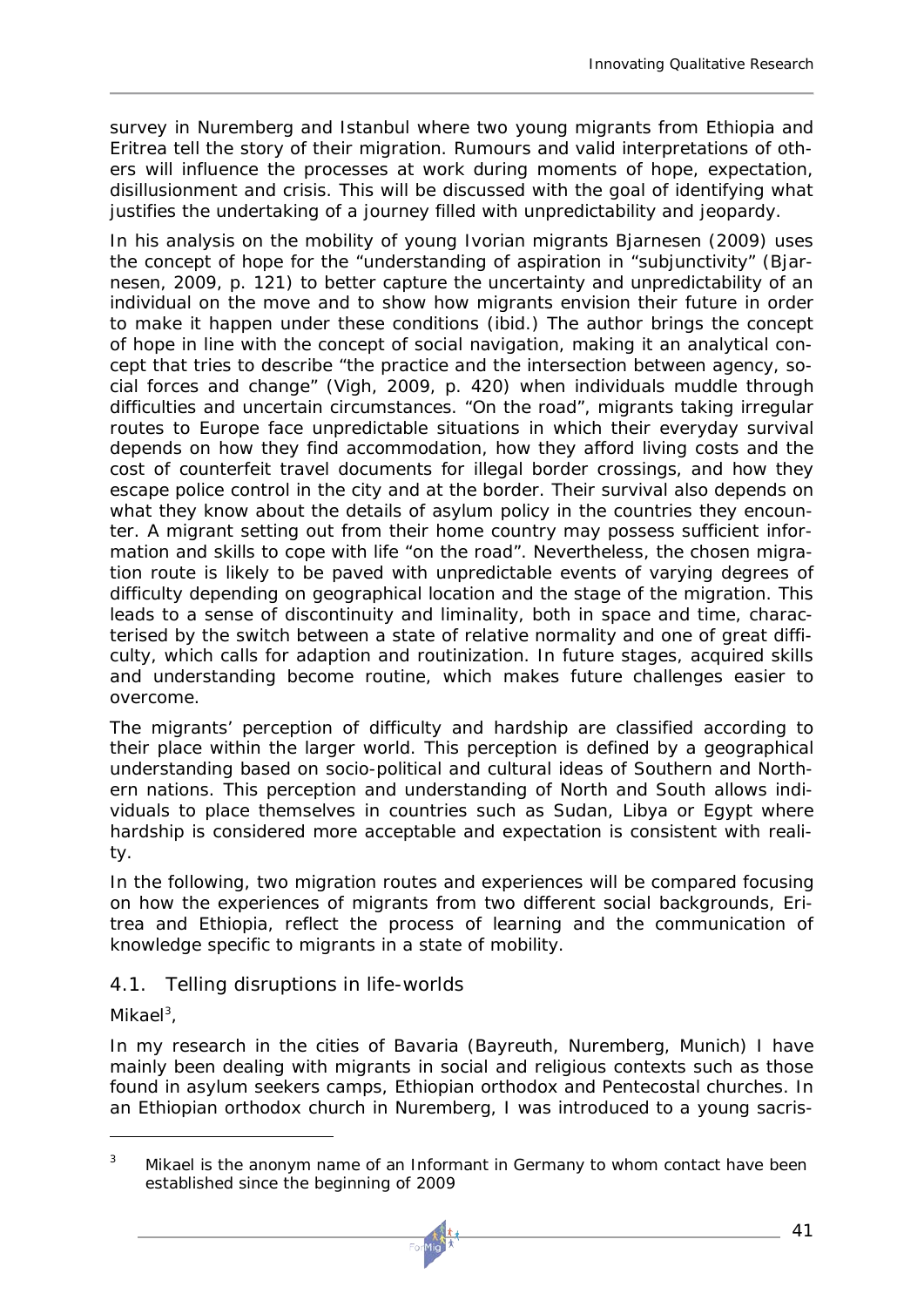survey in Nuremberg and Istanbul where two young migrants from Ethiopia and Eritrea tell the story of their migration. Rumours and valid interpretations of others will influence the processes at work during moments of hope, expectation, disillusionment and crisis. This will be discussed with the goal of identifying what justifies the undertaking of a journey filled with unpredictability and jeopardy.

In his analysis on the mobility of young Ivorian migrants Bjarnesen (2009) uses the concept of hope for the "understanding of aspiration in "subjunctivity" (Bjarnesen, 2009, p. 121) to better capture the uncertainty and unpredictability of an individual on the move and to show how migrants envision their future in order to make it happen under these conditions (ibid.) The author brings the concept of hope in line with the concept of social navigation, making it an analytical concept that tries to describe "the practice and the intersection between agency, social forces and change" (Vigh, 2009, p. 420) when individuals muddle through difficulties and uncertain circumstances. "On the road", migrants taking irregular routes to Europe face unpredictable situations in which their everyday survival depends on how they find accommodation, how they afford living costs and the cost of counterfeit travel documents for illegal border crossings, and how they escape police control in the city and at the border. Their survival also depends on what they know about the details of asylum policy in the countries they encounter. A migrant setting out from their home country may possess sufficient information and skills to cope with life "on the road". Nevertheless, the chosen migration route is likely to be paved with unpredictable events of varying degrees of difficulty depending on geographical location and the stage of the migration. This leads to a sense of discontinuity and liminality, both in space and time, characterised by the switch between a state of relative normality and one of great difficulty, which calls for adaption and routinization. In future stages, acquired skills and understanding become routine, which makes future challenges easier to overcome.

The migrants' perception of difficulty and hardship are classified according to their place within the larger world. This perception is defined by a geographical understanding based on socio-political and cultural ideas of Southern and Northern nations. This perception and understanding of North and South allows individuals to place themselves in countries such as Sudan, Libya or Egypt where hardship is considered more acceptable and expectation is consistent with reality.

In the following, two migration routes and experiences will be compared focusing on how the experiences of migrants from two different social backgrounds, Eritrea and Ethiopia, reflect the process of learning and the communication of knowledge specific to migrants in a state of mobility.

### 4.1. Telling disruptions in life-worlds

*Mikael*[3],

In my research in the cities of Bavaria (Bayreuth, Nuremberg, Munich) I have mainly been dealing with migrants in social and religious contexts such as those found in asylum seekers camps, Ethiopian orthodox and Pentecostal churches. In an Ethiopian orthodox church in Nuremberg, I was introduced to a young sacris-

[3] Mikael is the anonym name of an Informant in Germany to whom contact have been established since the beginning of 2009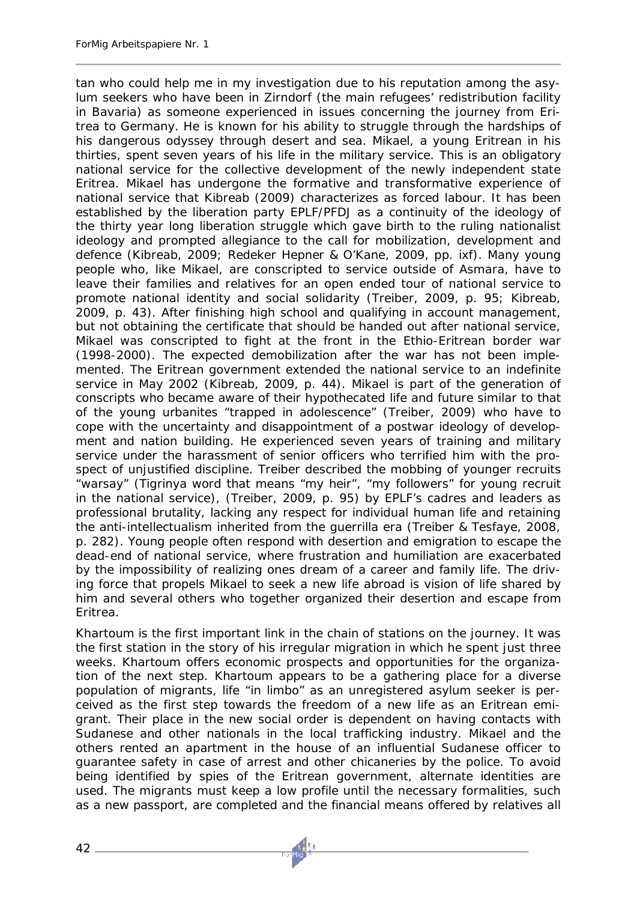tan who could help me in my investigation due to his reputation among the asylum seekers who have been in Zirndorf (the main refugees' redistribution facility in Bavaria) as someone experienced in issues concerning the journey from Eritrea to Germany. He is known for his ability to struggle through the hardships of his dangerous odyssey through desert and sea. Mikael, a young Eritrean in his thirties, spent seven years of his life in the military service. This is an obligatory national service for the collective development of the newly independent state Eritrea. Mikael has undergone the formative and transformative experience of national service that Kibreab (2009) characterizes as forced labour. It has been established by the liberation party EPLF/PFDJ as a continuity of the ideology of the thirty year long liberation struggle which gave birth to the ruling nationalist ideology and prompted allegiance to the call for mobilization, development and defence (Kibreab, 2009; Redeker Hepner & O'Kane, 2009, pp. ixf). Many young people who, like Mikael, are conscripted to service outside of Asmara, have to leave their families and relatives for an open ended tour of national service to promote national identity and social solidarity (Treiber, 2009, p. 95; Kibreab, 2009, p. 43). After finishing high school and qualifying in account management, but not obtaining the certificate that should be handed out after national service, Mikael was conscripted to fight at the front in the Ethio-Eritrean border war (1998-2000). The expected demobilization after the war has not been implemented. The Eritrean government extended the national service to an indefinite service in May 2002 (Kibreab, 2009, p. 44). Mikael is part of the generation of conscripts who became aware of their hypothecated life and future similar to that of the young urbanites "trapped in adolescence" (Treiber, 2009) who have to cope with the uncertainty and disappointment of a postwar ideology of development and nation building. He experienced seven years of training and military service under the harassment of senior officers who terrified him with the prospect of unjustified discipline. Treiber described the mobbing of younger recruits "warsay" (Tigrinya word that means "my heir", "my followers" for young recruit in the national service), (Treiber, 2009, p. 95) by EPLF's cadres and leaders as professional brutality, lacking any respect for individual human life and retaining the anti-intellectualism inherited from the guerrilla era (Treiber & Tesfaye, 2008, p. 282). Young people often respond with desertion and emigration to escape the dead-end of national service, where frustration and humiliation are exacerbated by the impossibility of realizing ones dream of a career and family life. The driving force that propels Mikael to seek a new life abroad is vision of life shared by him and several others who together organized their desertion and escape from Eritrea.

Khartoum is the first important link in the chain of stations on the journey. It was the first station in the story of his irregular migration in which he spent just three weeks. Khartoum offers economic prospects and opportunities for the organization of the next step. Khartoum appears to be a gathering place for a diverse population of migrants, life "in limbo" as an unregistered asylum seeker is perceived as the first step towards the freedom of a new life as an Eritrean emigrant. Their place in the new social order is dependent on having contacts with Sudanese and other nationals in the local trafficking industry. Mikael and the others rented an apartment in the house of an influential Sudanese officer to guarantee safety in case of arrest and other chicaneries by the police. To avoid being identified by spies of the Eritrean government, alternate identities are used. The migrants must keep a low profile until the necessary formalities, such as a new passport, are completed and the financial means offered by relatives all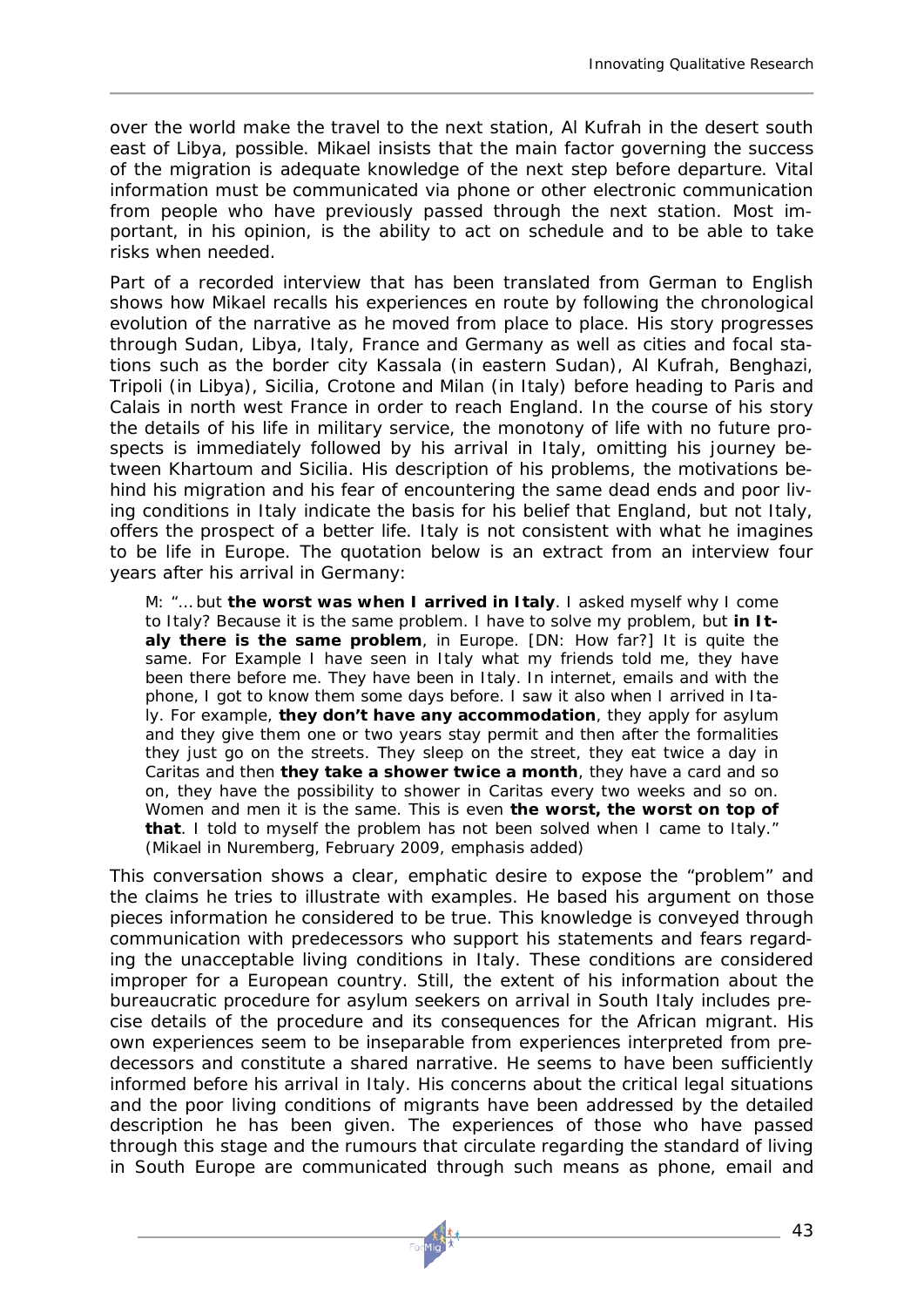over the world make the travel to the next station, Al Kufrah in the desert south east of Libya, possible. Mikael insists that the main factor governing the success of the migration is adequate knowledge of the next step before departure. Vital information must be communicated via phone or other electronic communication from people who have previously passed through the next station. Most important, in his opinion, is the ability to act on schedule and to be able to take risks when needed.

Part of a recorded interview that has been translated from German to English shows how Mikael recalls his experiences en route by following the chronological evolution of the narrative as he moved from place to place. His story progresses through Sudan, Libya, Italy, France and Germany as well as cities and focal stations such as the border city Kassala (in eastern Sudan), Al Kufrah, Benghazi, Tripoli (in Libya), Sicilia, Crotone and Milan (in Italy) before heading to Paris and Calais in north west France in order to reach England. In the course of his story the details of his life in military service, the monotony of life with no future prospects is immediately followed by his arrival in Italy, omitting his journey between Khartoum and Sicilia. His description of his problems, the motivations behind his migration and his fear of encountering the same dead ends and poor living conditions in Italy indicate the basis for his belief that England, but not Italy, offers the prospect of a better life. Italy is not consistent with what he imagines to be life in Europe. The quotation below is an extract from an interview four years after his arrival in Germany:

> M: "… but **the worst was when I arrived in Italy**. I asked myself why I come to Italy? Because it is the same problem. I have to solve my problem, but **in Italy there is the same problem**, in Europe. [DN: How far?] It is quite the same. For Example I have seen in Italy what my friends told me, they have been there before me. They have been in Italy. In internet, emails and with the phone, I got to know them some days before. I saw it also when I arrived in Italy. For example, **they don't have any accommodation**, they apply for asylum and they give them one or two years stay permit and then after the formalities they just go on the streets. They sleep on the street, they eat twice a day in Caritas and then **they take a shower twice a month**, they have a card and so on, they have the possibility to shower in Caritas every two weeks and so on. Women and men it is the same. This is even **the worst, the worst on top of that**. I told to myself the problem has not been solved when I came to Italy." (Mikael in Nuremberg, February 2009, emphasis added)

This conversation shows a clear, emphatic desire to expose the "problem" and the claims he tries to illustrate with examples. He based his argument on those pieces information he considered to be true. This knowledge is conveyed through communication with predecessors who support his statements and fears regarding the unacceptable living conditions in Italy. These conditions are considered improper for a European country. Still, the extent of his information about the bureaucratic procedure for asylum seekers on arrival in South Italy includes precise details of the procedure and its consequences for the African migrant. His own experiences seem to be inseparable from experiences interpreted from predecessors and constitute a shared narrative. He seems to have been sufficiently informed before his arrival in Italy. His concerns about the critical legal situations and the poor living conditions of migrants have been addressed by the detailed description he has been given. The experiences of those who have passed through this stage and the rumours that circulate regarding the standard of living in South Europe are communicated through such means as phone, email and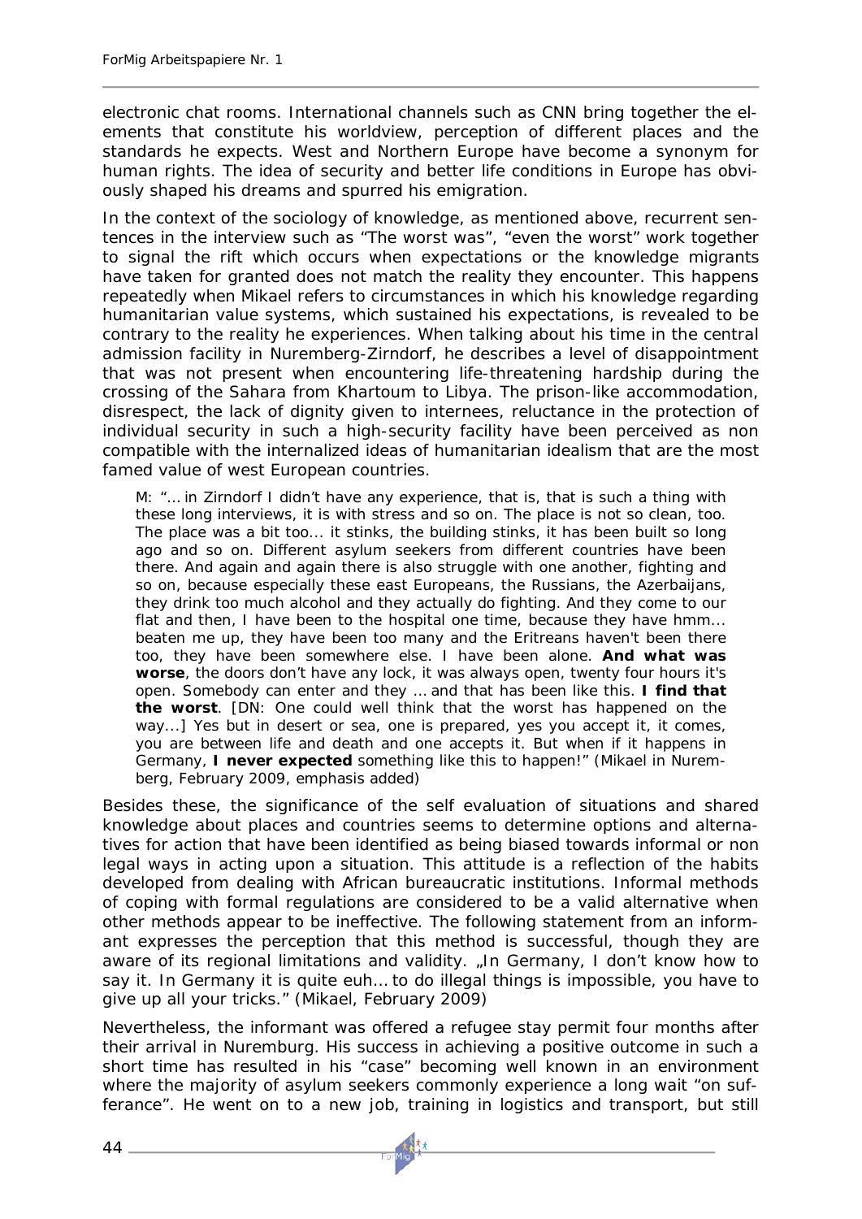electronic chat rooms. International channels such as CNN bring together the elements that constitute his worldview, perception of different places and the standards he expects. West and Northern Europe have become a synonym for human rights. The idea of security and better life conditions in Europe has obviously shaped his dreams and spurred his emigration.

In the context of the sociology of knowledge, as mentioned above, recurrent sentences in the interview such as "The worst was", "even the worst" work together to signal the rift which occurs when expectations or the knowledge migrants have taken for granted does not match the reality they encounter. This happens repeatedly when Mikael refers to circumstances in which his knowledge regarding humanitarian value systems, which sustained his expectations, is revealed to be contrary to the reality he experiences. When talking about his time in the central admission facility in Nuremberg-Zirndorf, he describes a level of disappointment that was not present when encountering life-threatening hardship during the crossing of the Sahara from Khartoum to Libya. The prison-like accommodation, disrespect, the lack of dignity given to internees, reluctance in the protection of individual security in such a high-security facility have been perceived as non compatible with the internalized ideas of humanitarian idealism that are the most famed value of west European countries.

> M: "… in Zirndorf I didn't have any experience, that is, that is such a thing with these long interviews, it is with stress and so on. The place is not so clean, too. The place was a bit too… it stinks, the building stinks, it has been built so long ago and so on. Different asylum seekers from different countries have been there. And again and again there is also struggle with one another, fighting and so on, because especially these east Europeans, the Russians, the Azerbaijans, they drink too much alcohol and they actually do fighting. And they come to our flat and then, I have been to the hospital one time, because they have hmm… beaten me up, they have been too many and the Eritreans haven't been there too, they have been somewhere else. I have been alone. **And what was worse**, the doors don't have any lock, it was always open, twenty four hours it's open. Somebody can enter and they … and that has been like this. **I find that the worst**. [DN: One could well think that the worst has happened on the way...] Yes but in desert or sea, one is prepared, yes you accept it, it comes, you are between life and death and one accepts it. But when if it happens in Germany, **I never expected** something like this to happen!" (Mikael in Nuremberg, February 2009, emphasis added)

Besides these, the significance of the self evaluation of situations and shared knowledge about places and countries seems to determine options and alternatives for action that have been identified as being biased towards informal or non legal ways in acting upon a situation. This attitude is a reflection of the habits developed from dealing with African bureaucratic institutions. Informal methods of coping with formal regulations are considered to be a valid alternative when other methods appear to be ineffective. The following statement from an informant expresses the perception that this method is successful, though they are aware of its regional limitations and validity. „In Germany, I don't know how to say it. In Germany it is quite euh… to do illegal things is impossible, you have to give up all your tricks." (Mikael, February 2009)

Nevertheless, the informant was offered a refugee stay permit four months after their arrival in Nuremburg. His success in achieving a positive outcome in such a short time has resulted in his "case" becoming well known in an environment where the majority of asylum seekers commonly experience a long wait "on sufferance". He went on to a new job, training in logistics and transport, but still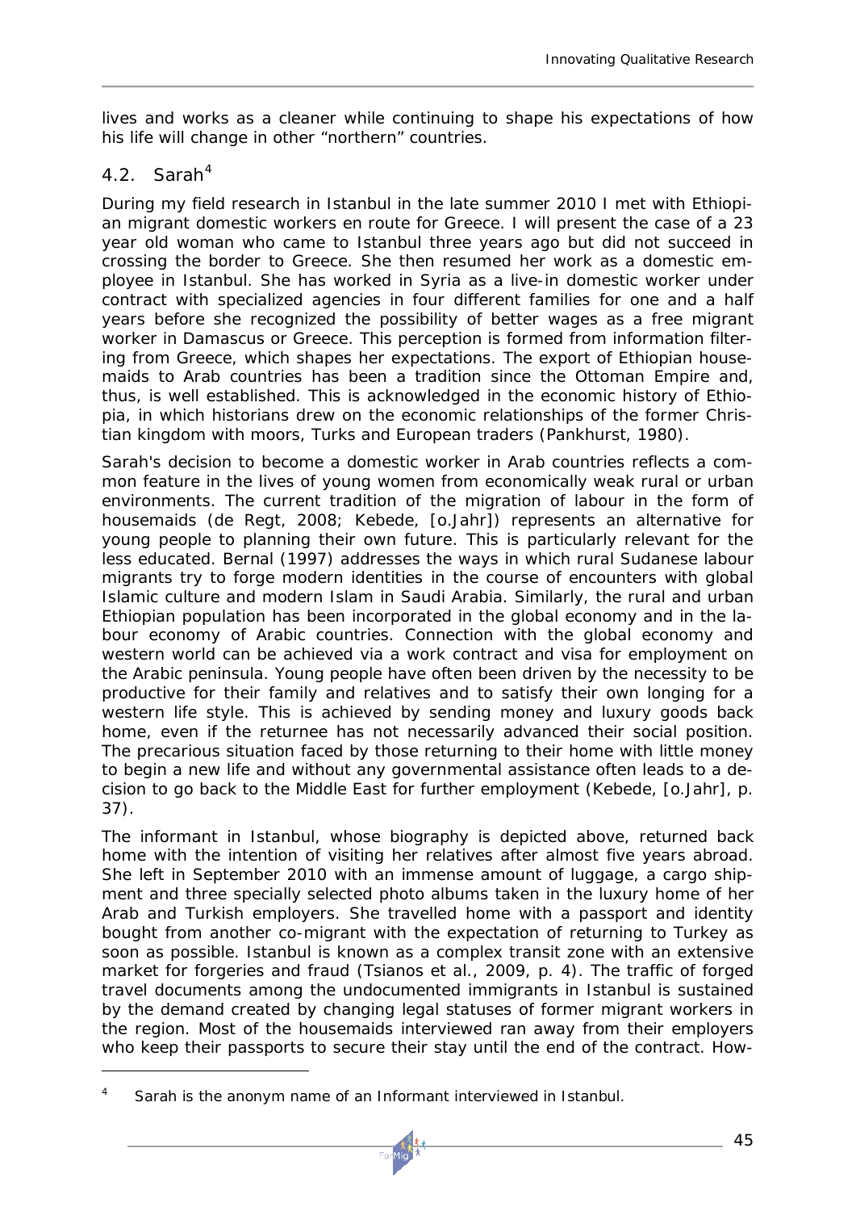lives and works as a cleaner while continuing to shape his expectations of how his life will change in other "northern" countries.

## 4.2. Sarah[4]

During my field research in Istanbul in the late summer 2010 I met with Ethiopian migrant domestic workers en route for Greece. I will present the case of a 23 year old woman who came to Istanbul three years ago but did not succeed in crossing the border to Greece. She then resumed her work as a domestic employee in Istanbul. She has worked in Syria as a live-in domestic worker under contract with specialized agencies in four different families for one and a half years before she recognized the possibility of better wages as a free migrant worker in Damascus or Greece. This perception is formed from information filtering from Greece, which shapes her expectations. The export of Ethiopian housemaids to Arab countries has been a tradition since the Ottoman Empire and, thus, is well established. This is acknowledged in the economic history of Ethiopia, in which historians drew on the economic relationships of the former Christian kingdom with moors, Turks and European traders (Pankhurst, 1980).

Sarah's decision to become a domestic worker in Arab countries reflects a common feature in the lives of young women from economically weak rural or urban environments. The current tradition of the migration of labour in the form of housemaids (de Regt, 2008; Kebede, [o.Jahr]) represents an alternative for young people to planning their own future. This is particularly relevant for the less educated. Bernal (1997) addresses the ways in which rural Sudanese labour migrants try to forge modern identities in the course of encounters with global Islamic culture and modern Islam in Saudi Arabia. Similarly, the rural and urban Ethiopian population has been incorporated in the global economy and in the labour economy of Arabic countries. Connection with the global economy and western world can be achieved via a work contract and visa for employment on the Arabic peninsula. Young people have often been driven by the necessity to be productive for their family and relatives and to satisfy their own longing for a western life style. This is achieved by sending money and luxury goods back home, even if the returnee has not necessarily advanced their social position. The precarious situation faced by those returning to their home with little money to begin a new life and without any governmental assistance often leads to a decision to go back to the Middle East for further employment (Kebede, [o.Jahr], p. 37).

The informant in Istanbul, whose biography is depicted above, returned back home with the intention of visiting her relatives after almost five years abroad. She left in September 2010 with an immense amount of luggage, a cargo shipment and three specially selected photo albums taken in the luxury home of her Arab and Turkish employers. She travelled home with a passport and identity bought from another co-migrant with the expectation of returning to Turkey as soon as possible. Istanbul is known as a complex transit zone with an extensive market for forgeries and fraud (Tsianos et al., 2009, p. 4). The traffic of forged travel documents among the undocumented immigrants in Istanbul is sustained by the demand created by changing legal statuses of former migrant workers in the region. Most of the housemaids interviewed ran away from their employers who keep their passports to secure their stay until the end of the contract. How-

---

[4] Sarah is the anonym name of an Informant interviewed in Istanbul.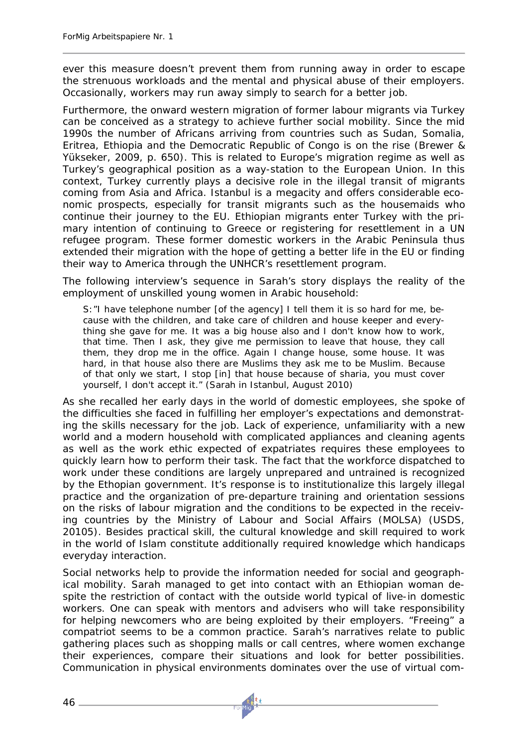ever this measure doesn't prevent them from running away in order to escape the strenuous workloads and the mental and physical abuse of their employers. Occasionally, workers may run away simply to search for a better job.

Furthermore, the onward western migration of former labour migrants via Turkey can be conceived as a strategy to achieve further social mobility. Since the mid 1990s the number of Africans arriving from countries such as Sudan, Somalia, Eritrea, Ethiopia and the Democratic Republic of Congo is on the rise (Brewer & Yükseker, 2009, p. 650). This is related to Europe's migration regime as well as Turkey's geographical position as a way-station to the European Union. In this context, Turkey currently plays a decisive role in the illegal transit of migrants coming from Asia and Africa. Istanbul is a megacity and offers considerable economic prospects, especially for transit migrants such as the housemaids who continue their journey to the EU. Ethiopian migrants enter Turkey with the primary intention of continuing to Greece or registering for resettlement in a UN refugee program. These former domestic workers in the Arabic Peninsula thus extended their migration with the hope of getting a better life in the EU or finding their way to America through the UNHCR's resettlement program.

The following interview's sequence in Sarah's story displays the reality of the employment of unskilled young women in Arabic household:

> S:"I have telephone number [of the agency] I tell them it is so hard for me, because with the children, and take care of children and house keeper and everything she gave for me. It was a big house also and I don't know how to work, that time. Then I ask, they give me permission to leave that house, they call them, they drop me in the office. Again I change house, some house. It was hard, in that house also there are Muslims they ask me to be Muslim. Because of that only we start, I stop [in] that house because of sharia, you must cover yourself, I don't accept it." (Sarah in Istanbul, August 2010)

As she recalled her early days in the world of domestic employees, she spoke of the difficulties she faced in fulfilling her employer's expectations and demonstrating the skills necessary for the job. Lack of experience, unfamiliarity with a new world and a modern household with complicated appliances and cleaning agents as well as the work ethic expected of expatriates requires these employees to quickly learn how to perform their task. The fact that the workforce dispatched to work under these conditions are largely unprepared and untrained is recognized by the Ethopian government. It's response is to institutionalize this largely illegal practice and the organization of pre-departure training and orientation sessions on the risks of labour migration and the conditions to be expected in the receiving countries by the Ministry of Labour and Social Affairs (MOLSA) (USDS, 20105). Besides practical skill, the cultural knowledge and skill required to work in the world of Islam constitute additionally required knowledge which handicaps everyday interaction.

Social networks help to provide the information needed for social and geographical mobility. Sarah managed to get into contact with an Ethiopian woman despite the restriction of contact with the outside world typical of live-in domestic workers. One can speak with mentors and advisers who will take responsibility for helping newcomers who are being exploited by their employers. "Freeing" a compatriot seems to be a common practice. Sarah's narratives relate to public gathering places such as shopping malls or call centres, where women exchange their experiences, compare their situations and look for better possibilities. Communication in physical environments dominates over the use of virtual com-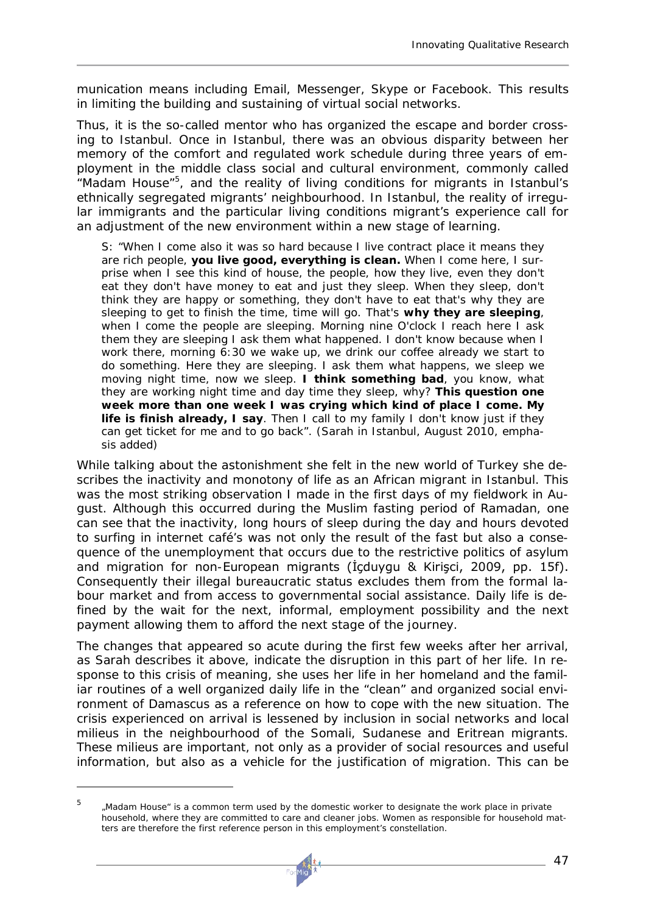munication means including Email, Messenger, Skype or Facebook. This results in limiting the building and sustaining of virtual social networks.

Thus, it is the so-called mentor who has organized the escape and border crossing to Istanbul. Once in Istanbul, there was an obvious disparity between her memory of the comfort and regulated work schedule during three years of employment in the middle class social and cultural environment, commonly called "Madam House"[5], and the reality of living conditions for migrants in Istanbul's ethnically segregated migrants' neighbourhood. In Istanbul, the reality of irregular immigrants and the particular living conditions migrant's experience call for an adjustment of the new environment within a new stage of learning.

> S: "When I come also it was so hard because I live contract place it means they are rich people, **you live good, everything is clean.** When I come here, I surprise when I see this kind of house, the people, how they live, even they don't eat they don't have money to eat and just they sleep. When they sleep, don't think they are happy or something, they don't have to eat that's why they are sleeping to get to finish the time, time will go. That's **why they are sleeping**, when I come the people are sleeping. Morning nine O'clock I reach here I ask them they are sleeping I ask them what happened. I don't know because when I work there, morning 6:30 we wake up, we drink our coffee already we start to do something. Here they are sleeping. I ask them what happens, we sleep we moving night time, now we sleep. **I think something bad**, you know, what they are working night time and day time they sleep, why? **This question one week more than one week I was crying which kind of place I come. My life is finish already, I say**. Then I call to my family I don't know just if they can get ticket for me and to go back". (Sarah in Istanbul, August 2010, emphasis added)

While talking about the astonishment she felt in the new world of Turkey she describes the inactivity and monotony of life as an African migrant in Istanbul. This was the most striking observation I made in the first days of my fieldwork in August. Although this occurred during the Muslim fasting period of Ramadan, one can see that the inactivity, long hours of sleep during the day and hours devoted to surfing in internet café's was not only the result of the fast but also a consequence of the unemployment that occurs due to the restrictive politics of asylum and migration for non-European migrants (İçduygu & Kirişci, 2009, pp. 15f). Consequently their illegal bureaucratic status excludes them from the formal labour market and from access to governmental social assistance. Daily life is defined by the wait for the next, informal, employment possibility and the next payment allowing them to afford the next stage of the journey.

The changes that appeared so acute during the first few weeks after her arrival, as Sarah describes it above, indicate the disruption in this part of her life. In response to this crisis of meaning, she uses her life in her homeland and the familiar routines of a well organized daily life in the "clean" and organized social environment of Damascus as a reference on how to cope with the new situation. The crisis experienced on arrival is lessened by inclusion in social networks and local milieus in the neighbourhood of the Somali, Sudanese and Eritrean migrants. These milieus are important, not only as a provider of social resources and useful information, but also as a vehicle for the justification of migration. This can be

[5] „Madam House" is a common term used by the domestic worker to designate the work place in private household, where they are committed to care and cleaner jobs. Women as responsible for household matters are therefore the first reference person in this employment's constellation.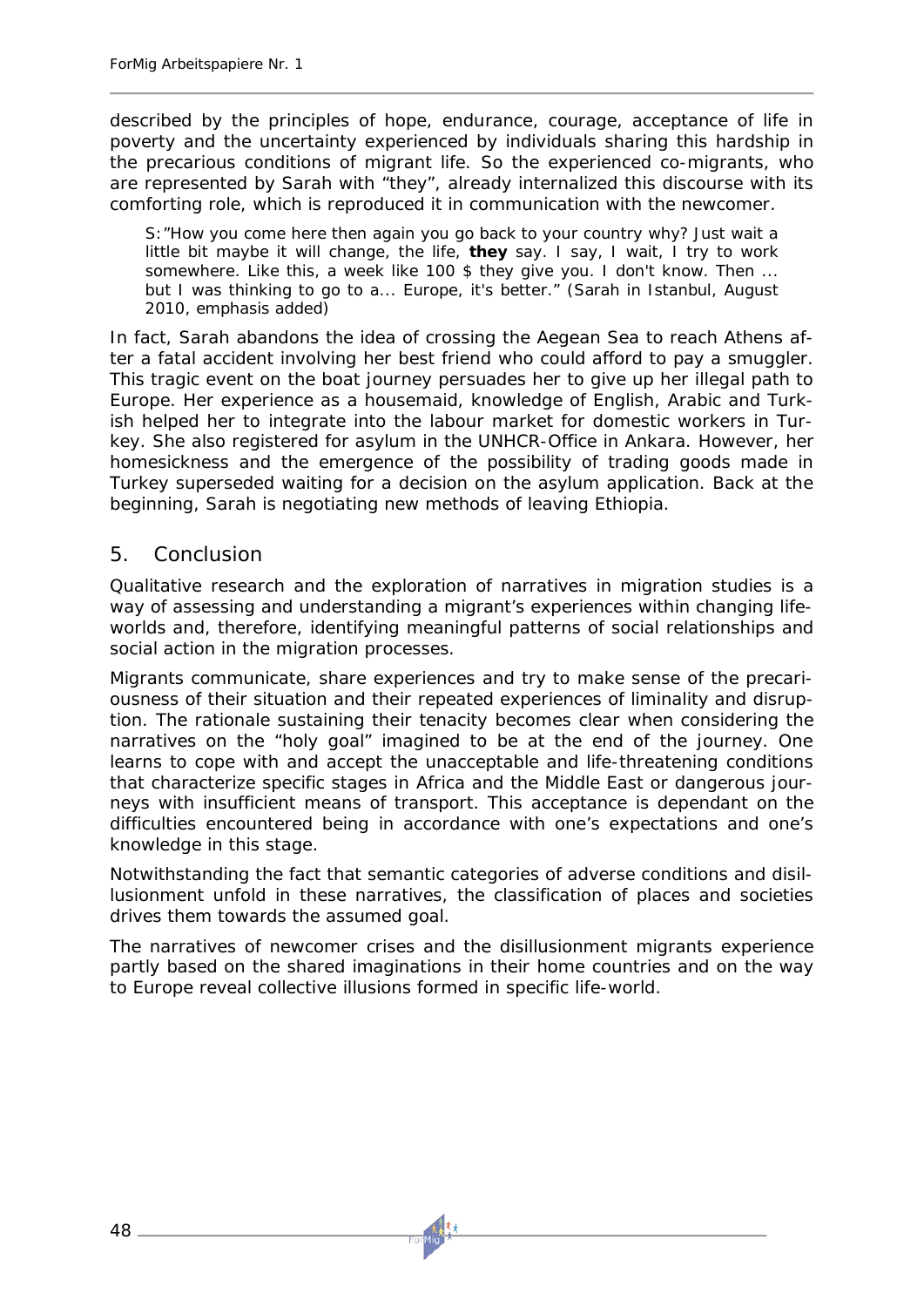described by the principles of hope, endurance, courage, acceptance of life in poverty and the uncertainty experienced by individuals sharing this hardship in the precarious conditions of migrant life. So the experienced co-migrants, who are represented by Sarah with "they", already internalized this discourse with its comforting role, which is reproduced it in communication with the newcomer.

> S:"How you come here then again you go back to your country why? Just wait a little bit maybe it will change, the life, **they** say. I say, I wait, I try to work somewhere. Like this, a week like 100 $ they give you. I don't know. Then ... but I was thinking to go to a... Europe, it's better." (Sarah in Istanbul, August 2010, emphasis added)

In fact, Sarah abandons the idea of crossing the Aegean Sea to reach Athens after a fatal accident involving her best friend who could afford to pay a smuggler. This tragic event on the boat journey persuades her to give up her illegal path to Europe. Her experience as a housemaid, knowledge of English, Arabic and Turkish helped her to integrate into the labour market for domestic workers in Turkey. She also registered for asylum in the UNHCR-Office in Ankara. However, her homesickness and the emergence of the possibility of trading goods made in Turkey superseded waiting for a decision on the asylum application. Back at the beginning, Sarah is negotiating new methods of leaving Ethiopia.

## 5. Conclusion

Qualitative research and the exploration of narratives in migration studies is a way of assessing and understanding a migrant's experiences within changing life-worlds and, therefore, identifying meaningful patterns of social relationships and social action in the migration processes.

Migrants communicate, share experiences and try to make sense of the precariousness of their situation and their repeated experiences of liminality and disruption. The rationale sustaining their tenacity becomes clear when considering the narratives on the "holy goal" imagined to be at the end of the journey. One learns to cope with and accept the unacceptable and life-threatening conditions that characterize specific stages in Africa and the Middle East or dangerous journeys with insufficient means of transport. This acceptance is dependant on the difficulties encountered being in accordance with one's expectations and one's knowledge in this stage.

Notwithstanding the fact that semantic categories of adverse conditions and disillusionment unfold in these narratives, the classification of places and societies drives them towards the assumed goal.

The narratives of newcomer crises and the disillusionment migrants experience partly based on the shared imaginations in their home countries and on the way to Europe reveal collective illusions formed in specific life-world.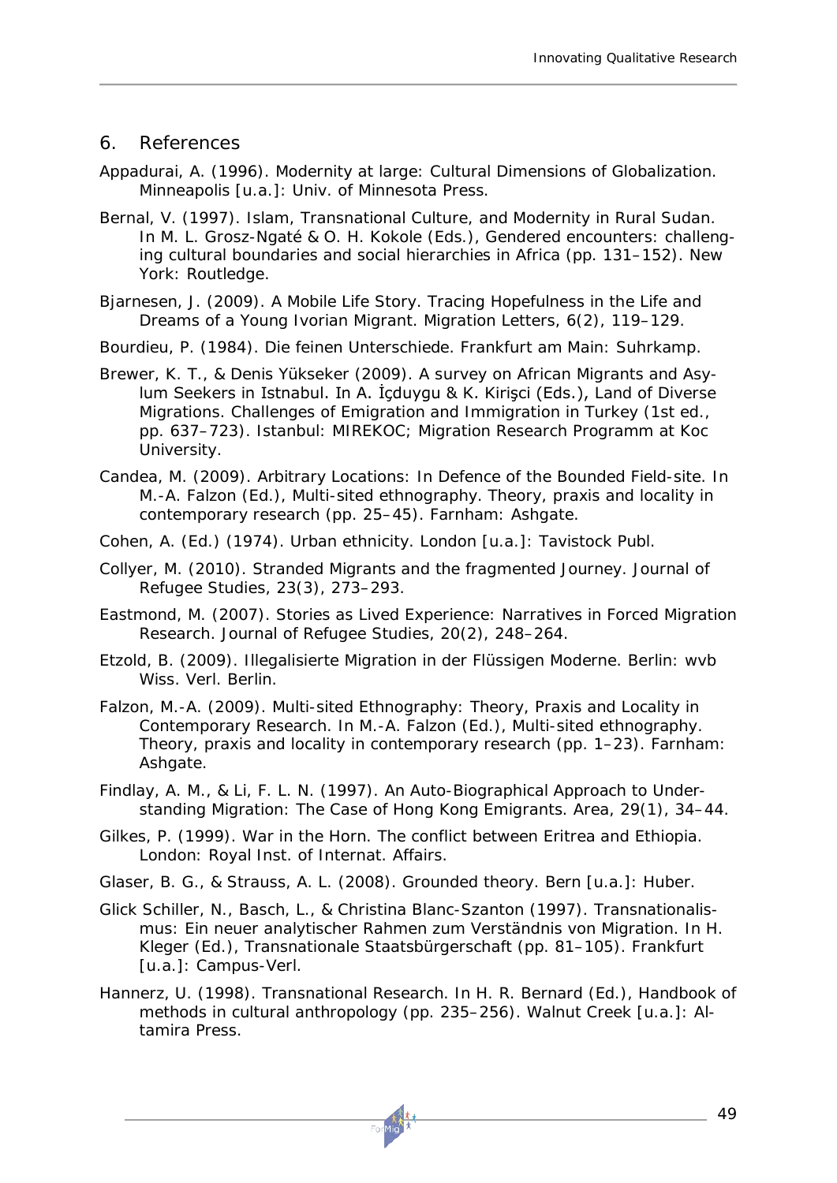## 6. References

Appadurai, A. (1996). Modernity at large: Cultural Dimensions of Globalization. Minneapolis [u.a.]: Univ. of Minnesota Press.

Bernal, V. (1997). Islam, Transnational Culture, and Modernity in Rural Sudan. In M. L. Grosz-Ngaté & O. H. Kokole (Eds.), Gendered encounters: challenging cultural boundaries and social hierarchies in Africa (pp. 131–152). New York: Routledge.

Bjarnesen, J. (2009). A Mobile Life Story. Tracing Hopefulness in the Life and Dreams of a Young Ivorian Migrant. Migration Letters, 6(2), 119–129.

Bourdieu, P. (1984). Die feinen Unterschiede. Frankfurt am Main: Suhrkamp.

Brewer, K. T., & Denis Yükseker (2009). A survey on African Migrants and Asylum Seekers in Istnabul. In A. İçduygu & K. Kirişci (Eds.), Land of Diverse Migrations. Challenges of Emigration and Immigration in Turkey (1st ed., pp. 637–723). Istanbul: MIREKOC; Migration Research Programm at Koc University.

Candea, M. (2009). Arbitrary Locations: In Defence of the Bounded Field-site. In M.-A. Falzon (Ed.), Multi-sited ethnography. Theory, praxis and locality in contemporary research (pp. 25–45). Farnham: Ashgate.

Cohen, A. (Ed.) (1974). Urban ethnicity. London [u.a.]: Tavistock Publ.

Collyer, M. (2010). Stranded Migrants and the fragmented Journey. Journal of Refugee Studies, 23(3), 273–293.

Eastmond, M. (2007). Stories as Lived Experience: Narratives in Forced Migration Research. Journal of Refugee Studies, 20(2), 248–264.

Etzold, B. (2009). Illegalisierte Migration in der Flüssigen Moderne. Berlin: wvb Wiss. Verl. Berlin.

Falzon, M.-A. (2009). Multi-sited Ethnography: Theory, Praxis and Locality in Contemporary Research. In M.-A. Falzon (Ed.), Multi-sited ethnography. Theory, praxis and locality in contemporary research (pp. 1–23). Farnham: Ashgate.

Findlay, A. M., & Li, F. L. N. (1997). An Auto-Biographical Approach to Understanding Migration: The Case of Hong Kong Emigrants. Area, 29(1), 34–44.

Gilkes, P. (1999). War in the Horn. The conflict between Eritrea and Ethiopia. London: Royal Inst. of Internat. Affairs.

Glaser, B. G., & Strauss, A. L. (2008). Grounded theory. Bern [u.a.]: Huber.

Glick Schiller, N., Basch, L., & Christina Blanc-Szanton (1997). Transnationalismus: Ein neuer analytischer Rahmen zum Verständnis von Migration. In H. Kleger (Ed.), Transnationale Staatsbürgerschaft (pp. 81–105). Frankfurt [u.a.]: Campus-Verl.

Hannerz, U. (1998). Transnational Research. In H. R. Bernard (Ed.), Handbook of methods in cultural anthropology (pp. 235–256). Walnut Creek [u.a.]: Altamira Press.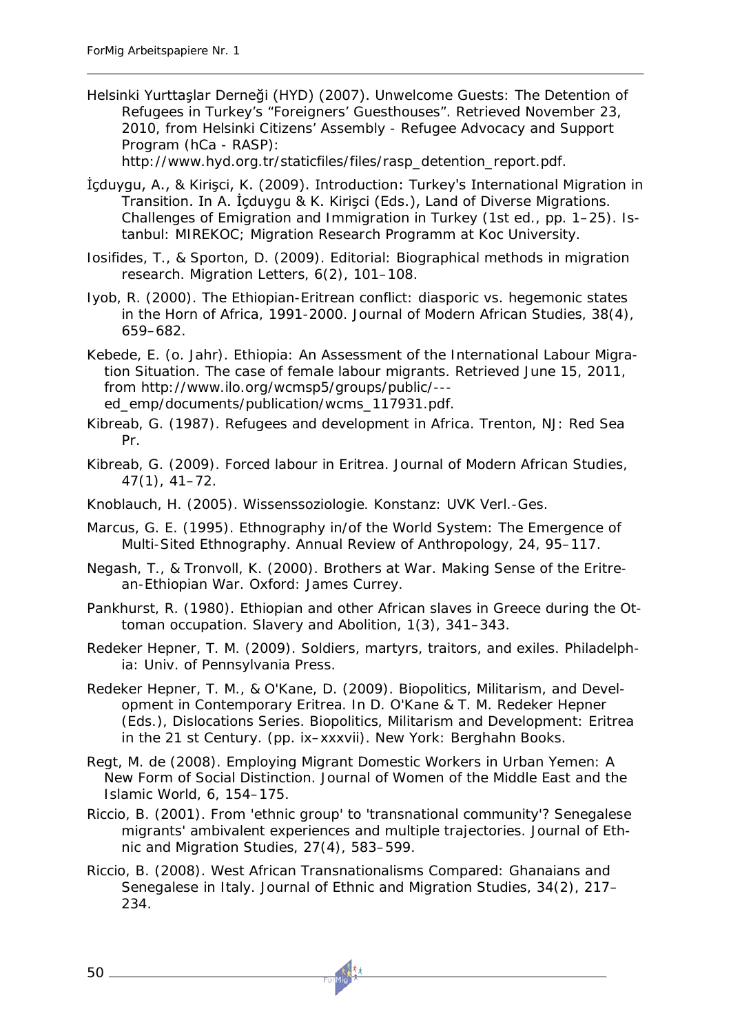Helsinki Yurttaşlar Derneği (HYD) (2007). Unwelcome Guests: The Detention of Refugees in Turkey's "Foreigners' Guesthouses". Retrieved November 23, 2010, from Helsinki Citizens' Assembly - Refugee Advocacy and Support Program (hCa - RASP): http://www.hyd.org.tr/staticfiles/files/rasp_detention_report.pdf.

İçduygu, A., & Kirişci, K. (2009). Introduction: Turkey's International Migration in Transition. In A. İçduygu & K. Kirişci (Eds.), Land of Diverse Migrations. Challenges of Emigration and Immigration in Turkey (1st ed., pp. 1–25). Istanbul: MIREKOC; Migration Research Programm at Koc University.

Iosifides, T., & Sporton, D. (2009). Editorial: Biographical methods in migration research. Migration Letters, 6(2), 101–108.

Iyob, R. (2000). The Ethiopian-Eritrean conflict: diasporic vs. hegemonic states in the Horn of Africa, 1991-2000. Journal of Modern African Studies, 38(4), 659–682.

Kebede, E. (o. Jahr). Ethiopia: An Assessment of the International Labour Migration Situation. The case of female labour migrants. Retrieved June 15, 2011, from http://www.ilo.org/wcmsp5/groups/public/---ed_emp/documents/publication/wcms_117931.pdf.

Kibreab, G. (1987). Refugees and development in Africa. Trenton, NJ: Red Sea Pr.

Kibreab, G. (2009). Forced labour in Eritrea. Journal of Modern African Studies, 47(1), 41–72.

Knoblauch, H. (2005). Wissenssoziologie. Konstanz: UVK Verl.-Ges.

Marcus, G. E. (1995). Ethnography in/of the World System: The Emergence of Multi-Sited Ethnography. Annual Review of Anthropology, 24, 95–117.

Negash, T., & Tronvoll, K. (2000). Brothers at War. Making Sense of the Eritrean-Ethiopian War. Oxford: James Currey.

Pankhurst, R. (1980). Ethiopian and other African slaves in Greece during the Ottoman occupation. Slavery and Abolition, 1(3), 341–343.

Redeker Hepner, T. M. (2009). Soldiers, martyrs, traitors, and exiles. Philadelphia: Univ. of Pennsylvania Press.

Redeker Hepner, T. M., & O'Kane, D. (2009). Biopolitics, Militarism, and Development in Contemporary Eritrea. In D. O'Kane & T. M. Redeker Hepner (Eds.), Dislocations Series. Biopolitics, Militarism and Development: Eritrea in the 21 st Century. (pp. ix–xxxvii). New York: Berghahn Books.

Regt, M. de (2008). Employing Migrant Domestic Workers in Urban Yemen: A New Form of Social Distinction. Journal of Women of the Middle East and the Islamic World, 6, 154–175.

Riccio, B. (2001). From 'ethnic group' to 'transnational community'? Senegalese migrants' ambivalent experiences and multiple trajectories. Journal of Ethnic and Migration Studies, 27(4), 583–599.

Riccio, B. (2008). West African Transnationalisms Compared: Ghanaians and Senegalese in Italy. Journal of Ethnic and Migration Studies, 34(2), 217–234.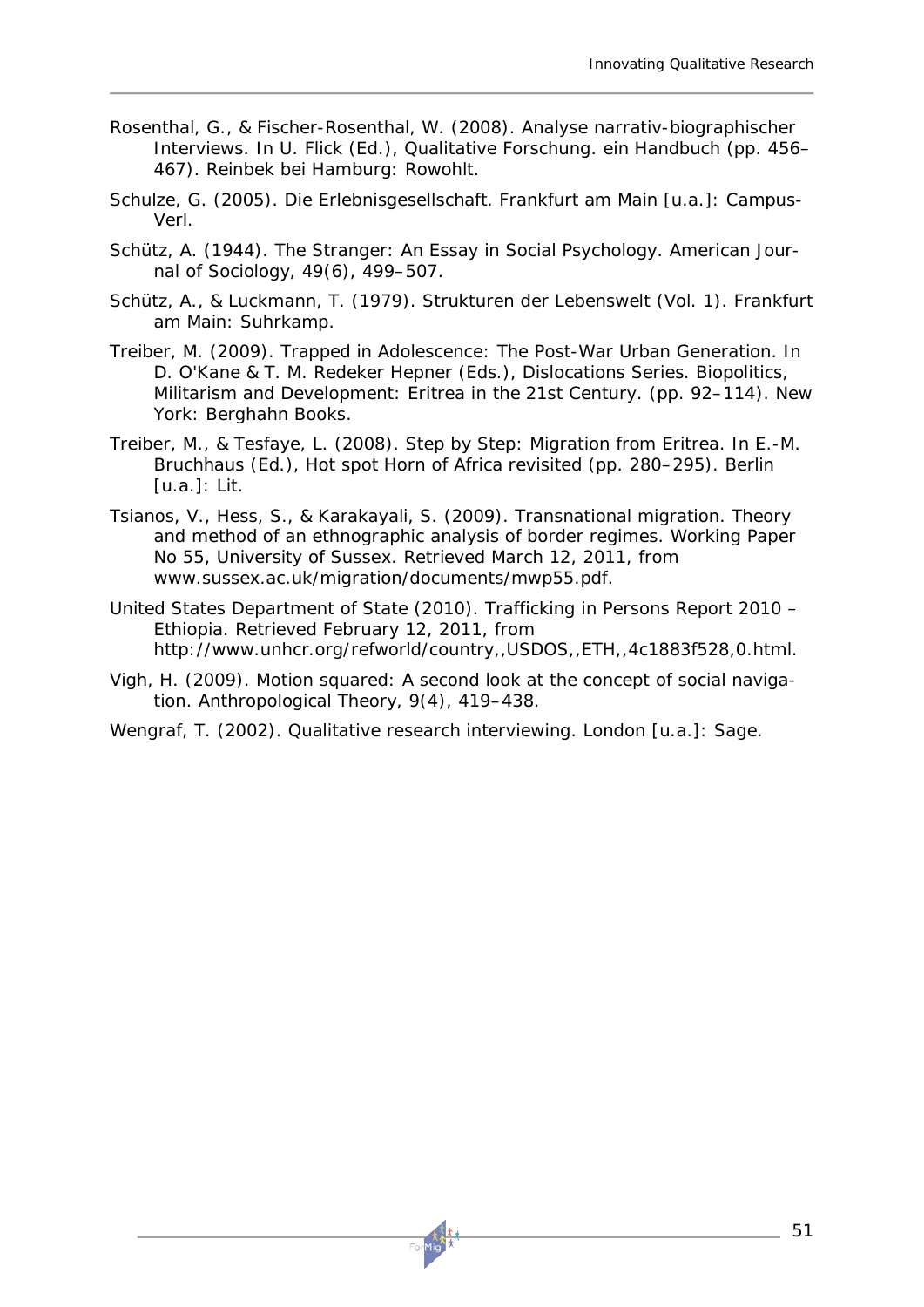Rosenthal, G., & Fischer-Rosenthal, W. (2008). Analyse narrativ-biographischer Interviews. In U. Flick (Ed.), *Qualitative Forschung. ein Handbuch* (pp. 456–467). Reinbek bei Hamburg: Rowohlt.

Schulze, G. (2005). *Die Erlebnisgesellschaft*. Frankfurt am Main [u.a.]: Campus-Verl.

Schütz, A. (1944). The Stranger: An Essay in Social Psychology. *American Journal of Sociology*, *49*(6), 499–507.

Schütz, A., & Luckmann, T. (1979). *Strukturen der Lebenswelt* (Vol. 1). Frankfurt am Main: Suhrkamp.

Treiber, M. (2009). Trapped in Adolescence: The Post-War Urban Generation. In D. O'Kane & T. M. Redeker Hepner (Eds.), *Dislocations Series. Biopolitics, Militarism and Development: Eritrea in the 21st Century.* (pp. 92–114). New York: Berghahn Books.

Treiber, M., & Tesfaye, L. (2008). Step by Step: Migration from Eritrea. In E.-M. Bruchhaus (Ed.), *Hot spot Horn of Africa revisited* (pp. 280–295). Berlin [u.a.]: Lit.

Tsianos, V., Hess, S., & Karakayali, S. (2009). Transnational migration. Theory and method of an ethnographic analysis of border regimes. Working Paper No 55, University of Sussex. Retrieved March 12, 2011, from www.sussex.ac.uk/migration/documents/mwp55.pdf.

United States Department of State (2010). Trafficking in Persons Report 2010 – Ethiopia. Retrieved February 12, 2011, from http://www.unhcr.org/refworld/country,,USDOS,,ETH,,4c1883f528,0.html.

Vigh, H. (2009). Motion squared: A second look at the concept of social navigation. *Anthropological Theory*, *9*(4), 419–438.

Wengraf, T. (2002). *Qualitative research interviewing*. London [u.a.]: Sage.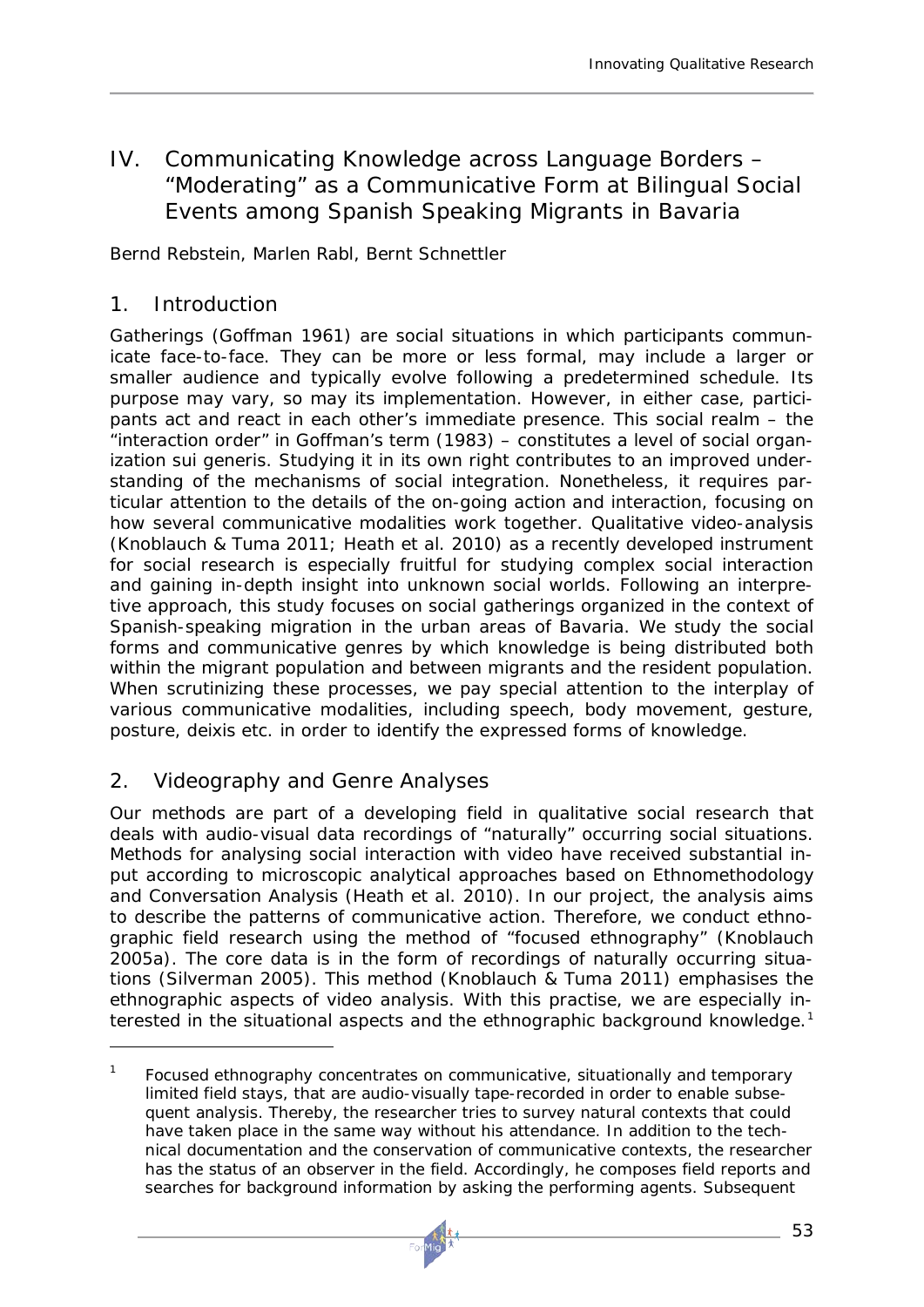# IV. Communicating Knowledge across Language Borders – "Moderating" as a Communicative Form at Bilingual Social Events among Spanish Speaking Migrants in Bavaria

Bernd Rebstein, Marlen Rabl, Bernt Schnettler

## 1. Introduction

Gatherings (Goffman 1961) are social situations in which participants communicate face-to-face. They can be more or less formal, may include a larger or smaller audience and typically evolve following a predetermined schedule. Its purpose may vary, so may its implementation. However, in either case, participants act and react in each other's immediate presence. This social realm – the "interaction order" in Goffman's term (1983) – constitutes a level of social organization sui generis. Studying it in its own right contributes to an improved understanding of the mechanisms of social integration. Nonetheless, it requires particular attention to the details of the on-going action and interaction, focusing on how several communicative modalities work together. Qualitative video-analysis (Knoblauch & Tuma 2011; Heath et al. 2010) as a recently developed instrument for social research is especially fruitful for studying complex social interaction and gaining in-depth insight into unknown social worlds. Following an interpretive approach, this study focuses on social gatherings organized in the context of Spanish-speaking migration in the urban areas of Bavaria. We study the social forms and communicative genres by which knowledge is being distributed both within the migrant population and between migrants and the resident population. When scrutinizing these processes, we pay special attention to the interplay of various communicative modalities, including speech, body movement, gesture, posture, deixis etc. in order to identify the expressed forms of knowledge.

## 2. Videography and Genre Analyses

Our methods are part of a developing field in qualitative social research that deals with audio-visual data recordings of "naturally" occurring social situations. Methods for analysing social interaction with video have received substantial input according to microscopic analytical approaches based on Ethnomethodology and Conversation Analysis (Heath et al. 2010). In our project, the analysis aims to describe the patterns of communicative action. Therefore, we conduct ethnographic field research using the method of "focused ethnography" (Knoblauch 2005a). The core data is in the form of recordings of naturally occurring situations (Silverman 2005). This method (Knoblauch & Tuma 2011) emphasises the ethnographic aspects of video analysis. With this practise, we are especially interested in the situational aspects and the ethnographic background knowledge.[1]

---

[1] Focused ethnography concentrates on communicative, situationally and temporary limited field stays, that are audio-visually tape-recorded in order to enable subsequent analysis. Thereby, the researcher tries to survey natural contexts that could have taken place in the same way without his attendance. In addition to the technical documentation and the conservation of communicative contexts, the researcher has the status of an observer in the field. Accordingly, he composes field reports and searches for background information by asking the performing agents. Subsequent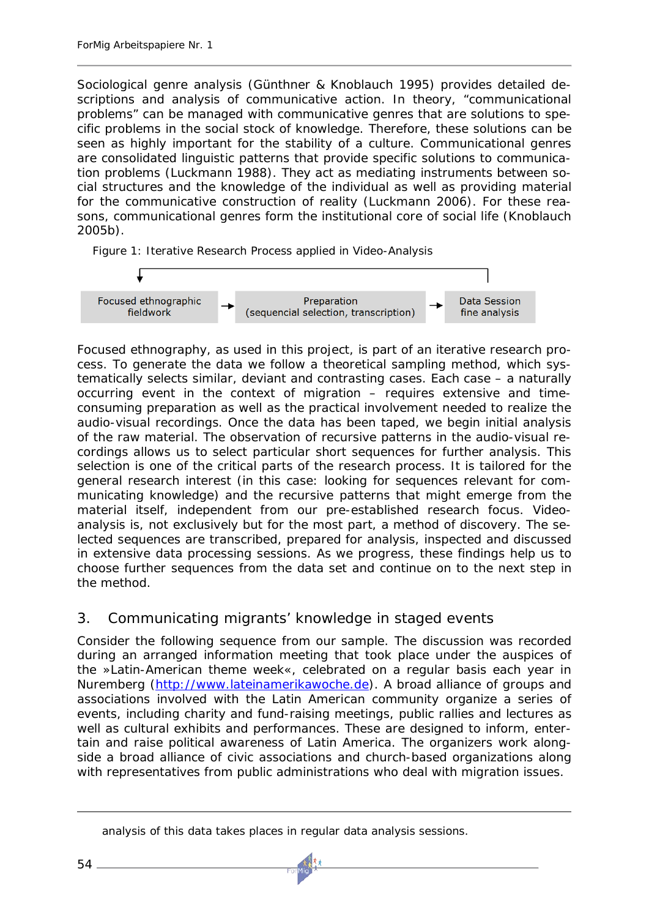Sociological genre analysis (Günthner & Knoblauch 1995) provides detailed descriptions and analysis of communicative action. In theory, “communicational problems” can be managed with communicative genres that are solutions to specific problems in the social stock of knowledge. Therefore, these solutions can be seen as highly important for the stability of a culture. Communicational genres are consolidated linguistic patterns that provide specific solutions to communication problems (Luckmann 1988). They act as mediating instruments between social structures and the knowledge of the individual as well as providing material for the communicative construction of reality (Luckmann 2006). For these reasons, communicational genres form the institutional core of social life (Knoblauch 2005b).

Figure 1: Iterative Research Process applied in Video-Analysis

Focused ethnographic fieldwork → Preparation (sequencial selection, transcription) → Data Session fine analysis

Focused ethnography, as used in this project, is part of an iterative research process. To generate the data we follow a theoretical sampling method, which systematically selects similar, deviant and contrasting cases. Each case – a naturally occurring event in the context of migration – requires extensive and time-consuming preparation as well as the practical involvement needed to realize the audio-visual recordings. Once the data has been taped, we begin initial analysis of the raw material. The observation of recursive patterns in the audio-visual recordings allows us to select particular short sequences for further analysis. This selection is one of the critical parts of the research process. It is tailored for the general research interest (in this case: looking for sequences relevant for communicating knowledge) and the recursive patterns that might emerge from the material itself, independent from our pre-established research focus. Video-analysis is, not exclusively but for the most part, a method of discovery. The selected sequences are transcribed, prepared for analysis, inspected and discussed in extensive data processing sessions. As we progress, these findings help us to choose further sequences from the data set and continue on to the next step in the method.

## 3. Communicating migrants’ knowledge in staged events

Consider the following sequence from our sample. The discussion was recorded during an arranged information meeting that took place under the auspices of the »Latin-American theme week«, celebrated on a regular basis each year in Nuremberg (http://www.lateinamerikawoche.de). A broad alliance of groups and associations involved with the Latin American community organize a series of events, including charity and fund-raising meetings, public rallies and lectures as well as cultural exhibits and performances. These are designed to inform, entertain and raise political awareness of Latin America. The organizers work alongside a broad alliance of civic associations and church-based organizations along with representatives from public administrations who deal with migration issues.

---

analysis of this data takes places in regular data analysis sessions.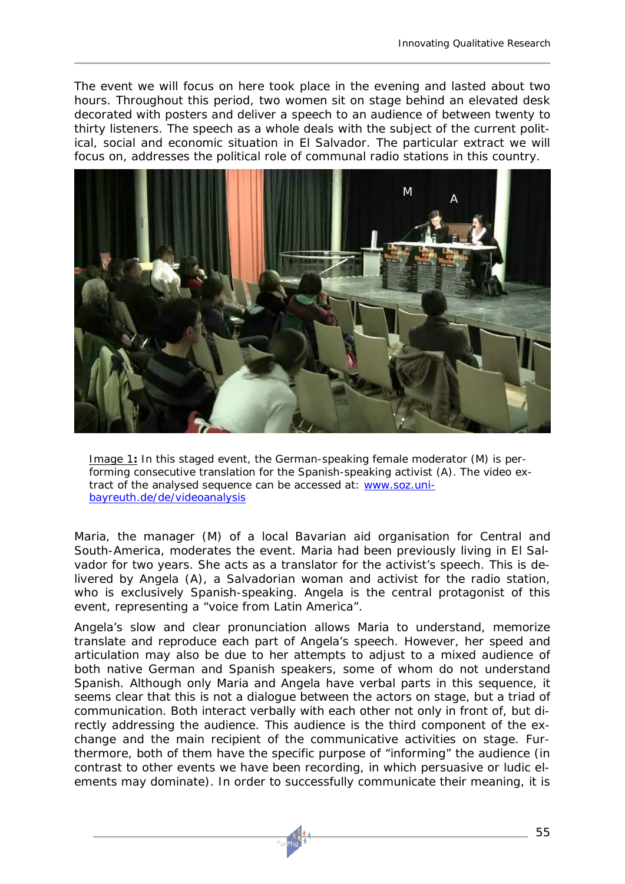The event we will focus on here took place in the evening and lasted about two hours. Throughout this period, two women sit on stage behind an elevated desk decorated with posters and deliver a speech to an audience of between twenty to thirty listeners. The speech as a whole deals with the subject of the current political, social and economic situation in El Salvador. The particular extract we will focus on, addresses the political role of communal radio stations in this country.

Image 1**:** In this staged event, the German-speaking female moderator (M) is performing consecutive translation for the Spanish-speaking activist (A). The video extract of the analysed sequence can be accessed at: [www.soz.uni-bayreuth.de/de/videoanalysis](www.soz.uni-bayreuth.de/de/videoanalysis)

Maria, the manager (M) of a local Bavarian aid organisation for Central and South-America, moderates the event. Maria had been previously living in El Salvador for two years. She acts as a translator for the activist's speech. This is delivered by Angela (A), a Salvadorian woman and activist for the radio station, who is exclusively Spanish-speaking. Angela is the central protagonist of this event, representing a "voice from Latin America".

Angela's slow and clear pronunciation allows Maria to understand, memorize translate and reproduce each part of Angela's speech. However, her speed and articulation may also be due to her attempts to adjust to a mixed audience of both native German and Spanish speakers, some of whom do not understand Spanish. Although only Maria and Angela have verbal parts in this sequence, it seems clear that this is not a dialogue between the actors on stage, but a triad of communication. Both interact verbally with each other not only in front of, but directly addressing the audience. This audience is the third component of the exchange and the main recipient of the communicative activities on stage. Furthermore, both of them have the specific purpose of "informing" the audience (in contrast to other events we have been recording, in which persuasive or ludic elements may dominate). In order to successfully communicate their meaning, it is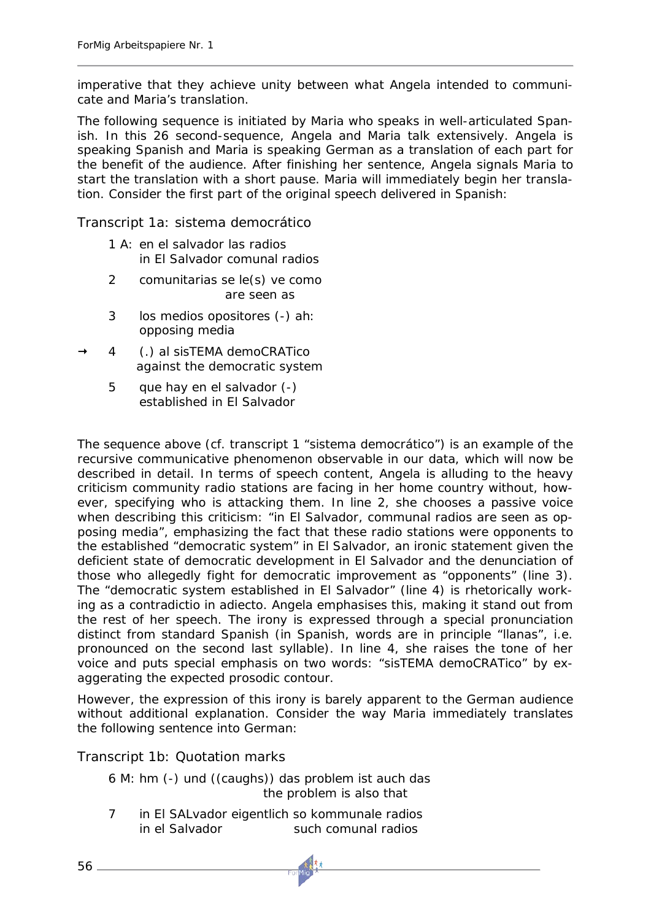imperative that they achieve unity between what Angela intended to communicate and Maria's translation.

The following sequence is initiated by Maria who speaks in well-articulated Spanish. In this 26 second-sequence, Angela and Maria talk extensively. Angela is speaking Spanish and Maria is speaking German as a translation of each part for the benefit of the audience. After finishing her sentence, Angela signals Maria to start the translation with a short pause. Maria will immediately begin her translation. Consider the first part of the original speech delivered in Spanish:

### Transcript 1a: sistema democrático

```
  1 A: en el salvador las radios
       in El Salvador comunal radios
  2    comunitarias se le(s) ve como
                        are seen as
  3    los medios opositores (-) ah:
       opposing media
→ 4    (.) al sisTEMA demoCRATico
       against the democratic system
  5    que hay en el salvador (-)
       established in El Salvador
```

The sequence above (cf. transcript 1 "sistema democrático") is an example of the recursive communicative phenomenon observable in our data, which will now be described in detail. In terms of speech content, Angela is alluding to the heavy criticism community radio stations are facing in her home country without, however, specifying who is attacking them. In line 2, she chooses a passive voice when describing this criticism: "in El Salvador, communal radios are seen as opposing media", emphasizing the fact that these radio stations were opponents to the established "democratic system" in El Salvador, an ironic statement given the deficient state of democratic development in El Salvador and the denunciation of those who allegedly fight for democratic improvement as "opponents" (line 3). The "democratic system established in El Salvador" (line 4) is rhetorically working as a contradictio in adiecto. Angela emphasises this, making it stand out from the rest of her speech. The irony is expressed through a special pronunciation distinct from standard Spanish (in Spanish, words are in principle "llanas", i.e. pronounced on the second last syllable). In line 4, she raises the tone of her voice and puts special emphasis on two words: "sisTEMA demoCRATico" by exaggerating the expected prosodic contour.

However, the expression of this irony is barely apparent to the German audience without additional explanation. Consider the way Maria immediately translates the following sentence into German:

### Transcript 1b: Quotation marks

```
  6 M: hm (-) und ((caughs)) das problem ist auch das
                        the problem is also that
  7    in El SALvador eigentlich so kommunale radios
       in el Salvador              such comunal radios
```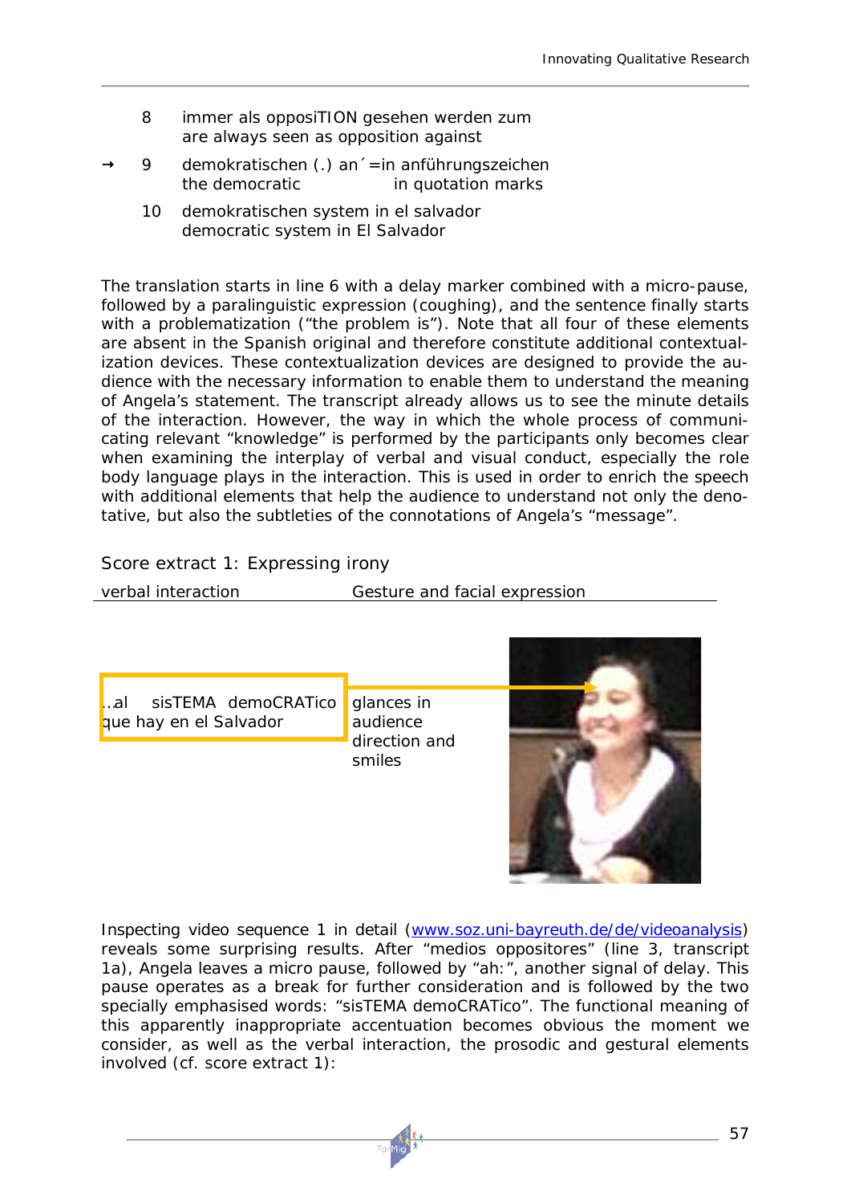|   | 8 | immer als oppositION gesehen werden zum<br>are always seen as opposition against |
|---|---|---|
| → | 9 | demokratischen (.) an´=in anführungszeichen<br>the democratic in quotation marks |
|   | 10 | demokratischen system in el salvador<br>democratic system in El Salvador |

The translation starts in line 6 with a delay marker combined with a micro-pause, followed by a paralinguistic expression (coughing), and the sentence finally starts with a problematization ("the problem is"). Note that all four of these elements are absent in the Spanish original and therefore constitute additional contextualization devices. These contextualization devices are designed to provide the audience with the necessary information to enable them to understand the meaning of Angela's statement. The transcript already allows us to see the minute details of the interaction. However, the way in which the whole process of communicating relevant "knowledge" is performed by the participants only becomes clear when examining the interplay of verbal and visual conduct, especially the role body language plays in the interaction. This is used in order to enrich the speech with additional elements that help the audience to understand not only the denotative, but also the subtleties of the connotations of Angela's "message".

Score extract 1: Expressing irony

| verbal interaction | Gesture and facial expression |
|---|---|
| ...al sisTEMA demoCRATico que hay en el Salvador | glances in audience direction and smiles |

Inspecting video sequence 1 in detail (www.soz.uni-bayreuth.de/de/videoanalysis) reveals some surprising results. After "medios oppositores" (line 3, transcript 1a), Angela leaves a micro pause, followed by "ah:", another signal of delay. This pause operates as a break for further consideration and is followed by the two specially emphasised words: "sisTEMA demoCRATico". The functional meaning of this apparently inappropriate accentuation becomes obvious the moment we consider, as well as the verbal interaction, the prosodic and gestural elements involved (cf. score extract 1):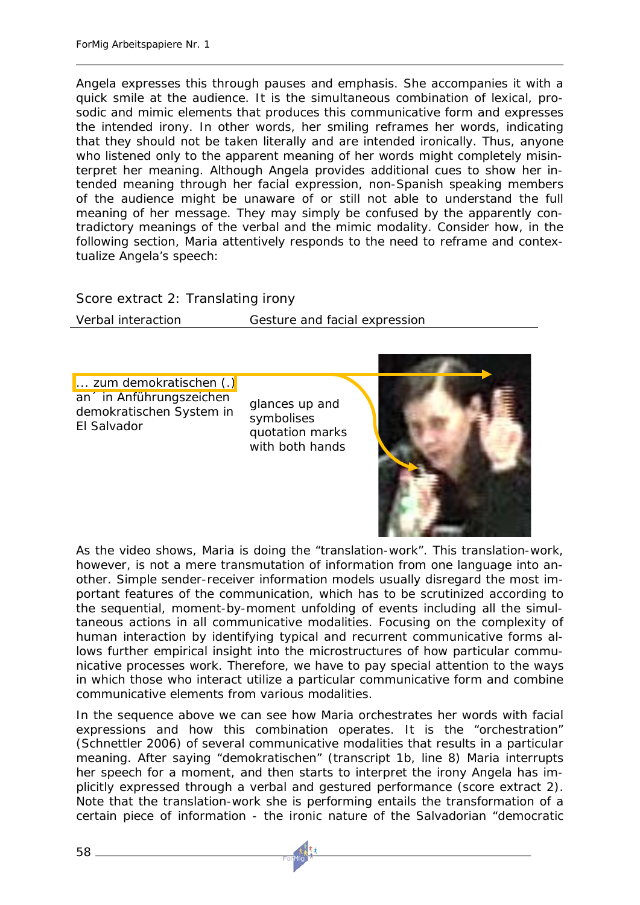Angela expresses this through pauses and emphasis. She accompanies it with a quick smile at the audience. It is the simultaneous combination of lexical, prosodic and mimic elements that produces this communicative form and expresses the intended irony. In other words, her smiling reframes her words, indicating that they should not be taken literally and are intended ironically. Thus, anyone who listened only to the apparent meaning of her words might completely misinterpret her meaning. Although Angela provides additional cues to show her intended meaning through her facial expression, non-Spanish speaking members of the audience might be unaware of or still not able to understand the full meaning of her message. They may simply be confused by the apparently contradictory meanings of the verbal and the mimic modality. Consider how, in the following section, Maria attentively responds to the need to reframe and contextualize Angela's speech:

Score extract 2: Translating irony

| Verbal interaction | Gesture and facial expression |
|---|---|
| ... zum demokratischen (.) an´ in Anführungszeichen demokratischen System in El Salvador | glances up and symbolises quotation marks with both hands |

As the video shows, Maria is doing the "translation-work". This translation-work, however, is not a mere transmutation of information from one language into another. Simple sender-receiver information models usually disregard the most important features of the communication, which has to be scrutinized according to the sequential, moment-by-moment unfolding of events including all the simultaneous actions in all communicative modalities. Focusing on the complexity of human interaction by identifying typical and recurrent communicative forms allows further empirical insight into the microstructures of how particular communicative processes work. Therefore, we have to pay special attention to the ways in which those who interact utilize a particular communicative form and combine communicative elements from various modalities.

In the sequence above we can see how Maria orchestrates her words with facial expressions and how this combination operates. It is the "orchestration" (Schnettler 2006) of several communicative modalities that results in a particular meaning. After saying "demokratischen" (transcript 1b, line 8) Maria interrupts her speech for a moment, and then starts to interpret the irony Angela has implicitly expressed through a verbal and gestured performance (score extract 2). Note that the translation-work she is performing entails the transformation of a certain piece of information - the ironic nature of the Salvadorian "democratic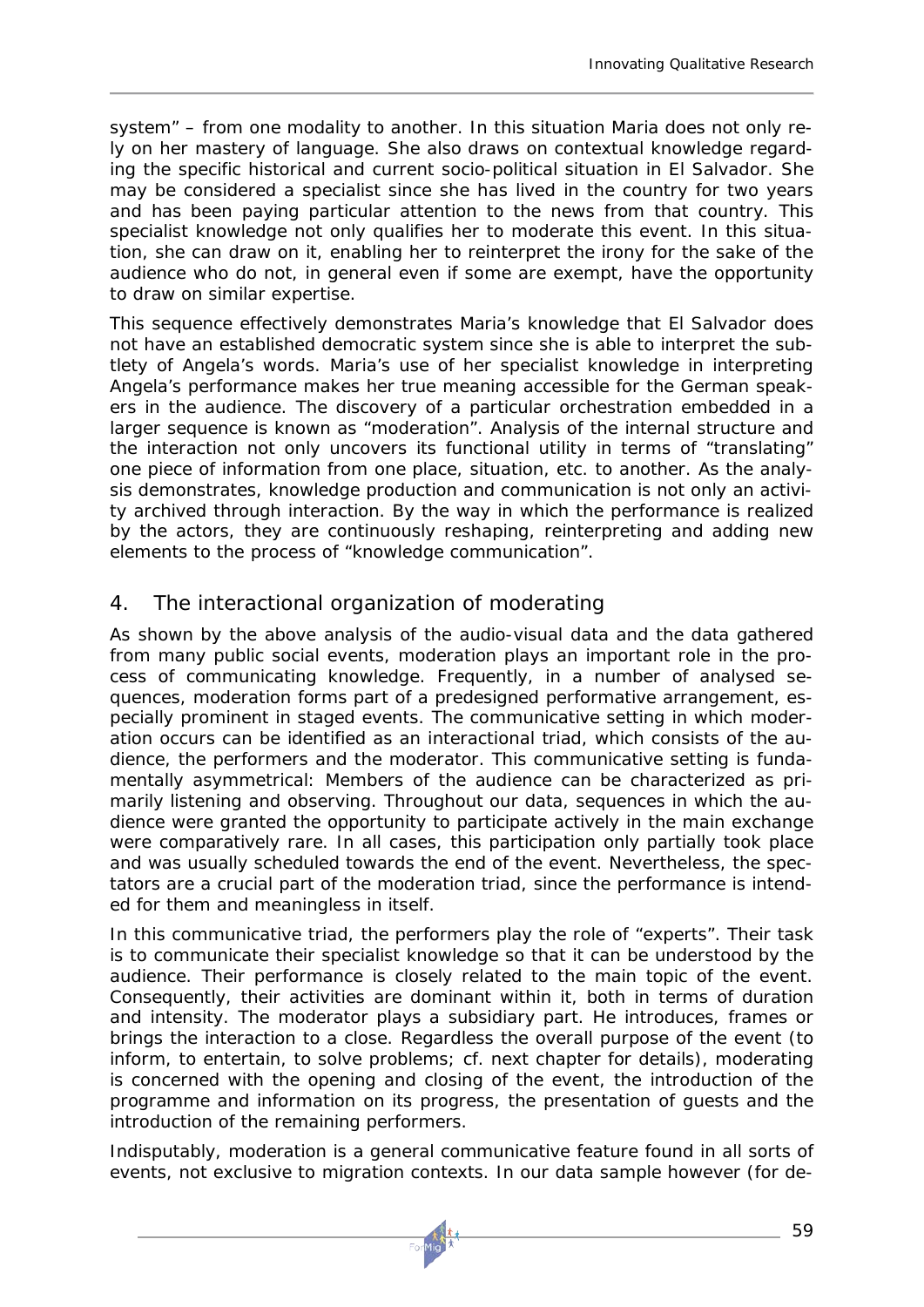system" – from one modality to another. In this situation Maria does not only rely on her mastery of language. She also draws on contextual knowledge regarding the specific historical and current socio-political situation in El Salvador. She may be considered a specialist since she has lived in the country for two years and has been paying particular attention to the news from that country. This specialist knowledge not only qualifies her to moderate this event. In this situation, she can draw on it, enabling her to reinterpret the irony for the sake of the audience who do not, in general even if some are exempt, have the opportunity to draw on similar expertise.

This sequence effectively demonstrates Maria's knowledge that El Salvador does not have an established democratic system since she is able to interpret the subtlety of Angela's words. Maria's use of her specialist knowledge in interpreting Angela's performance makes her true meaning accessible for the German speakers in the audience. The discovery of a particular orchestration embedded in a larger sequence is known as "moderation". Analysis of the internal structure and the interaction not only uncovers its functional utility in terms of "translating" one piece of information from one place, situation, etc. to another. As the analysis demonstrates, knowledge production and communication is not only an activity archived through interaction. By the way in which the performance is realized by the actors, they are continuously reshaping, reinterpreting and adding new elements to the process of "knowledge communication".

## 4. The interactional organization of moderating

As shown by the above analysis of the audio-visual data and the data gathered from many public social events, moderation plays an important role in the process of communicating knowledge. Frequently, in a number of analysed sequences, moderation forms part of a predesigned performative arrangement, especially prominent in staged events. The communicative setting in which moderation occurs can be identified as an interactional triad, which consists of the audience, the performers and the moderator. This communicative setting is fundamentally asymmetrical: Members of the audience can be characterized as primarily listening and observing. Throughout our data, sequences in which the audience were granted the opportunity to participate actively in the main exchange were comparatively rare. In all cases, this participation only partially took place and was usually scheduled towards the end of the event. Nevertheless, the spectators are a crucial part of the moderation triad, since the performance is intended for them and meaningless in itself.

In this communicative triad, the performers play the role of "experts". Their task is to communicate their specialist knowledge so that it can be understood by the audience. Their performance is closely related to the main topic of the event. Consequently, their activities are dominant within it, both in terms of duration and intensity. The moderator plays a subsidiary part. He introduces, frames or brings the interaction to a close. Regardless the overall purpose of the event (to inform, to entertain, to solve problems; cf. next chapter for details), moderating is concerned with the opening and closing of the event, the introduction of the programme and information on its progress, the presentation of guests and the introduction of the remaining performers.

Indisputably, moderation is a general communicative feature found in all sorts of events, not exclusive to migration contexts. In our data sample however (for de-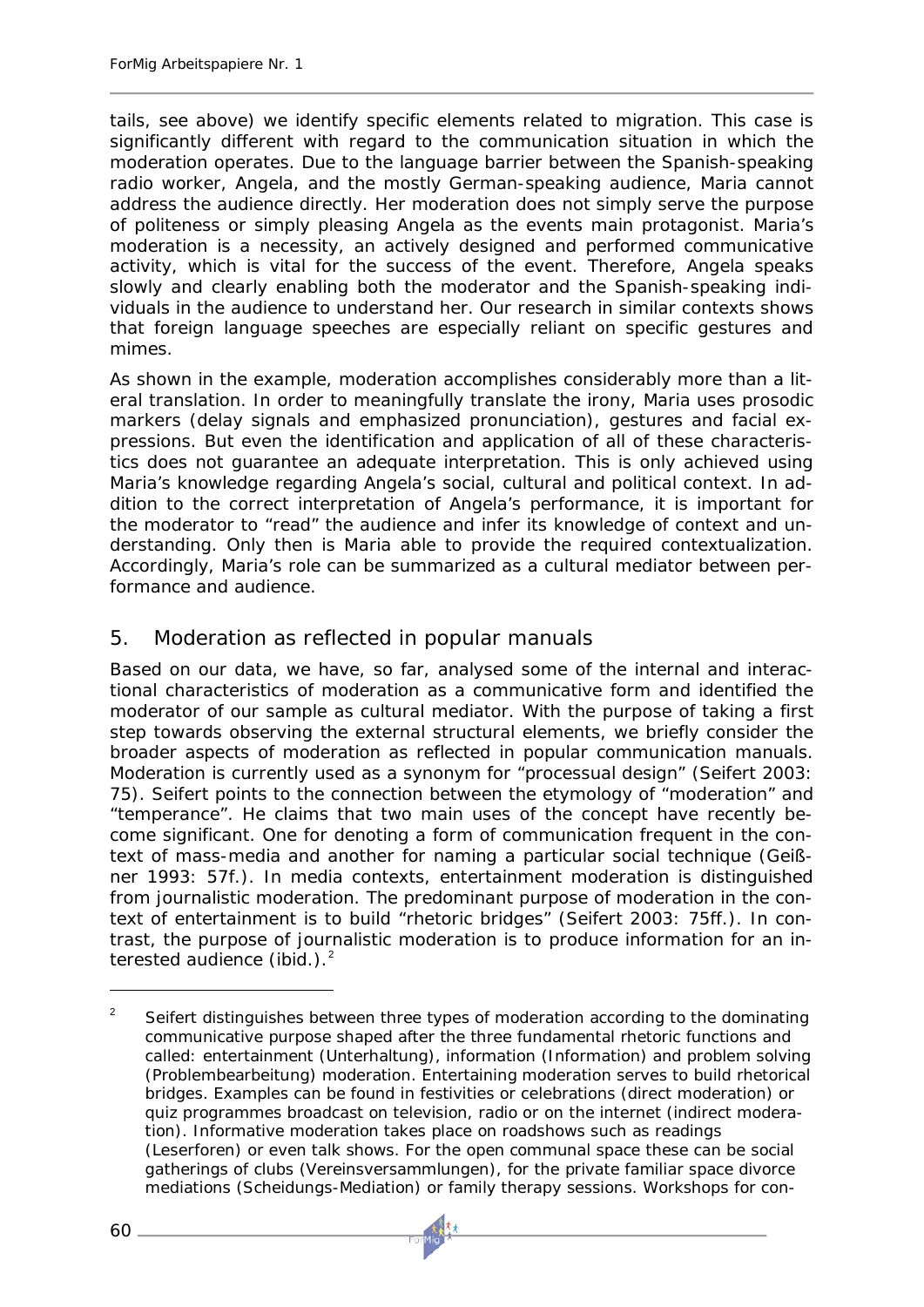tails, see above) we identify specific elements related to migration. This case is significantly different with regard to the communication situation in which the moderation operates. Due to the language barrier between the Spanish-speaking radio worker, Angela, and the mostly German-speaking audience, Maria cannot address the audience directly. Her moderation does not simply serve the purpose of politeness or simply pleasing Angela as the events main protagonist. Maria's moderation is a necessity, an actively designed and performed communicative activity, which is vital for the success of the event. Therefore, Angela speaks slowly and clearly enabling both the moderator and the Spanish-speaking individuals in the audience to understand her. Our research in similar contexts shows that foreign language speeches are especially reliant on specific gestures and mimes.

As shown in the example, moderation accomplishes considerably more than a literal translation. In order to meaningfully translate the irony, Maria uses prosodic markers (delay signals and emphasized pronunciation), gestures and facial expressions. But even the identification and application of all of these characteristics does not guarantee an adequate interpretation. This is only achieved using Maria's knowledge regarding Angela's social, cultural and political context. In addition to the correct interpretation of Angela's performance, it is important for the moderator to "read" the audience and infer its knowledge of context and understanding. Only then is Maria able to provide the required contextualization. Accordingly, Maria's role can be summarized as a cultural mediator between performance and audience.

## 5. Moderation as reflected in popular manuals

Based on our data, we have, so far, analysed some of the internal and interactional characteristics of moderation as a communicative form and identified the moderator of our sample as cultural mediator. With the purpose of taking a first step towards observing the external structural elements, we briefly consider the broader aspects of moderation as reflected in popular communication manuals. Moderation is currently used as a synonym for "processual design" (Seifert 2003: 75). Seifert points to the connection between the etymology of "moderation" and "temperance". He claims that two main uses of the concept have recently become significant. One for denoting a form of communication frequent in the context of mass-media and another for naming a particular social technique (Geißner 1993: 57f.). In media contexts, entertainment moderation is distinguished from journalistic moderation. The predominant purpose of moderation in the context of entertainment is to build "rhetoric bridges" (Seifert 2003: 75ff.). In contrast, the purpose of journalistic moderation is to produce information for an interested audience (ibid.).[2]

---

[2] Seifert distinguishes between three types of moderation according to the dominating communicative purpose shaped after the three fundamental rhetoric functions and called: entertainment (Unterhaltung), information (Information) and problem solving (Problembearbeitung) moderation. Entertaining moderation serves to build rhetorical bridges. Examples can be found in festivities or celebrations (direct moderation) or quiz programmes broadcast on television, radio or on the internet (indirect moderation). Informative moderation takes place on roadshows such as readings (Leserforen) or even talk shows. For the open communal space these can be social gatherings of clubs (Vereinsversammlungen), for the private familiar space divorce mediations (Scheidungs-Mediation) or family therapy sessions. Workshops for con-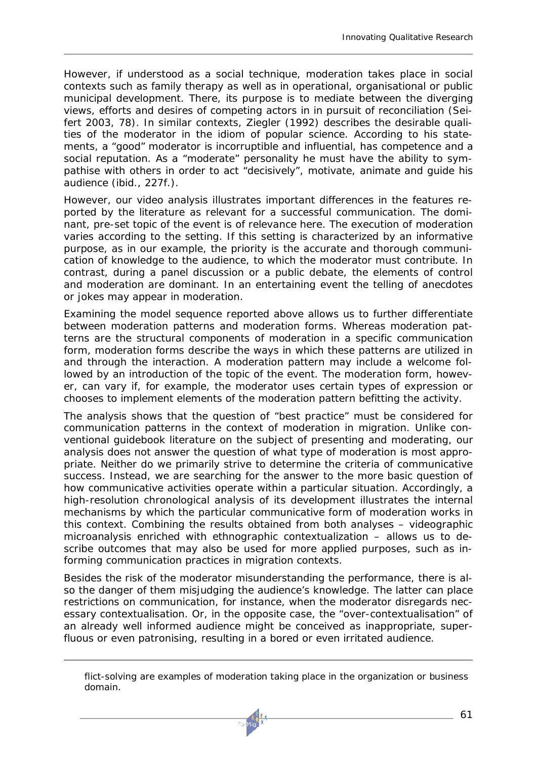However, if understood as a social technique, moderation takes place in social contexts such as family therapy as well as in operational, organisational or public municipal development. There, its purpose is to mediate between the diverging views, efforts and desires of competing actors in in pursuit of reconciliation (Seifert 2003, 78). In similar contexts, Ziegler (1992) describes the desirable qualities of the moderator in the idiom of popular science. According to his statements, a "good" moderator is incorruptible and influential, has competence and a social reputation. As a "moderate" personality he must have the ability to sympathise with others in order to act "decisively", motivate, animate and guide his audience (ibid., 227f.).

However, our video analysis illustrates important differences in the features reported by the literature as relevant for a successful communication. The dominant, pre-set topic of the event is of relevance here. The execution of moderation varies according to the setting. If this setting is characterized by an informative purpose, as in our example, the priority is the accurate and thorough communication of knowledge to the audience, to which the moderator must contribute. In contrast, during a panel discussion or a public debate, the elements of control and moderation are dominant. In an entertaining event the telling of anecdotes or jokes may appear in moderation.

Examining the model sequence reported above allows us to further differentiate between moderation patterns and moderation forms. Whereas moderation patterns are the structural components of moderation in a specific communication form, moderation forms describe the ways in which these patterns are utilized in and through the interaction. A moderation pattern may include a welcome followed by an introduction of the topic of the event. The moderation form, however, can vary if, for example, the moderator uses certain types of expression or chooses to implement elements of the moderation pattern befitting the activity.

The analysis shows that the question of "best practice" must be considered for communication patterns in the context of moderation in migration. Unlike conventional guidebook literature on the subject of presenting and moderating, our analysis does not answer the question of what type of moderation is most appropriate. Neither do we primarily strive to determine the criteria of communicative success. Instead, we are searching for the answer to the more basic question of how communicative activities operate within a particular situation. Accordingly, a high-resolution chronological analysis of its development illustrates the internal mechanisms by which the particular communicative form of moderation works in this context. Combining the results obtained from both analyses – videographic microanalysis enriched with ethnographic contextualization – allows us to describe outcomes that may also be used for more applied purposes, such as informing communication practices in migration contexts.

Besides the risk of the moderator misunderstanding the performance, there is also the danger of them misjudging the audience's knowledge. The latter can place restrictions on communication, for instance, when the moderator disregards necessary contextualisation. Or, in the opposite case, the "over-contextualisation" of an already well informed audience might be conceived as inappropriate, superfluous or even patronising, resulting in a bored or even irritated audience.

---

flict-solving are examples of moderation taking place in the organization or business domain.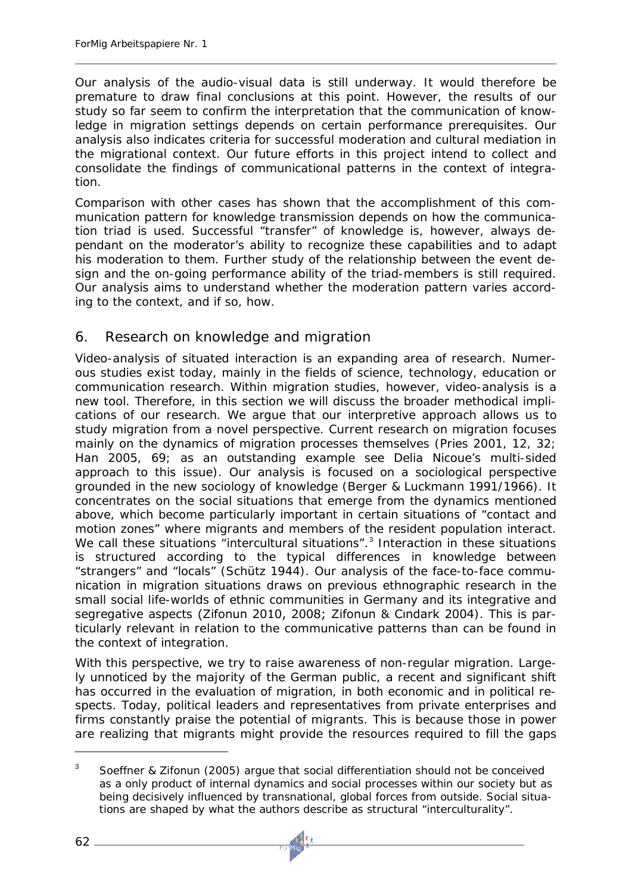Our analysis of the audio-visual data is still underway. It would therefore be premature to draw final conclusions at this point. However, the results of our study so far seem to confirm the interpretation that the communication of knowledge in migration settings depends on certain performance prerequisites. Our analysis also indicates criteria for successful moderation and cultural mediation in the migrational context. Our future efforts in this project intend to collect and consolidate the findings of communicational patterns in the context of integration.

Comparison with other cases has shown that the accomplishment of this communication pattern for knowledge transmission depends on how the communication triad is used. Successful "transfer" of knowledge is, however, always dependant on the moderator's ability to recognize these capabilities and to adapt his moderation to them. Further study of the relationship between the event design and the on-going performance ability of the triad-members is still required. Our analysis aims to understand whether the moderation pattern varies according to the context, and if so, how.

## 6. Research on knowledge and migration

Video-analysis of situated interaction is an expanding area of research. Numerous studies exist today, mainly in the fields of science, technology, education or communication research. Within migration studies, however, video-analysis is a new tool. Therefore, in this section we will discuss the broader methodical implications of our research. We argue that our interpretive approach allows us to study migration from a novel perspective. Current research on migration focuses mainly on the dynamics of migration processes themselves (Pries 2001, 12, 32; Han 2005, 69; as an outstanding example see Delia Nicoue's multi-sided approach to this issue). Our analysis is focused on a sociological perspective grounded in the new sociology of knowledge (Berger & Luckmann 1991/1966). It concentrates on the social situations that emerge from the dynamics mentioned above, which become particularly important in certain situations of "contact and motion zones" where migrants and members of the resident population interact. We call these situations "intercultural situations".[3] Interaction in these situations is structured according to the typical differences in knowledge between "strangers" and "locals" (Schütz 1944). Our analysis of the face-to-face communication in migration situations draws on previous ethnographic research in the small social life-worlds of ethnic communities in Germany and its integrative and segregative aspects (Zifonun 2010, 2008; Zifonun & Cındark 2004). This is particularly relevant in relation to the communicative patterns than can be found in the context of integration.

With this perspective, we try to raise awareness of non-regular migration. Largely unnoticed by the majority of the German public, a recent and significant shift has occurred in the evaluation of migration, in both economic and in political respects. Today, political leaders and representatives from private enterprises and firms constantly praise the potential of migrants. This is because those in power are realizing that migrants might provide the resources required to fill the gaps

[3] Soeffner & Zifonun (2005) argue that social differentiation should not be conceived as a only product of internal dynamics and social processes within our society but as being decisively influenced by transnational, global forces from outside. Social situations are shaped by what the authors describe as structural "interculturality".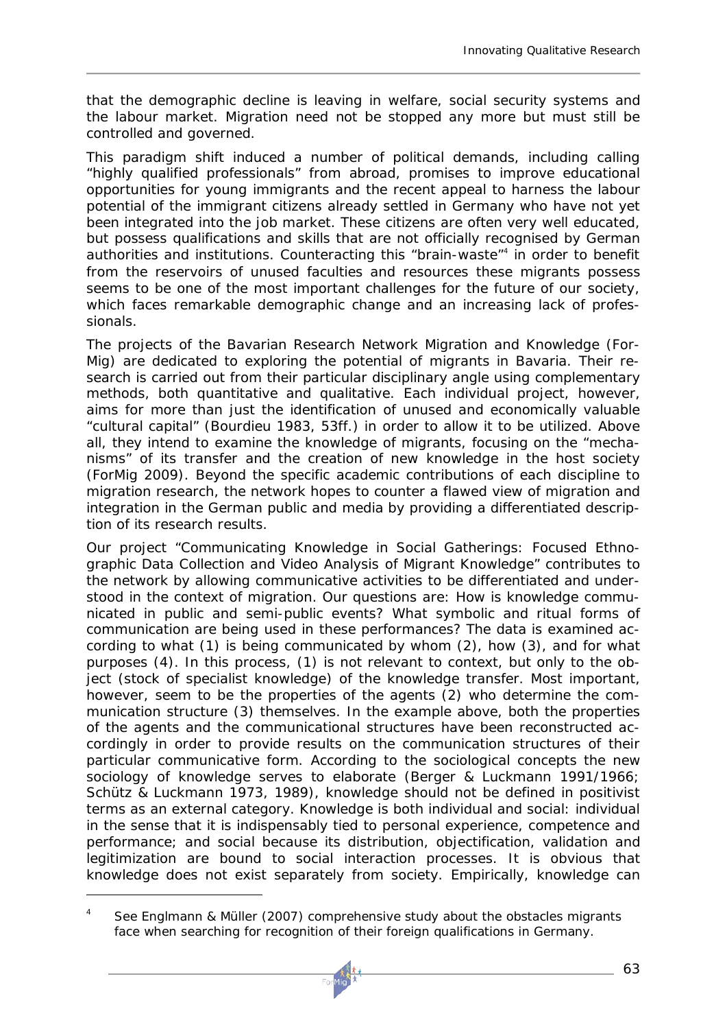that the demographic decline is leaving in welfare, social security systems and the labour market. Migration need not be stopped any more but must still be controlled and governed.

This paradigm shift induced a number of political demands, including calling "highly qualified professionals" from abroad, promises to improve educational opportunities for young immigrants and the recent appeal to harness the labour potential of the immigrant citizens already settled in Germany who have not yet been integrated into the job market. These citizens are often very well educated, but possess qualifications and skills that are not officially recognised by German authorities and institutions. Counteracting this "brain-waste"[4] in order to benefit from the reservoirs of unused faculties and resources these migrants possess seems to be one of the most important challenges for the future of our society, which faces remarkable demographic change and an increasing lack of professionals.

The projects of the Bavarian Research Network Migration and Knowledge (ForMig) are dedicated to exploring the potential of migrants in Bavaria. Their research is carried out from their particular disciplinary angle using complementary methods, both quantitative and qualitative. Each individual project, however, aims for more than just the identification of unused and economically valuable "cultural capital" (Bourdieu 1983, 53ff.) in order to allow it to be utilized. Above all, they intend to examine the knowledge of migrants, focusing on the "mechanisms" of its transfer and the creation of new knowledge in the host society (ForMig 2009). Beyond the specific academic contributions of each discipline to migration research, the network hopes to counter a flawed view of migration and integration in the German public and media by providing a differentiated description of its research results.

Our project "Communicating Knowledge in Social Gatherings: Focused Ethnographic Data Collection and Video Analysis of Migrant Knowledge" contributes to the network by allowing communicative activities to be differentiated and understood in the context of migration. Our questions are: How is knowledge communicated in public and semi-public events? What symbolic and ritual forms of communication are being used in these performances? The data is examined according to what (1) is being communicated by whom (2), how (3), and for what purposes (4). In this process, (1) is not relevant to context, but only to the object (stock of specialist knowledge) of the knowledge transfer. Most important, however, seem to be the properties of the agents (2) who determine the communication structure (3) themselves. In the example above, both the properties of the agents and the communicational structures have been reconstructed accordingly in order to provide results on the communication structures of their particular communicative form. According to the sociological concepts the new sociology of knowledge serves to elaborate (Berger & Luckmann 1991/1966; Schütz & Luckmann 1973, 1989), knowledge should not be defined in positivist terms as an external category. Knowledge is both individual and social: individual in the sense that it is indispensably tied to personal experience, competence and performance; and social because its distribution, objectification, validation and legitimization are bound to social interaction processes. It is obvious that knowledge does not exist separately from society. Empirically, knowledge can

---

[4] See Englmann & Müller (2007) comprehensive study about the obstacles migrants face when searching for recognition of their foreign qualifications in Germany.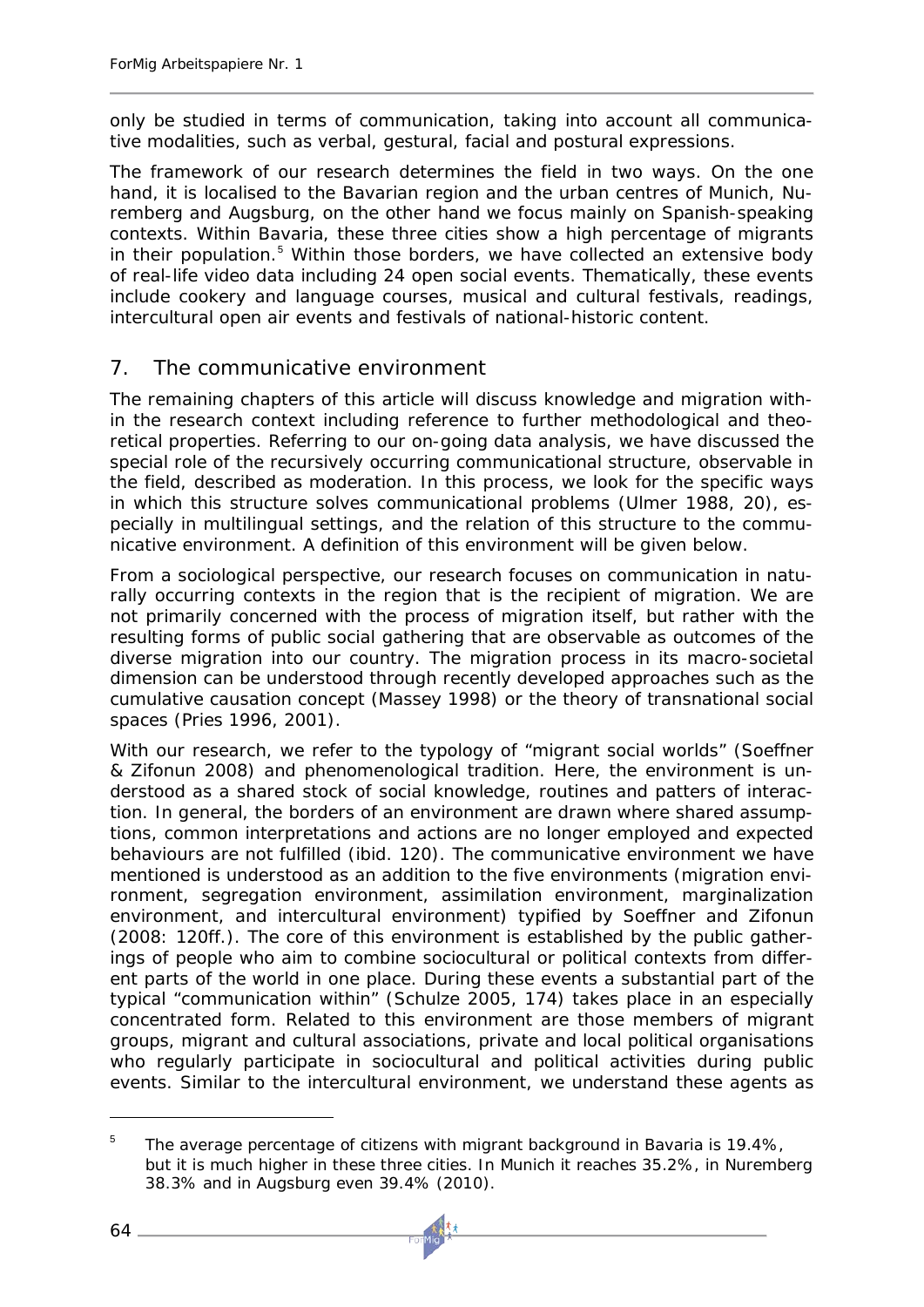only be studied in terms of communication, taking into account all communicative modalities, such as verbal, gestural, facial and postural expressions.

The framework of our research determines the field in two ways. On the one hand, it is localised to the Bavarian region and the urban centres of Munich, Nuremberg and Augsburg, on the other hand we focus mainly on Spanish-speaking contexts. Within Bavaria, these three cities show a high percentage of migrants in their population.[5] Within those borders, we have collected an extensive body of real-life video data including 24 open social events. Thematically, these events include cookery and language courses, musical and cultural festivals, readings, intercultural open air events and festivals of national-historic content.

## 7. The communicative environment

The remaining chapters of this article will discuss knowledge and migration within the research context including reference to further methodological and theoretical properties. Referring to our on-going data analysis, we have discussed the special role of the recursively occurring communicational structure, observable in the field, described as moderation. In this process, we look for the specific ways in which this structure solves communicational problems (Ulmer 1988, 20), especially in multilingual settings, and the relation of this structure to the communicative environment. A definition of this environment will be given below.

From a sociological perspective, our research focuses on communication in naturally occurring contexts in the region that is the recipient of migration. We are not primarily concerned with the process of migration itself, but rather with the resulting forms of public social gathering that are observable as outcomes of the diverse migration into our country. The migration process in its macro-societal dimension can be understood through recently developed approaches such as the cumulative causation concept (Massey 1998) or the theory of transnational social spaces (Pries 1996, 2001).

With our research, we refer to the typology of "migrant social worlds" (Soeffner & Zifonun 2008) and phenomenological tradition. Here, the environment is understood as a shared stock of social knowledge, routines and patters of interaction. In general, the borders of an environment are drawn where shared assumptions, common interpretations and actions are no longer employed and expected behaviours are not fulfilled (ibid. 120). The communicative environment we have mentioned is understood as an addition to the five environments (migration environment, segregation environment, assimilation environment, marginalization environment, and intercultural environment) typified by Soeffner and Zifonun (2008: 120ff.). The core of this environment is established by the public gatherings of people who aim to combine sociocultural or political contexts from different parts of the world in one place. During these events a substantial part of the typical "communication within" (Schulze 2005, 174) takes place in an especially concentrated form. Related to this environment are those members of migrant groups, migrant and cultural associations, private and local political organisations who regularly participate in sociocultural and political activities during public events. Similar to the intercultural environment, we understand these agents as

[5] The average percentage of citizens with migrant background in Bavaria is 19.4%, but it is much higher in these three cities. In Munich it reaches 35.2%, in Nuremberg 38.3% and in Augsburg even 39.4% (2010).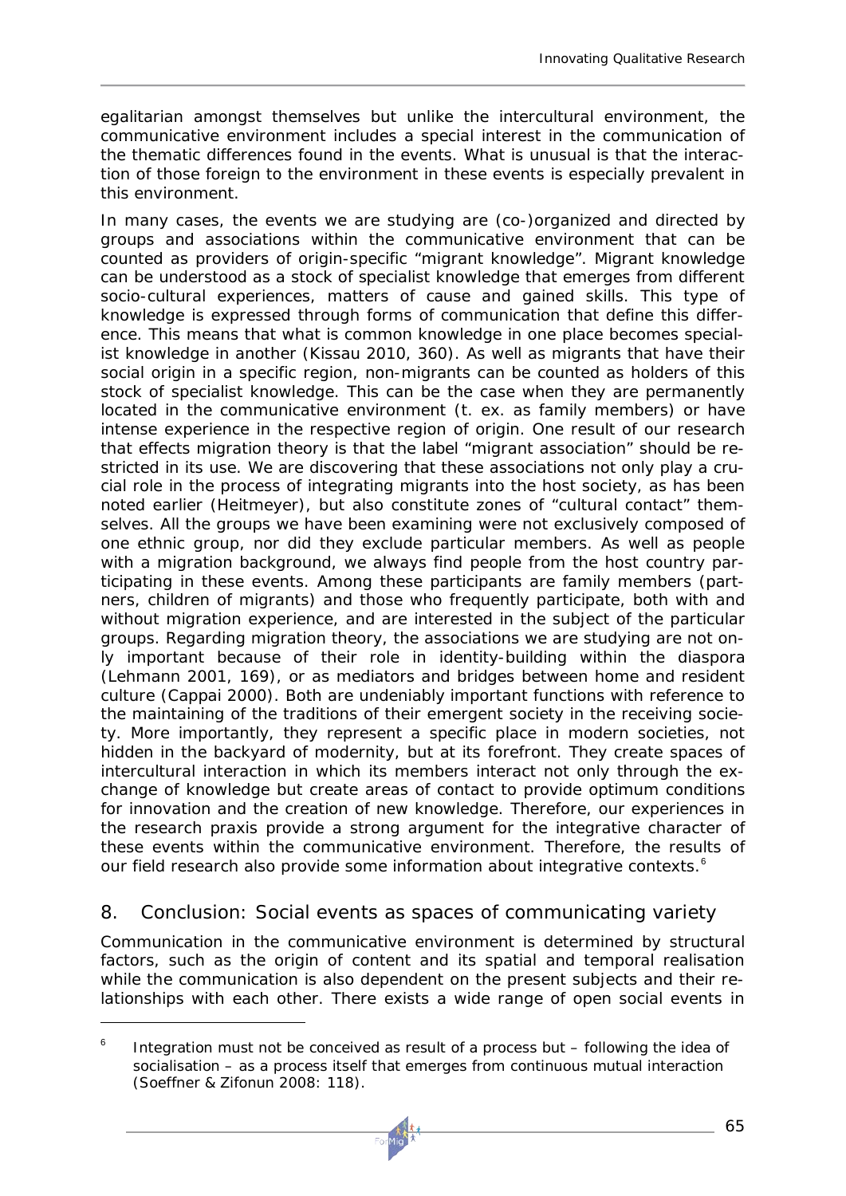egalitarian amongst themselves but unlike the intercultural environment, the communicative environment includes a special interest in the communication of the thematic differences found in the events. What is unusual is that the interaction of those foreign to the environment in these events is especially prevalent in this environment.

In many cases, the events we are studying are (co-)organized and directed by groups and associations within the communicative environment that can be counted as providers of origin-specific "migrant knowledge". Migrant knowledge can be understood as a stock of specialist knowledge that emerges from different socio-cultural experiences, matters of cause and gained skills. This type of knowledge is expressed through forms of communication that define this difference. This means that what is common knowledge in one place becomes specialist knowledge in another (Kissau 2010, 360). As well as migrants that have their social origin in a specific region, non-migrants can be counted as holders of this stock of specialist knowledge. This can be the case when they are permanently located in the communicative environment (t. ex. as family members) or have intense experience in the respective region of origin. One result of our research that effects migration theory is that the label "migrant association" should be restricted in its use. We are discovering that these associations not only play a crucial role in the process of integrating migrants into the host society, as has been noted earlier (Heitmeyer), but also constitute zones of "cultural contact" themselves. All the groups we have been examining were not exclusively composed of one ethnic group, nor did they exclude particular members. As well as people with a migration background, we always find people from the host country participating in these events. Among these participants are family members (partners, children of migrants) and those who frequently participate, both with and without migration experience, and are interested in the subject of the particular groups. Regarding migration theory, the associations we are studying are not only important because of their role in identity-building within the diaspora (Lehmann 2001, 169), or as mediators and bridges between home and resident culture (Cappai 2000). Both are undeniably important functions with reference to the maintaining of the traditions of their emergent society in the receiving society. More importantly, they represent a specific place in modern societies, not hidden in the backyard of modernity, but at its forefront. They create spaces of intercultural interaction in which its members interact not only through the exchange of knowledge but create areas of contact to provide optimum conditions for innovation and the creation of new knowledge. Therefore, our experiences in the research praxis provide a strong argument for the integrative character of these events within the communicative environment. Therefore, the results of our field research also provide some information about integrative contexts.[6]

## 8. Conclusion: Social events as spaces of communicating variety

Communication in the communicative environment is determined by structural factors, such as the origin of content and its spatial and temporal realisation while the communication is also dependent on the present subjects and their relationships with each other. There exists a wide range of open social events in

---

[6] Integration must not be conceived as result of a process but – following the idea of socialisation – as a process itself that emerges from continuous mutual interaction (Soeffner & Zifonun 2008: 118).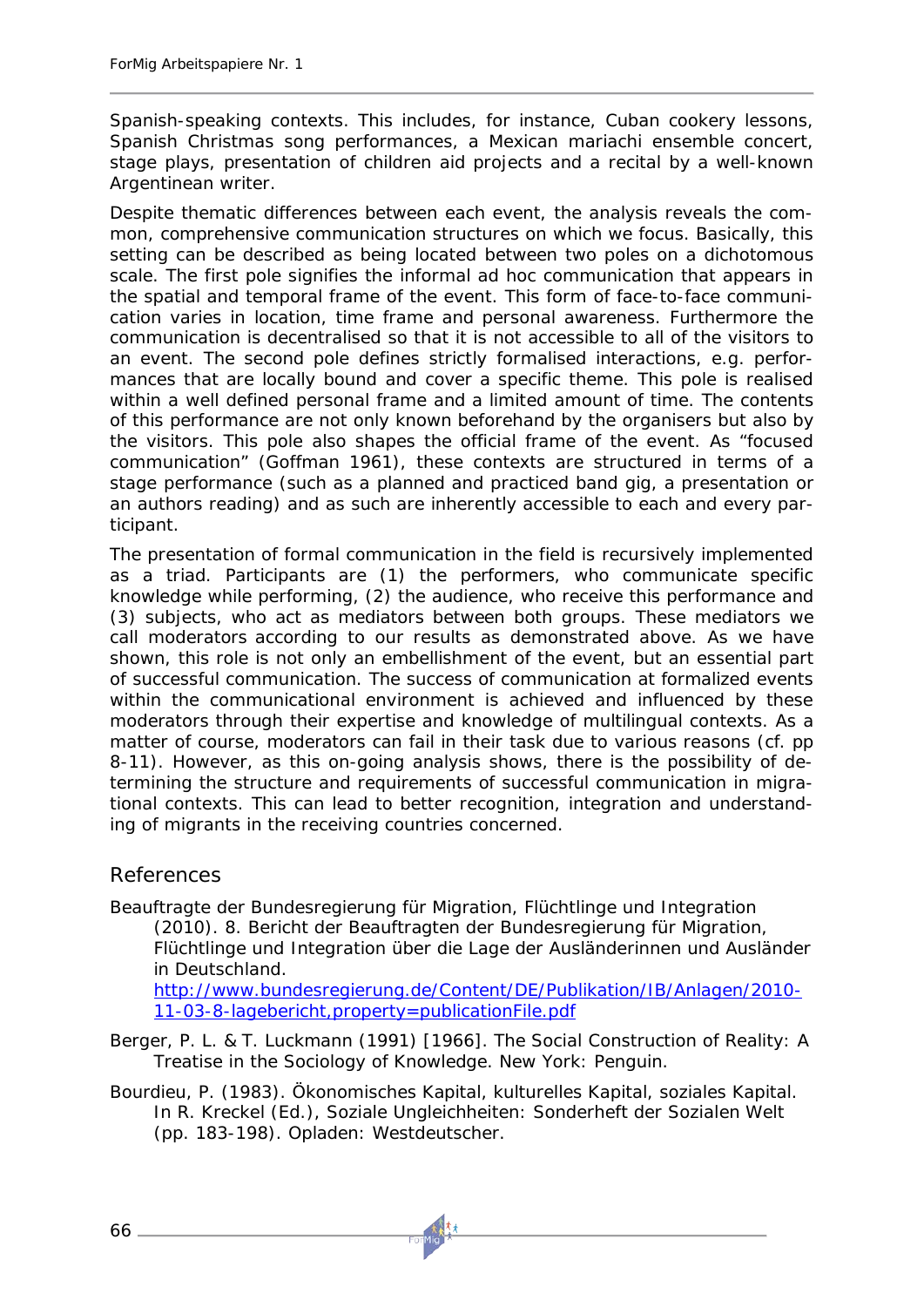Spanish-speaking contexts. This includes, for instance, Cuban cookery lessons, Spanish Christmas song performances, a Mexican mariachi ensemble concert, stage plays, presentation of children aid projects and a recital by a well-known Argentinean writer.

Despite thematic differences between each event, the analysis reveals the common, comprehensive communication structures on which we focus. Basically, this setting can be described as being located between two poles on a dichotomous scale. The first pole signifies the informal ad hoc communication that appears in the spatial and temporal frame of the event. This form of face-to-face communication varies in location, time frame and personal awareness. Furthermore the communication is decentralised so that it is not accessible to all of the visitors to an event. The second pole defines strictly formalised interactions, e.g. performances that are locally bound and cover a specific theme. This pole is realised within a well defined personal frame and a limited amount of time. The contents of this performance are not only known beforehand by the organisers but also by the visitors. This pole also shapes the official frame of the event. As "focused communication" (Goffman 1961), these contexts are structured in terms of a stage performance (such as a planned and practiced band gig, a presentation or an authors reading) and as such are inherently accessible to each and every participant.

The presentation of formal communication in the field is recursively implemented as a triad. Participants are (1) the performers, who communicate specific knowledge while performing, (2) the audience, who receive this performance and (3) subjects, who act as mediators between both groups. These mediators we call moderators according to our results as demonstrated above. As we have shown, this role is not only an embellishment of the event, but an essential part of successful communication. The success of communication at formalized events within the communicational environment is achieved and influenced by these moderators through their expertise and knowledge of multilingual contexts. As a matter of course, moderators can fail in their task due to various reasons (cf. pp 8-11). However, as this on-going analysis shows, there is the possibility of determining the structure and requirements of successful communication in migrational contexts. This can lead to better recognition, integration and understanding of migrants in the receiving countries concerned.

## References

Beauftragte der Bundesregierung für Migration, Flüchtlinge und Integration (2010). 8. Bericht der Beauftragten der Bundesregierung für Migration, Flüchtlinge und Integration über die Lage der Ausländerinnen und Ausländer in Deutschland. http://www.bundesregierung.de/Content/DE/Publikation/IB/Anlagen/2010-11-03-8-lagebericht,property=publicationFile.pdf

Berger, P. L. & T. Luckmann (1991) [1966]. The Social Construction of Reality: A Treatise in the Sociology of Knowledge. New York: Penguin.

Bourdieu, P. (1983). Ökonomisches Kapital, kulturelles Kapital, soziales Kapital. In R. Kreckel (Ed.), Soziale Ungleichheiten: Sonderheft der Sozialen Welt (pp. 183-198). Opladen: Westdeutscher.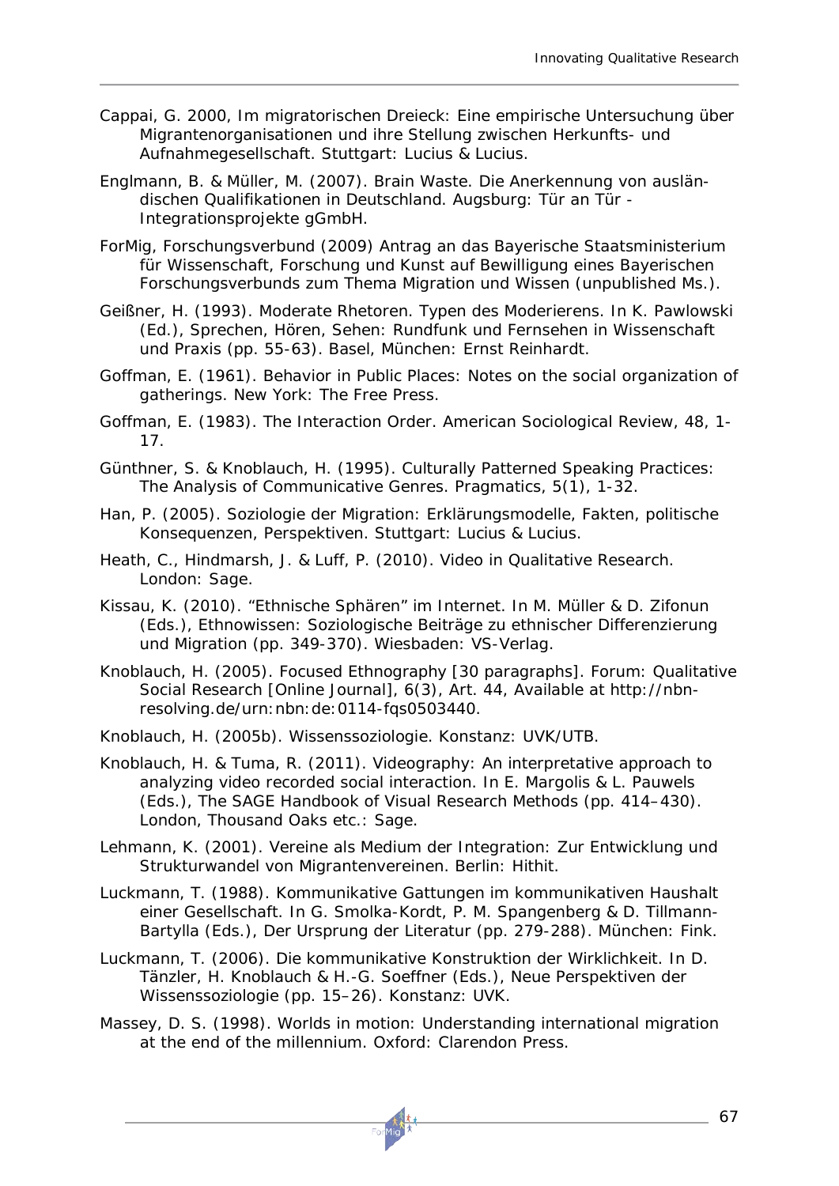Cappai, G. 2000, Im migratorischen Dreieck: Eine empirische Untersuchung über Migrantenorganisationen und ihre Stellung zwischen Herkunfts- und Aufnahmegesellschaft. Stuttgart: Lucius & Lucius.

Englmann, B. & Müller, M. (2007). Brain Waste. Die Anerkennung von ausländischen Qualifikationen in Deutschland. Augsburg: Tür an Tür - Integrationsprojekte gGmbH.

ForMig, Forschungsverbund (2009) Antrag an das Bayerische Staatsministerium für Wissenschaft, Forschung und Kunst auf Bewilligung eines Bayerischen Forschungsverbunds zum Thema Migration und Wissen (unpublished Ms.).

Geißner, H. (1993). Moderate Rhetoren. Typen des Moderierens. In K. Pawlowski (Ed.), Sprechen, Hören, Sehen: Rundfunk und Fernsehen in Wissenschaft und Praxis (pp. 55-63). Basel, München: Ernst Reinhardt.

Goffman, E. (1961). Behavior in Public Places: Notes on the social organization of gatherings. New York: The Free Press.

Goffman, E. (1983). The Interaction Order. American Sociological Review, 48, 1-17.

Günthner, S. & Knoblauch, H. (1995). Culturally Patterned Speaking Practices: The Analysis of Communicative Genres. Pragmatics, 5(1), 1-32.

Han, P. (2005). Soziologie der Migration: Erklärungsmodelle, Fakten, politische Konsequenzen, Perspektiven. Stuttgart: Lucius & Lucius.

Heath, C., Hindmarsh, J. & Luff, P. (2010). Video in Qualitative Research. London: Sage.

Kissau, K. (2010). "Ethnische Sphären" im Internet. In M. Müller & D. Zifonun (Eds.), Ethnowissen: Soziologische Beiträge zu ethnischer Differenzierung und Migration (pp. 349-370). Wiesbaden: VS-Verlag.

Knoblauch, H. (2005). Focused Ethnography [30 paragraphs]. Forum: Qualitative Social Research [Online Journal], 6(3), Art. 44, Available at http://nbn-resolving.de/urn:nbn:de:0114-fqs0503440.

Knoblauch, H. (2005b). Wissenssoziologie. Konstanz: UVK/UTB.

Knoblauch, H. & Tuma, R. (2011). Videography: An interpretative approach to analyzing video recorded social interaction. In E. Margolis & L. Pauwels (Eds.), The SAGE Handbook of Visual Research Methods (pp. 414–430). London, Thousand Oaks etc.: Sage.

Lehmann, K. (2001). Vereine als Medium der Integration: Zur Entwicklung und Strukturwandel von Migrantenvereinen. Berlin: Hithit.

Luckmann, T. (1988). Kommunikative Gattungen im kommunikativen Haushalt einer Gesellschaft. In G. Smolka-Kordt, P. M. Spangenberg & D. Tillmann-Bartylla (Eds.), Der Ursprung der Literatur (pp. 279-288). München: Fink.

Luckmann, T. (2006). Die kommunikative Konstruktion der Wirklichkeit. In D. Tänzler, H. Knoblauch & H.-G. Soeffner (Eds.), Neue Perspektiven der Wissenssoziologie (pp. 15–26). Konstanz: UVK.

Massey, D. S. (1998). Worlds in motion: Understanding international migration at the end of the millennium. Oxford: Clarendon Press.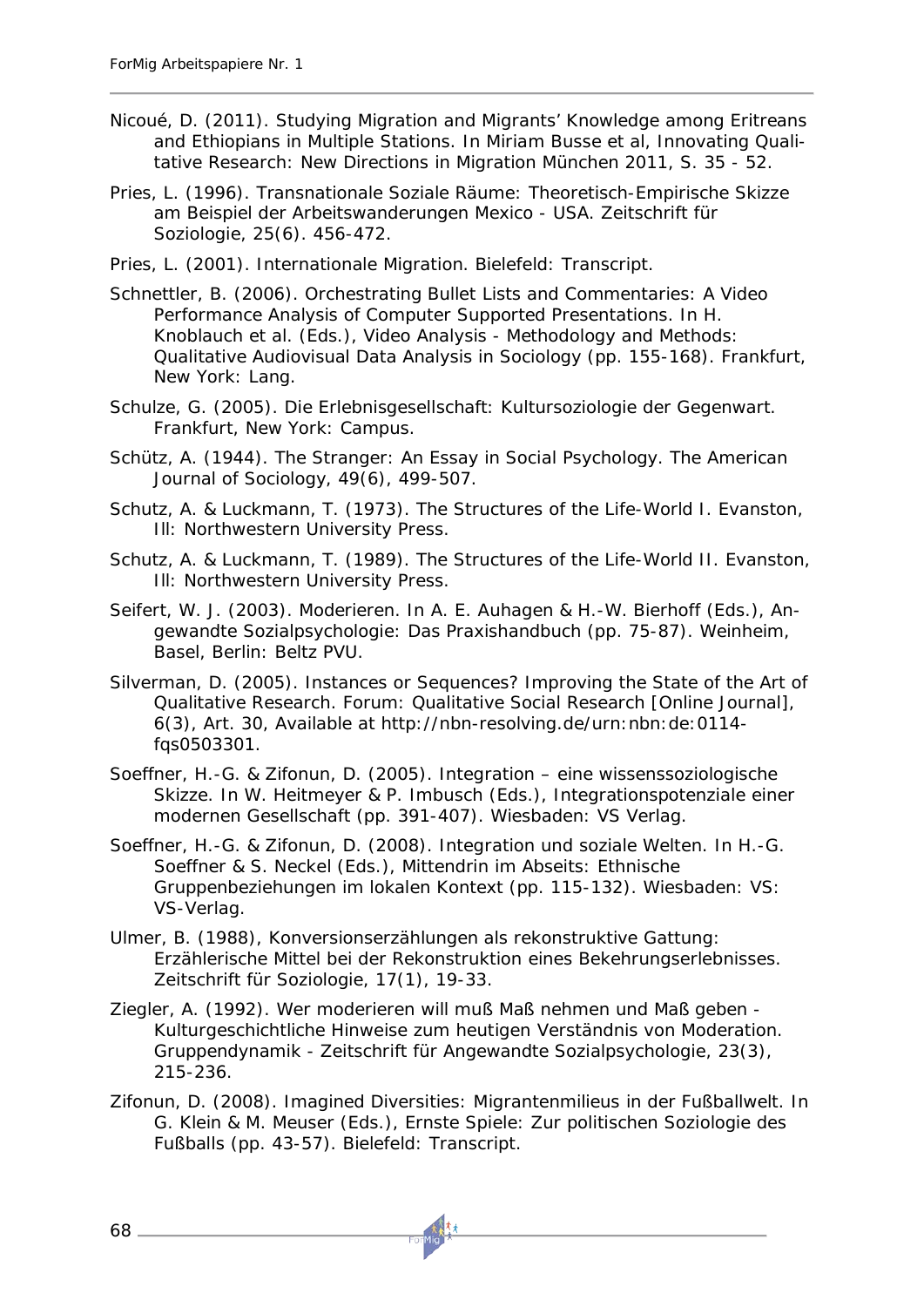Nicoué, D. (2011). Studying Migration and Migrants' Knowledge among Eritreans and Ethiopians in Multiple Stations. In Miriam Busse et al, Innovating Qualitative Research: New Directions in Migration München 2011, S. 35 - 52.

Pries, L. (1996). Transnationale Soziale Räume: Theoretisch-Empirische Skizze am Beispiel der Arbeitswanderungen Mexico - USA. Zeitschrift für Soziologie, 25(6). 456-472.

Pries, L. (2001). Internationale Migration. Bielefeld: Transcript.

Schnettler, B. (2006). Orchestrating Bullet Lists and Commentaries: A Video Performance Analysis of Computer Supported Presentations. In H. Knoblauch et al. (Eds.), Video Analysis - Methodology and Methods: Qualitative Audiovisual Data Analysis in Sociology (pp. 155-168). Frankfurt, New York: Lang.

Schulze, G. (2005). Die Erlebnisgesellschaft: Kultursoziologie der Gegenwart. Frankfurt, New York: Campus.

Schütz, A. (1944). The Stranger: An Essay in Social Psychology. The American Journal of Sociology, 49(6), 499-507.

Schutz, A. & Luckmann, T. (1973). The Structures of the Life-World I. Evanston, Ill: Northwestern University Press.

Schutz, A. & Luckmann, T. (1989). The Structures of the Life-World II. Evanston, Ill: Northwestern University Press.

Seifert, W. J. (2003). Moderieren. In A. E. Auhagen & H.-W. Bierhoff (Eds.), Angewandte Sozialpsychologie: Das Praxishandbuch (pp. 75-87). Weinheim, Basel, Berlin: Beltz PVU.

Silverman, D. (2005). Instances or Sequences? Improving the State of the Art of Qualitative Research. Forum: Qualitative Social Research [Online Journal], 6(3), Art. 30, Available at http://nbn-resolving.de/urn:nbn:de:0114-fqs0503301.

Soeffner, H.-G. & Zifonun, D. (2005). Integration – eine wissenssoziologische Skizze. In W. Heitmeyer & P. Imbusch (Eds.), Integrationspotenziale einer modernen Gesellschaft (pp. 391-407). Wiesbaden: VS Verlag.

Soeffner, H.-G. & Zifonun, D. (2008). Integration und soziale Welten. In H.-G. Soeffner & S. Neckel (Eds.), Mittendrin im Abseits: Ethnische Gruppenbeziehungen im lokalen Kontext (pp. 115-132). Wiesbaden: VS: VS-Verlag.

Ulmer, B. (1988), Konversionserzählungen als rekonstruktive Gattung: Erzählerische Mittel bei der Rekonstruktion eines Bekehrungserlebnisses. Zeitschrift für Soziologie, 17(1), 19-33.

Ziegler, A. (1992). Wer moderieren will muß Maß nehmen und Maß geben - Kulturgeschichtliche Hinweise zum heutigen Verständnis von Moderation. Gruppendynamik - Zeitschrift für Angewandte Sozialpsychologie, 23(3), 215-236.

Zifonun, D. (2008). Imagined Diversities: Migrantenmilieus in der Fußballwelt. In G. Klein & M. Meuser (Eds.), Ernste Spiele: Zur politischen Soziologie des Fußballs (pp. 43-57). Bielefeld: Transcript.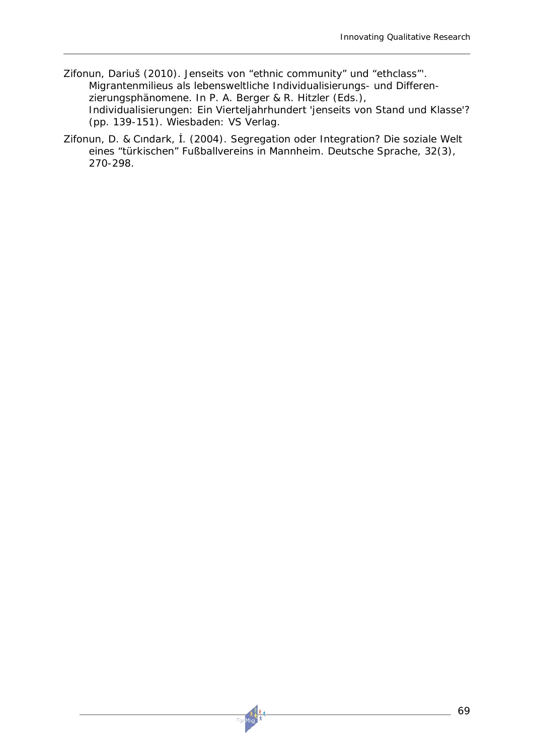Zifonun, Dariuš (2010). Jenseits von “ethnic community” und “ethclass”'. Migrantenmilieus als lebensweltliche Individualisierungs- und Differenzierungsphänomene. In P. A. Berger & R. Hitzler (Eds.), Individualisierungen: Ein Vierteljahrhundert 'jenseits von Stand und Klasse'? (pp. 139-151). Wiesbaden: VS Verlag.

Zifonun, D. & Cındark, İ. (2004). Segregation oder Integration? Die soziale Welt eines “türkischen” Fußballvereins in Mannheim. Deutsche Sprache, 32(3), 270-298.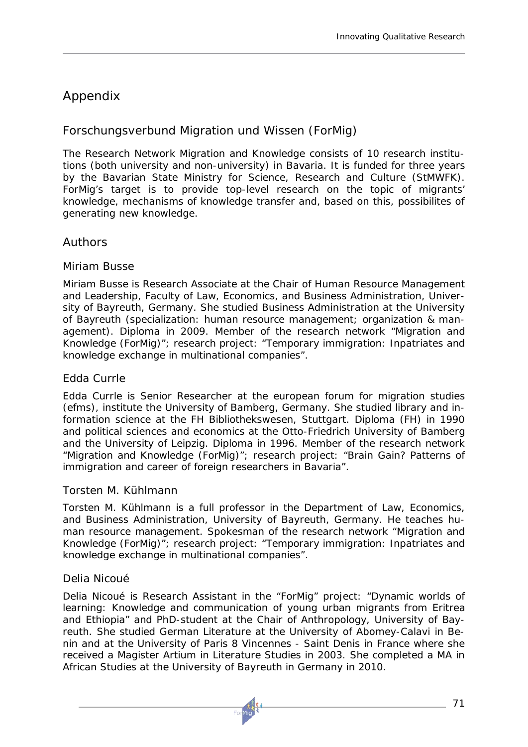# Appendix

## Forschungsverbund Migration und Wissen (ForMig)

The Research Network Migration and Knowledge consists of 10 research institutions (both university and non-university) in Bavaria. It is funded for three years by the Bavarian State Ministry for Science, Research and Culture (StMWFK). ForMig's target is to provide top-level research on the topic of migrants' knowledge, mechanisms of knowledge transfer and, based on this, possibilites of generating new knowledge.

## Authors

### Miriam Busse

Miriam Busse is Research Associate at the Chair of Human Resource Management and Leadership, Faculty of Law, Economics, and Business Administration, University of Bayreuth, Germany. She studied Business Administration at the University of Bayreuth (specialization: human resource management; organization & management). Diploma in 2009. Member of the research network "Migration and Knowledge (ForMig)"; research project: "Temporary immigration: Inpatriates and knowledge exchange in multinational companies".

### Edda Currle

Edda Currle is Senior Researcher at the european forum for migration studies (efms), institute the University of Bamberg, Germany. She studied library and information science at the FH Bibliothekswesen, Stuttgart. Diploma (FH) in 1990 and political sciences and economics at the Otto-Friedrich University of Bamberg and the University of Leipzig. Diploma in 1996. Member of the research network "Migration and Knowledge (ForMig)"; research project: "Brain Gain? Patterns of immigration and career of foreign researchers in Bavaria".

### Torsten M. Kühlmann

Torsten M. Kühlmann is a full professor in the Department of Law, Economics, and Business Administration, University of Bayreuth, Germany. He teaches human resource management. Spokesman of the research network "Migration and Knowledge (ForMig)"; research project: "Temporary immigration: Inpatriates and knowledge exchange in multinational companies".

### Delia Nicoué

Delia Nicoué is Research Assistant in the "ForMig" project: "Dynamic worlds of learning: Knowledge and communication of young urban migrants from Eritrea and Ethiopia" and PhD-student at the Chair of Anthropology, University of Bayreuth. She studied German Literature at the University of Abomey-Calavi in Benin and at the University of Paris 8 Vincennes - Saint Denis in France where she received a Magister Artium in Literature Studies in 2003. She completed a MA in African Studies at the University of Bayreuth in Germany in 2010.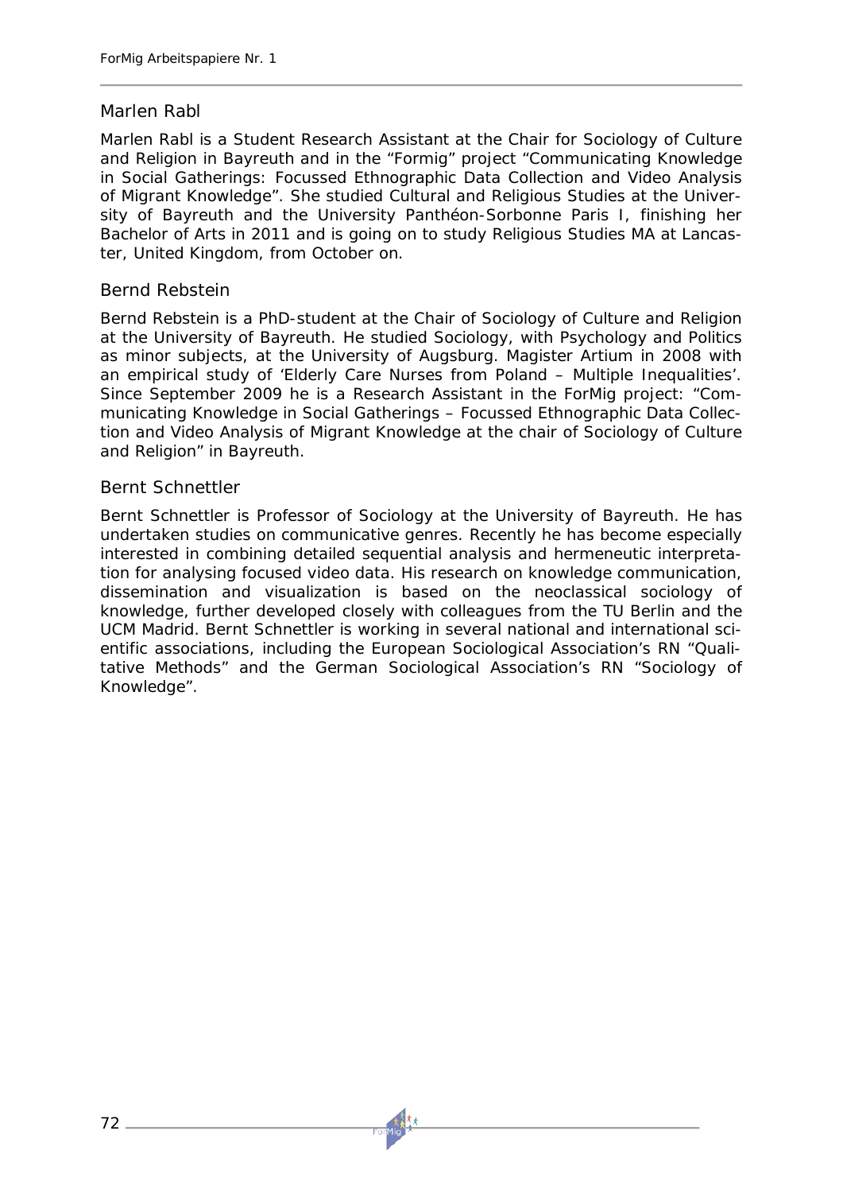## Marlen Rabl

Marlen Rabl is a Student Research Assistant at the Chair for Sociology of Culture and Religion in Bayreuth and in the “Formig” project “Communicating Knowledge in Social Gatherings: Focussed Ethnographic Data Collection and Video Analysis of Migrant Knowledge”. She studied Cultural and Religious Studies at the University of Bayreuth and the University Panthéon-Sorbonne Paris I, finishing her Bachelor of Arts in 2011 and is going on to study Religious Studies MA at Lancaster, United Kingdom, from October on.

## Bernd Rebstein

Bernd Rebstein is a PhD-student at the Chair of Sociology of Culture and Religion at the University of Bayreuth. He studied Sociology, with Psychology and Politics as minor subjects, at the University of Augsburg. Magister Artium in 2008 with an empirical study of ‘Elderly Care Nurses from Poland – Multiple Inequalities’. Since September 2009 he is a Research Assistant in the ForMig project: “Communicating Knowledge in Social Gatherings – Focussed Ethnographic Data Collection and Video Analysis of Migrant Knowledge at the chair of Sociology of Culture and Religion” in Bayreuth.

## Bernt Schnettler

Bernt Schnettler is Professor of Sociology at the University of Bayreuth. He has undertaken studies on communicative genres. Recently he has become especially interested in combining detailed sequential analysis and hermeneutic interpretation for analysing focused video data. His research on knowledge communication, dissemination and visualization is based on the neoclassical sociology of knowledge, further developed closely with colleagues from the TU Berlin and the UCM Madrid. Bernt Schnettler is working in several national and international scientific associations, including the European Sociological Association’s RN “Qualitative Methods” and the German Sociological Association’s RN “Sociology of Knowledge”.